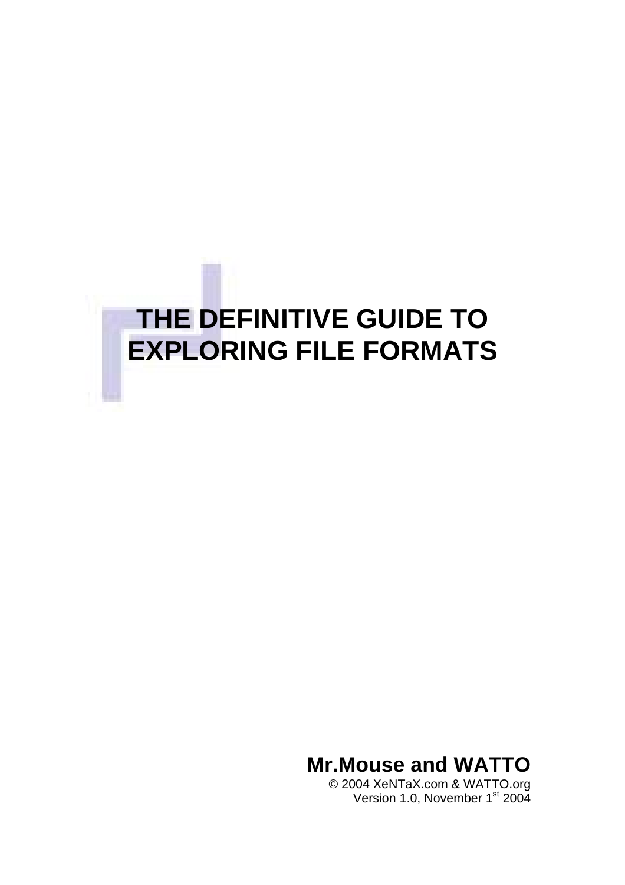# THE DEFINITIVE GUIDE TO EXPLORING FILE FORMATS

**Mr.Mouse and WATTO**

© 2004 XeNTaX.com & WATTO.org
Version 1.0, November 1st 2004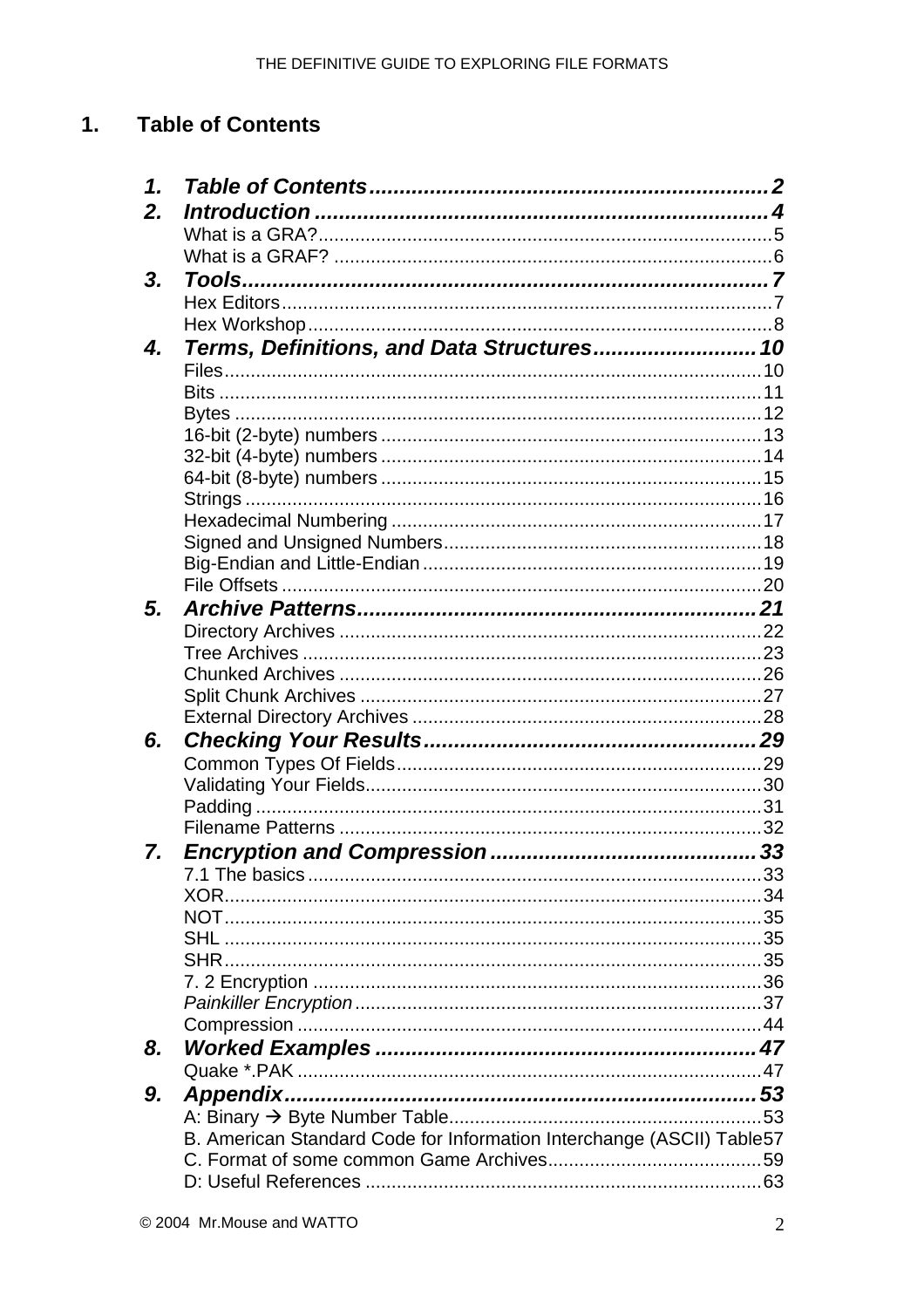# 1. Table of Contents

| | | |
|---|---|---|
| ***1.*** | ***Table of Contents*** | ***2*** |
| ***2.*** | ***Introduction*** | ***4*** |
| | What is a GRA? | 5 |
| | What is a GRAF? | 6 |
| ***3.*** | ***Tools*** | ***7*** |
| | Hex Editors | 7 |
| | Hex Workshop | 8 |
| ***4.*** | ***Terms, Definitions, and Data Structures*** | ***10*** |
| | Files | 10 |
| | Bits | 11 |
| | Bytes | 12 |
| | 16-bit (2-byte) numbers | 13 |
| | 32-bit (4-byte) numbers | 14 |
| | 64-bit (8-byte) numbers | 15 |
| | Strings | 16 |
| | Hexadecimal Numbering | 17 |
| | Signed and Unsigned Numbers | 18 |
| | Big-Endian and Little-Endian | 19 |
| | File Offsets | 20 |
| ***5.*** | ***Archive Patterns*** | ***21*** |
| | Directory Archives | 22 |
| | Tree Archives | 23 |
| | Chunked Archives | 26 |
| | Split Chunk Archives | 27 |
| | External Directory Archives | 28 |
| ***6.*** | ***Checking Your Results*** | ***29*** |
| | Common Types Of Fields | 29 |
| | Validating Your Fields | 30 |
| | Padding | 31 |
| | Filename Patterns | 32 |
| ***7.*** | ***Encryption and Compression*** | ***33*** |
| | 7.1 The basics | 33 |
| | XOR | 34 |
| | NOT | 35 |
| | SHL | 35 |
| | SHR | 35 |
| | 7. 2 Encryption | 36 |
| | *Painkiller Encryption* | 37 |
| | Compression | 44 |
| ***8.*** | ***Worked Examples*** | ***47*** |
| | Quake *.PAK | 47 |
| ***9.*** | ***Appendix*** | ***53*** |
| | A: Binary → Byte Number Table | 53 |
| | B. American Standard Code for Information Interchange (ASCII) Table | 57 |
| | C. Format of some common Game Archives | 59 |
| | D: Useful References | 63 |

© 2004 Mr.Mouse and WATTO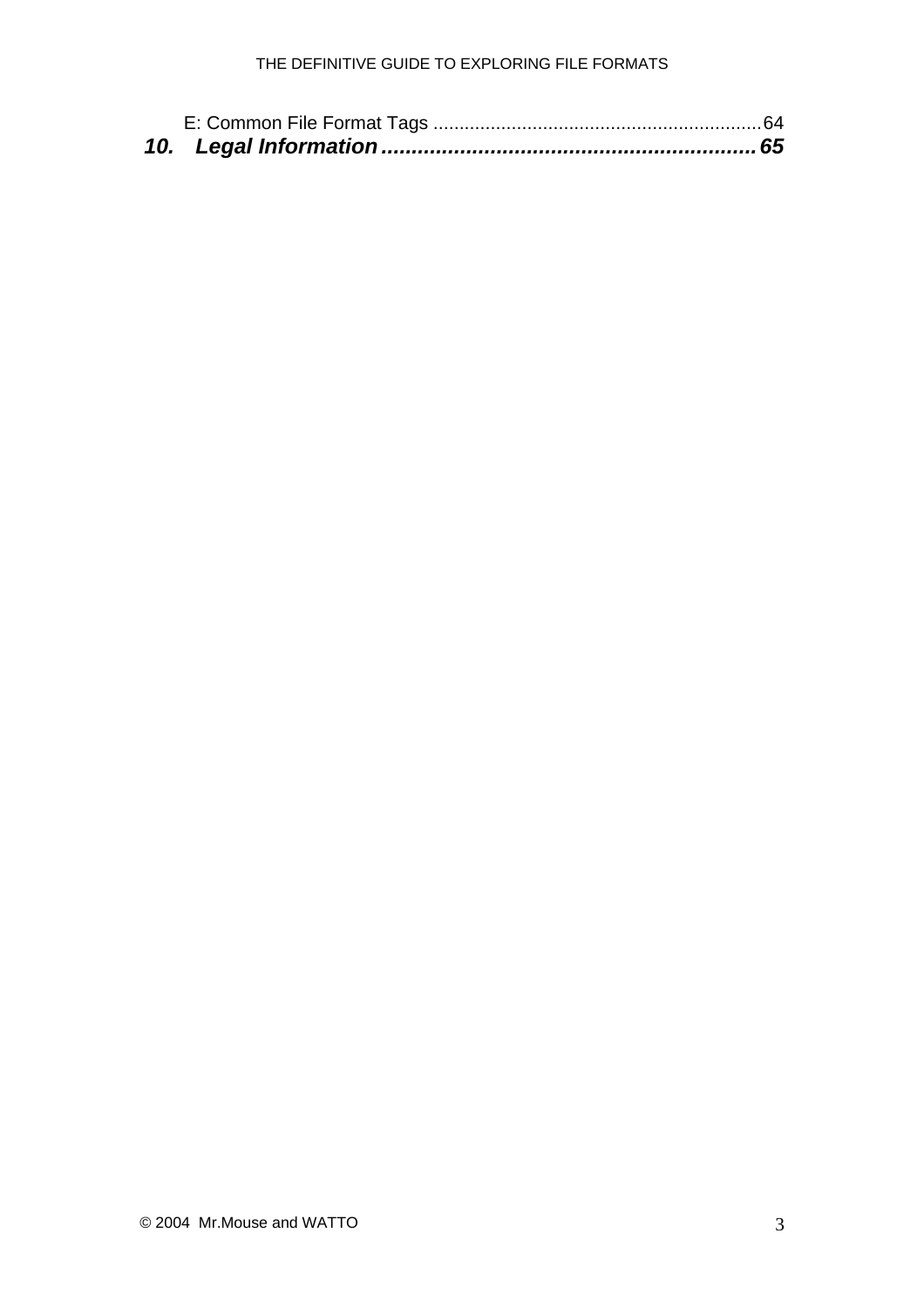E: Common File Format Tags ..............................................................64

***10. Legal Information............................................................65***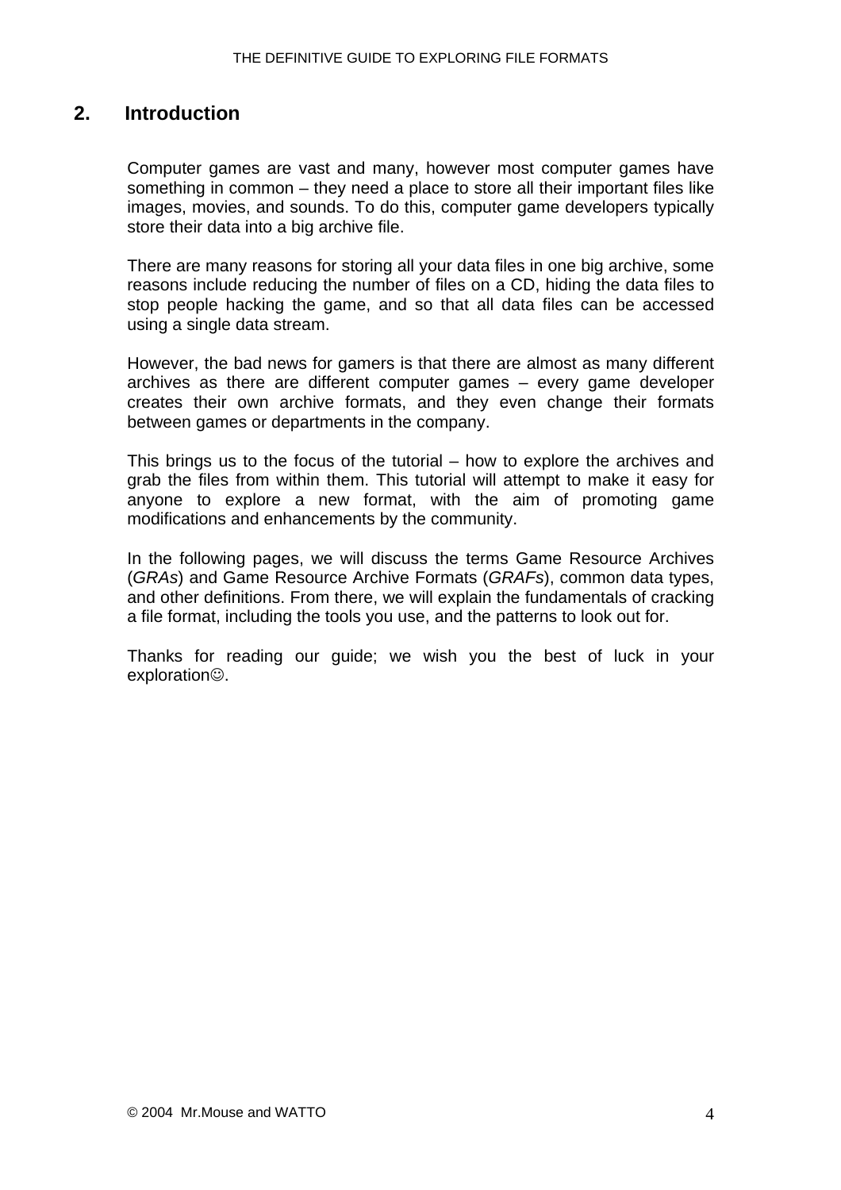## 2. Introduction

Computer games are vast and many, however most computer games have something in common – they need a place to store all their important files like images, movies, and sounds. To do this, computer game developers typically store their data into a big archive file.

There are many reasons for storing all your data files in one big archive, some reasons include reducing the number of files on a CD, hiding the data files to stop people hacking the game, and so that all data files can be accessed using a single data stream.

However, the bad news for gamers is that there are almost as many different archives as there are different computer games – every game developer creates their own archive formats, and they even change their formats between games or departments in the company.

This brings us to the focus of the tutorial – how to explore the archives and grab the files from within them. This tutorial will attempt to make it easy for anyone to explore a new format, with the aim of promoting game modifications and enhancements by the community.

In the following pages, we will discuss the terms Game Resource Archives (*GRAs*) and Game Resource Archive Formats (*GRAFs*), common data types, and other definitions. From there, we will explain the fundamentals of cracking a file format, including the tools you use, and the patterns to look out for.

Thanks for reading our guide; we wish you the best of luck in your exploration☺.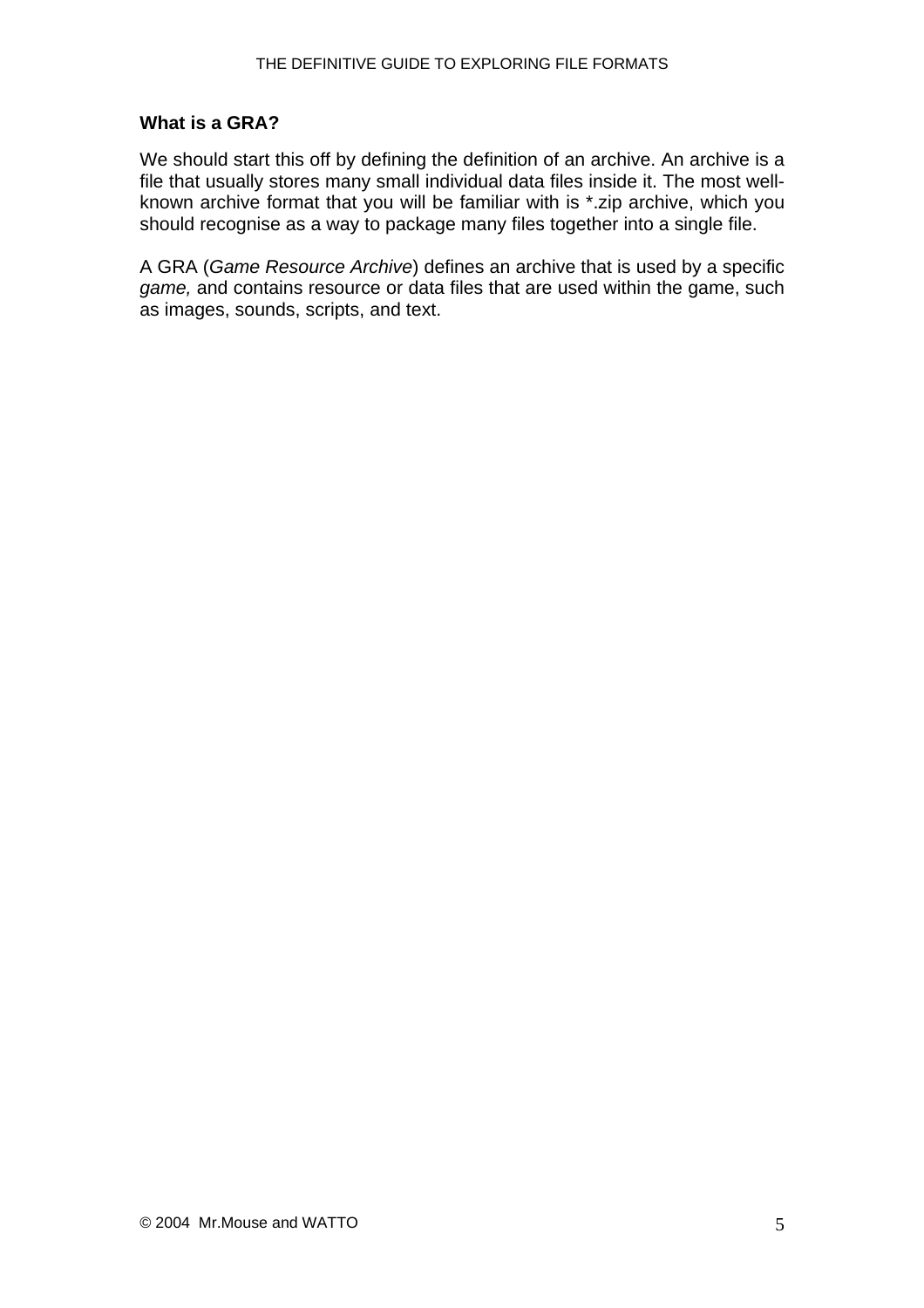### What is a GRA?

We should start this off by defining the definition of an archive. An archive is a file that usually stores many small individual data files inside it. The most well-known archive format that you will be familiar with is *.zip archive, which you should recognise as a way to package many files together into a single file.

A GRA (*Game Resource Archive*) defines an archive that is used by a specific *game,* and contains resource or data files that are used within the game, such as images, sounds, scripts, and text.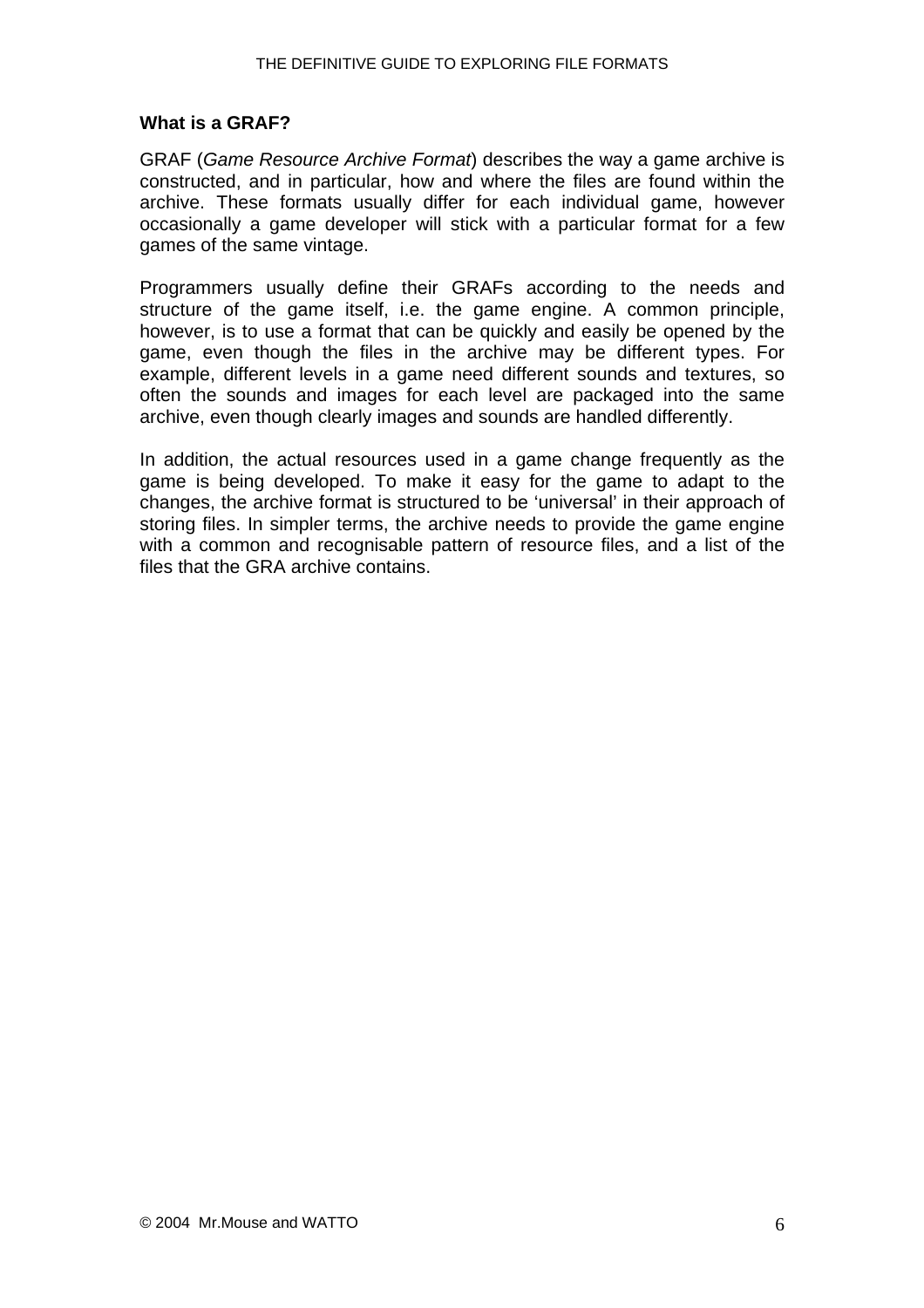**What is a GRAF?**

GRAF (*Game Resource Archive Format*) describes the way a game archive is constructed, and in particular, how and where the files are found within the archive. These formats usually differ for each individual game, however occasionally a game developer will stick with a particular format for a few games of the same vintage.

Programmers usually define their GRAFs according to the needs and structure of the game itself, i.e. the game engine. A common principle, however, is to use a format that can be quickly and easily be opened by the game, even though the files in the archive may be different types. For example, different levels in a game need different sounds and textures, so often the sounds and images for each level are packaged into the same archive, even though clearly images and sounds are handled differently.

In addition, the actual resources used in a game change frequently as the game is being developed. To make it easy for the game to adapt to the changes, the archive format is structured to be 'universal' in their approach of storing files. In simpler terms, the archive needs to provide the game engine with a common and recognisable pattern of resource files, and a list of the files that the GRA archive contains.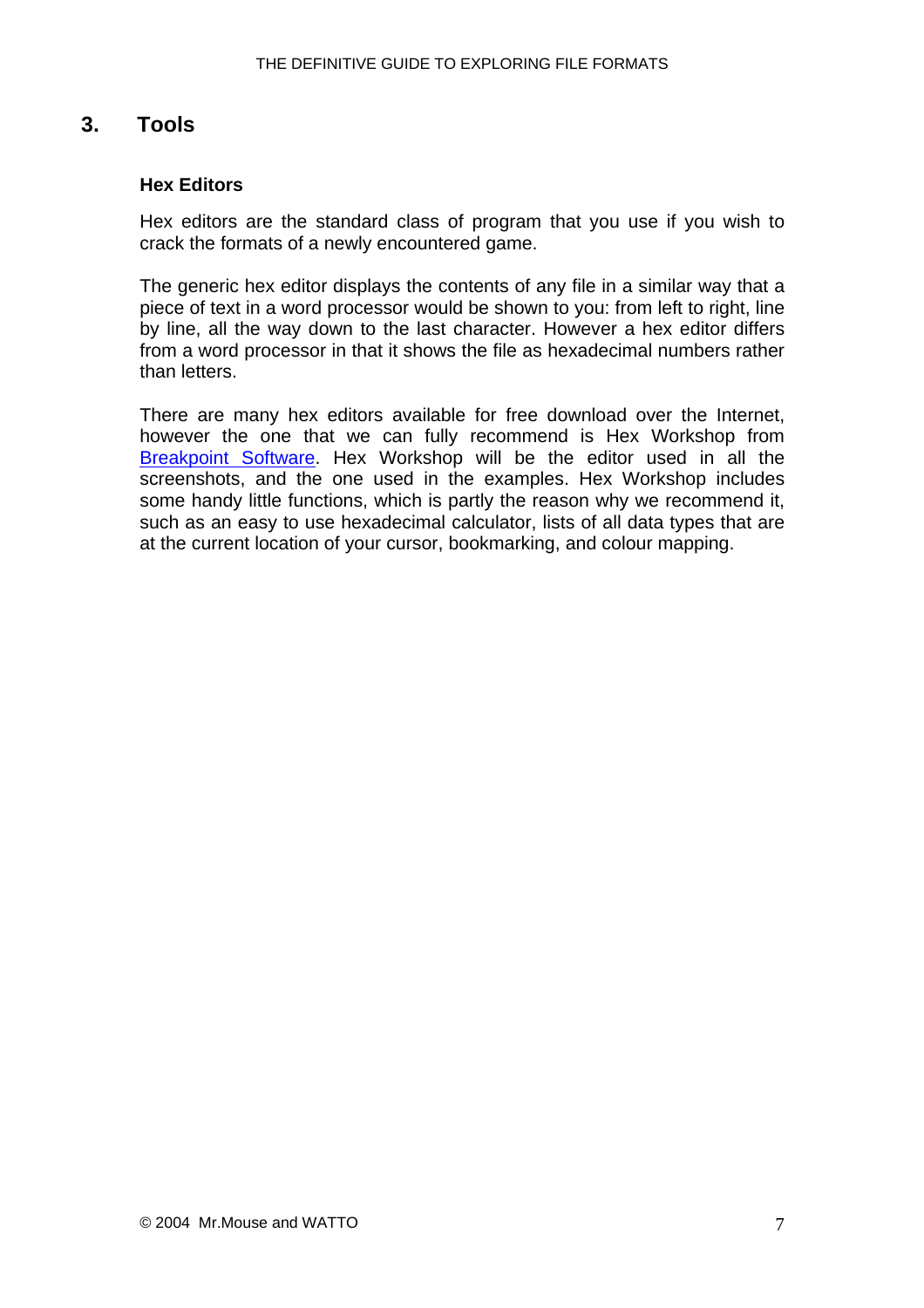# 3. Tools

### Hex Editors

Hex editors are the standard class of program that you use if you wish to crack the formats of a newly encountered game.

The generic hex editor displays the contents of any file in a similar way that a piece of text in a word processor would be shown to you: from left to right, line by line, all the way down to the last character. However a hex editor differs from a word processor in that it shows the file as hexadecimal numbers rather than letters.

There are many hex editors available for free download over the Internet, however the one that we can fully recommend is Hex Workshop from Breakpoint Software. Hex Workshop will be the editor used in all the screenshots, and the one used in the examples. Hex Workshop includes some handy little functions, which is partly the reason why we recommend it, such as an easy to use hexadecimal calculator, lists of all data types that are at the current location of your cursor, bookmarking, and colour mapping.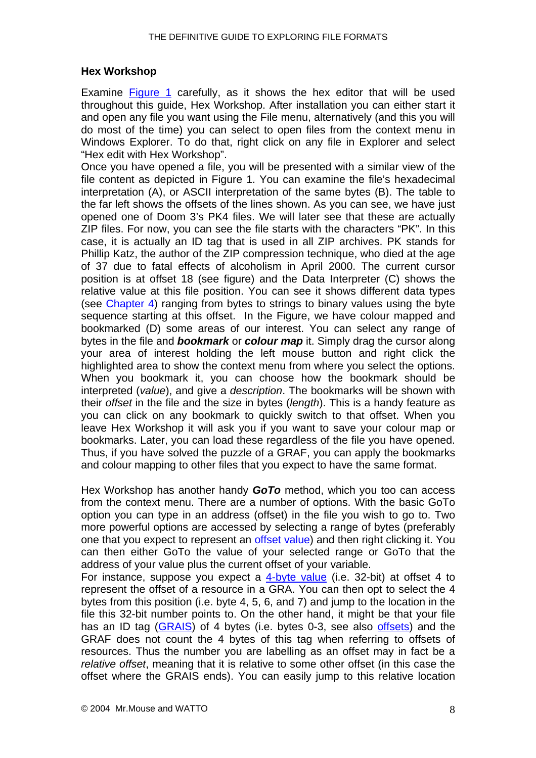### Hex Workshop

Examine Figure 1 carefully, as it shows the hex editor that will be used throughout this guide, Hex Workshop. After installation you can either start it and open any file you want using the File menu, alternatively (and this you will do most of the time) you can select to open files from the context menu in Windows Explorer. To do that, right click on any file in Explorer and select "Hex edit with Hex Workshop".

Once you have opened a file, you will be presented with a similar view of the file content as depicted in Figure 1. You can examine the file's hexadecimal interpretation (A), or ASCII interpretation of the same bytes (B). The table to the far left shows the offsets of the lines shown. As you can see, we have just opened one of Doom 3's PK4 files. We will later see that these are actually ZIP files. For now, you can see the file starts with the characters "PK". In this case, it is actually an ID tag that is used in all ZIP archives. PK stands for Phillip Katz, the author of the ZIP compression technique, who died at the age of 37 due to fatal effects of alcoholism in April 2000. The current cursor position is at offset 18 (see figure) and the Data Interpreter (C) shows the relative value at this file position. You can see it shows different data types (see Chapter 4) ranging from bytes to strings to binary values using the byte sequence starting at this offset. In the Figure, we have colour mapped and bookmarked (D) some areas of our interest. You can select any range of bytes in the file and ***bookmark*** or ***colour map*** it. Simply drag the cursor along your area of interest holding the left mouse button and right click the highlighted area to show the context menu from where you select the options. When you bookmark it, you can choose how the bookmark should be interpreted (*value*), and give a *description*. The bookmarks will be shown with their *offset* in the file and the size in bytes (*length*). This is a handy feature as you can click on any bookmark to quickly switch to that offset. When you leave Hex Workshop it will ask you if you want to save your colour map or bookmarks. Later, you can load these regardless of the file you have opened. Thus, if you have solved the puzzle of a GRAF, you can apply the bookmarks and colour mapping to other files that you expect to have the same format.

Hex Workshop has another handy ***GoTo*** method, which you too can access from the context menu. There are a number of options. With the basic GoTo option you can type in an address (offset) in the file you wish to go to. Two more powerful options are accessed by selecting a range of bytes (preferably one that you expect to represent an offset value) and then right clicking it. You can then either GoTo the value of your selected range or GoTo that the address of your value plus the current offset of your variable.

For instance, suppose you expect a 4-byte value (i.e. 32-bit) at offset 4 to represent the offset of a resource in a GRA. You can then opt to select the 4 bytes from this position (i.e. byte 4, 5, 6, and 7) and jump to the location in the file this 32-bit number points to. On the other hand, it might be that your file has an ID tag (GRAIS) of 4 bytes (i.e. bytes 0-3, see also offsets) and the GRAF does not count the 4 bytes of this tag when referring to offsets of resources. Thus the number you are labelling as an offset may in fact be a *relative offset*, meaning that it is relative to some other offset (in this case the offset where the GRAIS ends). You can easily jump to this relative location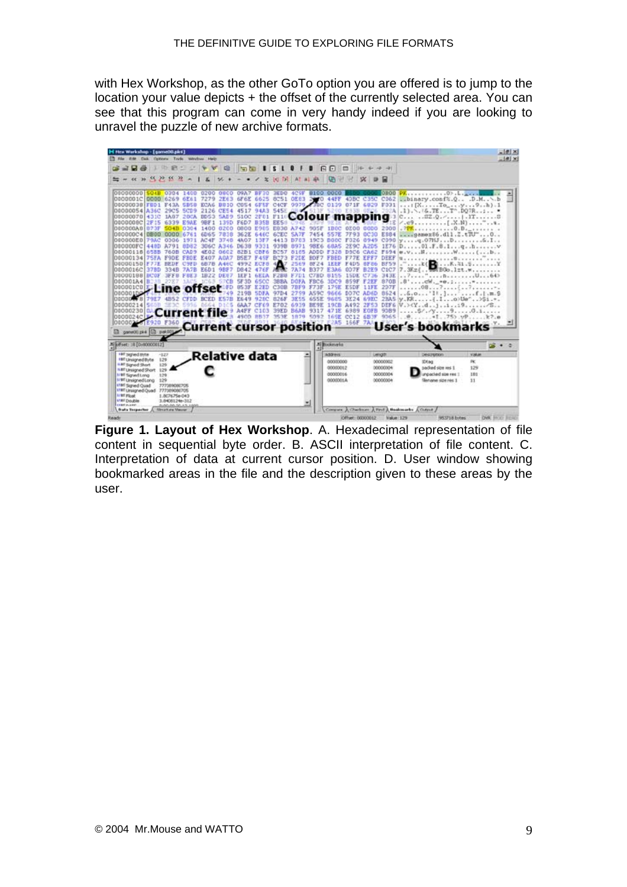with Hex Workshop, as the other GoTo option you are offered is to jump to the location your value depicts + the offset of the currently selected area. You can see that this program can come in very handy indeed if you are looking to unravel the puzzle of new archive formats.

**Figure 1. Layout of Hex Workshop**. A. Hexadecimal representation of file content in sequential byte order. B. ASCII interpretation of file content. C. Interpretation of data at current cursor position. D. User window showing bookmarked areas in the file and the description given to these areas by the user.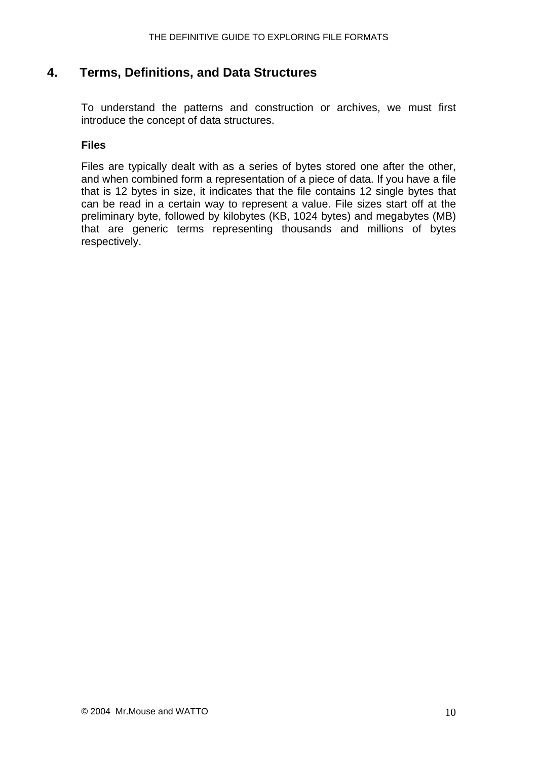## 4. Terms, Definitions, and Data Structures

To understand the patterns and construction or archives, we must first introduce the concept of data structures.

### Files

Files are typically dealt with as a series of bytes stored one after the other, and when combined form a representation of a piece of data. If you have a file that is 12 bytes in size, it indicates that the file contains 12 single bytes that can be read in a certain way to represent a value. File sizes start off at the preliminary byte, followed by kilobytes (KB, 1024 bytes) and megabytes (MB) that are generic terms representing thousands and millions of bytes respectively.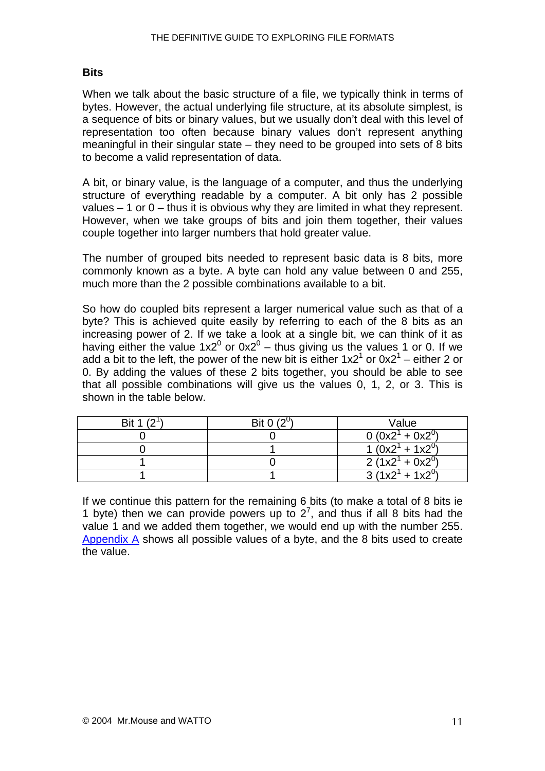### Bits

When we talk about the basic structure of a file, we typically think in terms of bytes. However, the actual underlying file structure, at its absolute simplest, is a sequence of bits or binary values, but we usually don't deal with this level of representation too often because binary values don't represent anything meaningful in their singular state – they need to be grouped into sets of 8 bits to become a valid representation of data.

A bit, or binary value, is the language of a computer, and thus the underlying structure of everything readable by a computer. A bit only has 2 possible values – 1 or 0 – thus it is obvious why they are limited in what they represent. However, when we take groups of bits and join them together, their values couple together into larger numbers that hold greater value.

The number of grouped bits needed to represent basic data is 8 bits, more commonly known as a byte. A byte can hold any value between 0 and 255, much more than the 2 possible combinations available to a bit.

So how do coupled bits represent a larger numerical value such as that of a byte? This is achieved quite easily by referring to each of the 8 bits as an increasing power of 2. If we take a look at a single bit, we can think of it as having either the value $1x2^0$ or $0x2^0$ – thus giving us the values 1 or 0. If we add a bit to the left, the power of the new bit is either $1x2^1$ or $0x2^1$ – either 2 or 0. By adding the values of these 2 bits together, you should be able to see that all possible combinations will give us the values 0, 1, 2, or 3. This is shown in the table below.

| Bit 1 ($2^1$) | Bit 0 ($2^0$) | Value |
|---|---|---|
| 0 | 0 | 0 ($0x2^1 + 0x2^0$) |
| 0 | 1 | 1 ($0x2^1 + 1x2^0$) |
| 1 | 0 | 2 ($1x2^1 + 0x2^0$) |
| 1 | 1 | 3 ($1x2^1 + 1x2^0$) |

If we continue this pattern for the remaining 6 bits (to make a total of 8 bits ie 1 byte) then we can provide powers up to $2^7$, and thus if all 8 bits had the value 1 and we added them together, we would end up with the number 255. Appendix A shows all possible values of a byte, and the 8 bits used to create the value.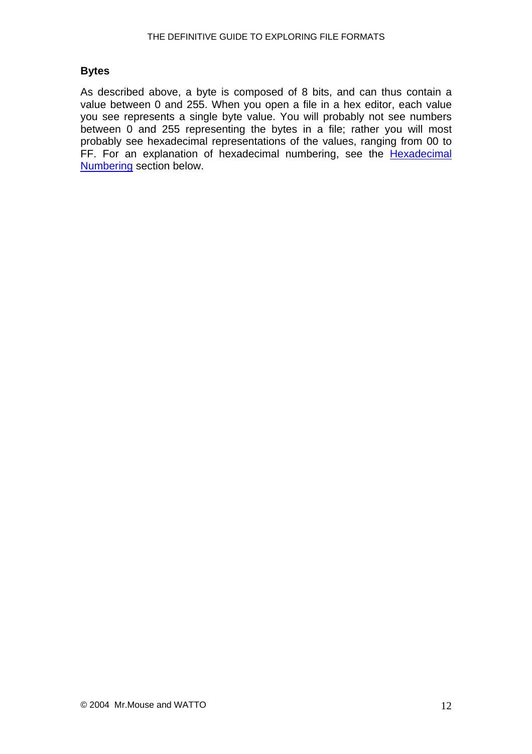### Bytes

As described above, a byte is composed of 8 bits, and can thus contain a value between 0 and 255. When you open a file in a hex editor, each value you see represents a single byte value. You will probably not see numbers between 0 and 255 representing the bytes in a file; rather you will most probably see hexadecimal representations of the values, ranging from 00 to FF. For an explanation of hexadecimal numbering, see the Hexadecimal Numbering section below.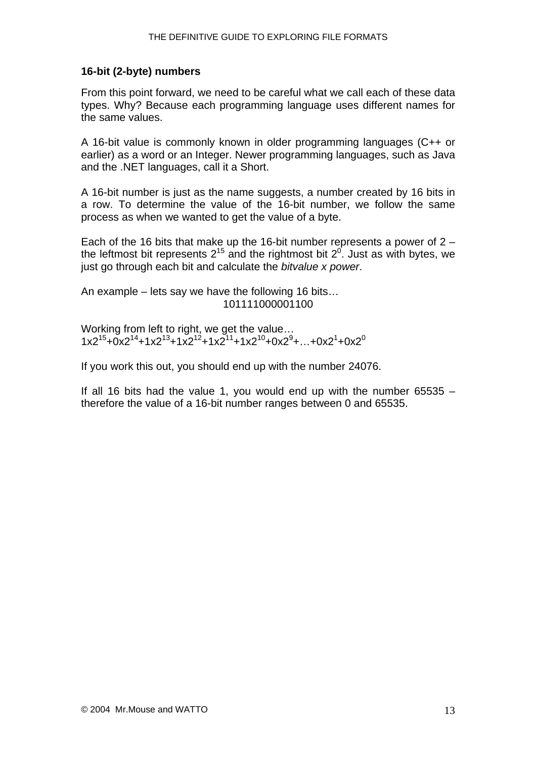### 16-bit (2-byte) numbers

From this point forward, we need to be careful what we call each of these data types. Why? Because each programming language uses different names for the same values.

A 16-bit value is commonly known in older programming languages (C++ or earlier) as a word or an Integer. Newer programming languages, such as Java and the .NET languages, call it a Short.

A 16-bit number is just as the name suggests, a number created by 16 bits in a row. To determine the value of the 16-bit number, we follow the same process as when we wanted to get the value of a byte.

Each of the 16 bits that make up the 16-bit number represents a power of 2 – the leftmost bit represents $2^{15}$ and the rightmost bit $2^0$. Just as with bytes, we just go through each bit and calculate the *bitvalue x power*.

An example – lets say we have the following 16 bits…

101111000001100

Working from left to right, we get the value…

$1x2^{15}+0x2^{14}+1x2^{13}+1x2^{12}+1x2^{11}+1x2^{10}+0x2^{9}+…+0x2^{1}+0x2^{0}$

If you work this out, you should end up with the number 24076.

If all 16 bits had the value 1, you would end up with the number 65535 – therefore the value of a 16-bit number ranges between 0 and 65535.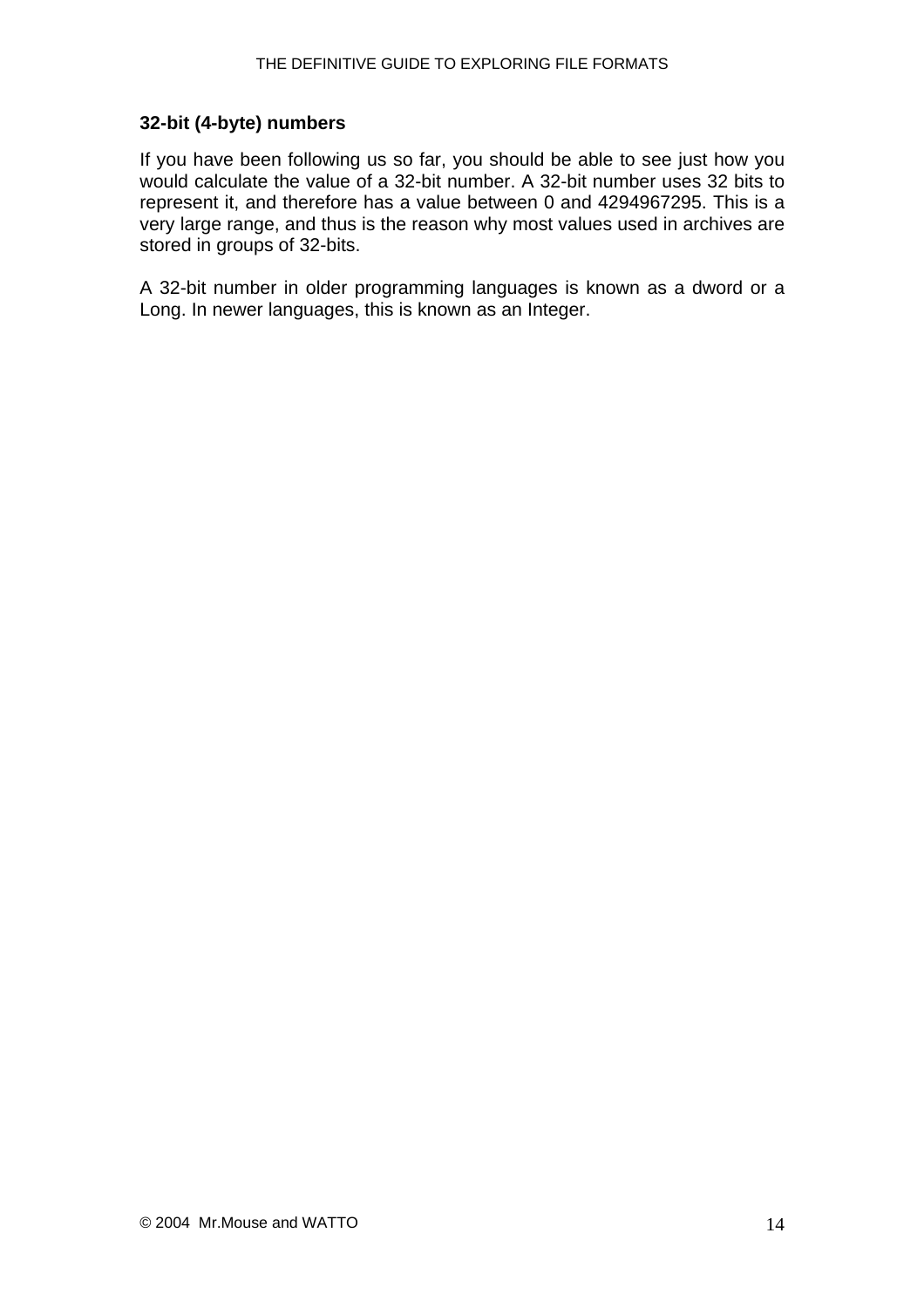### 32-bit (4-byte) numbers

If you have been following us so far, you should be able to see just how you would calculate the value of a 32-bit number. A 32-bit number uses 32 bits to represent it, and therefore has a value between 0 and 4294967295. This is a very large range, and thus is the reason why most values used in archives are stored in groups of 32-bits.

A 32-bit number in older programming languages is known as a dword or a Long. In newer languages, this is known as an Integer.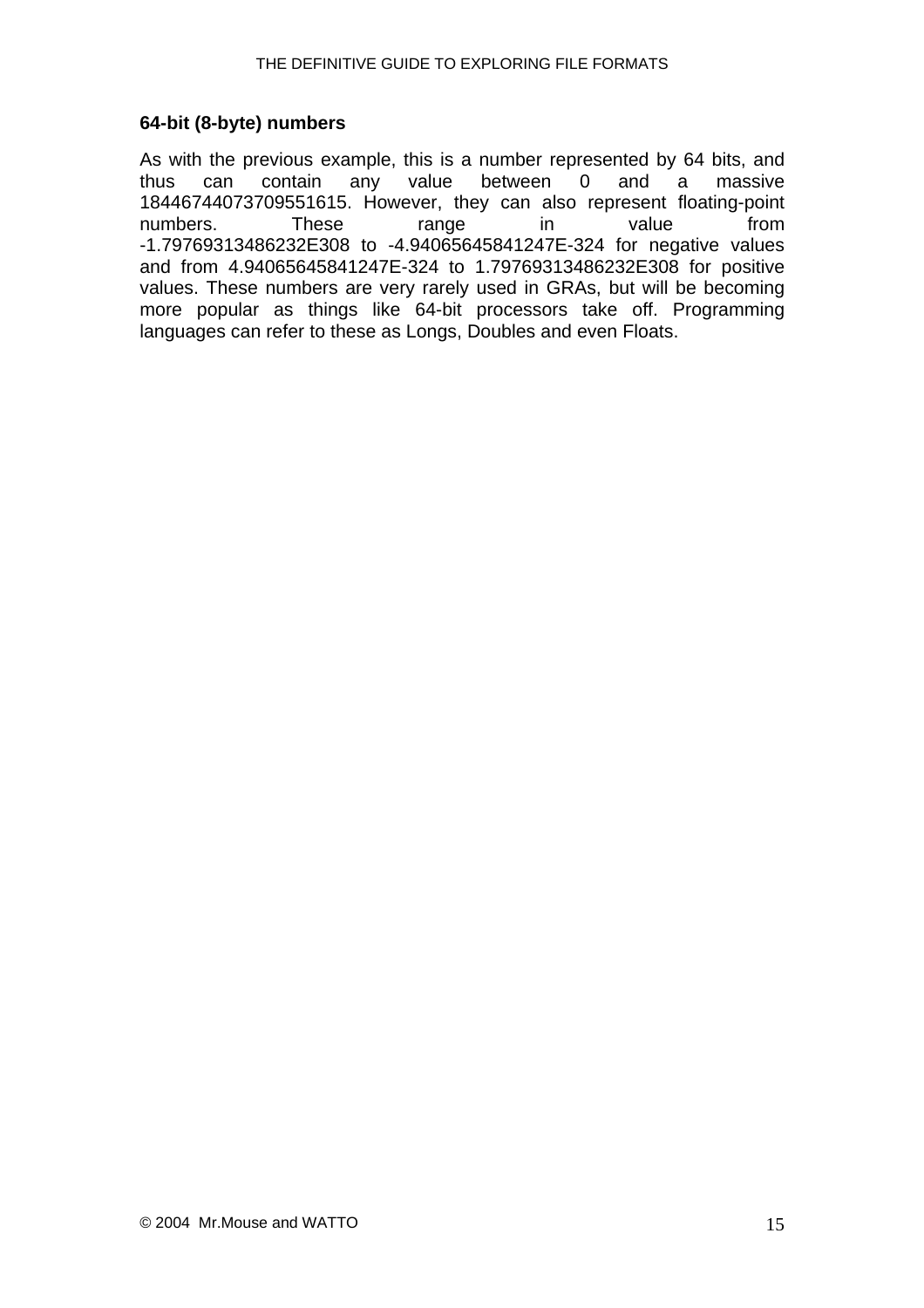### 64-bit (8-byte) numbers

As with the previous example, this is a number represented by 64 bits, and thus can contain any value between 0 and a massive 18446744073709551615. However, they can also represent floating-point numbers. These range in value from -1.79769313486232E308 to -4.94065645841247E-324 for negative values and from 4.94065645841247E-324 to 1.79769313486232E308 for positive values. These numbers are very rarely used in GRAs, but will be becoming more popular as things like 64-bit processors take off. Programming languages can refer to these as Longs, Doubles and even Floats.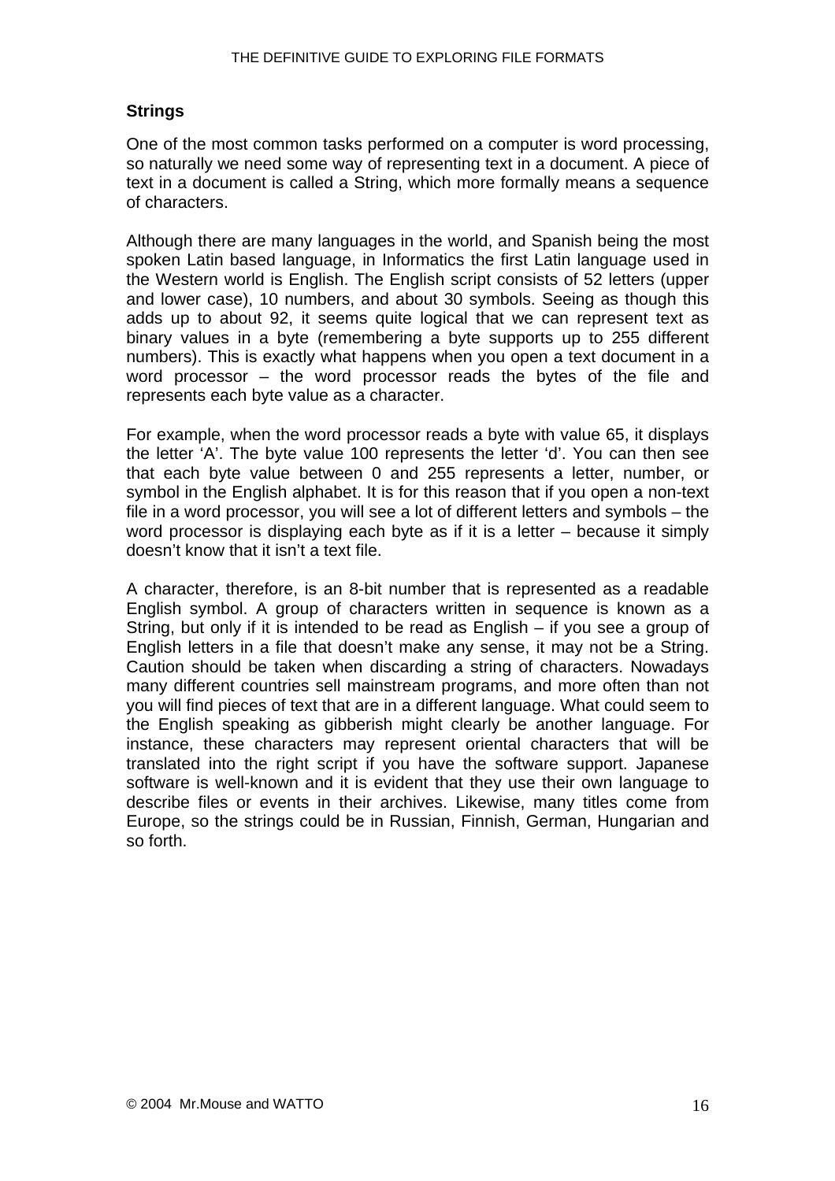### Strings

One of the most common tasks performed on a computer is word processing, so naturally we need some way of representing text in a document. A piece of text in a document is called a String, which more formally means a sequence of characters.

Although there are many languages in the world, and Spanish being the most spoken Latin based language, in Informatics the first Latin language used in the Western world is English. The English script consists of 52 letters (upper and lower case), 10 numbers, and about 30 symbols. Seeing as though this adds up to about 92, it seems quite logical that we can represent text as binary values in a byte (remembering a byte supports up to 255 different numbers). This is exactly what happens when you open a text document in a word processor – the word processor reads the bytes of the file and represents each byte value as a character.

For example, when the word processor reads a byte with value 65, it displays the letter 'A'. The byte value 100 represents the letter 'd'. You can then see that each byte value between 0 and 255 represents a letter, number, or symbol in the English alphabet. It is for this reason that if you open a non-text file in a word processor, you will see a lot of different letters and symbols – the word processor is displaying each byte as if it is a letter – because it simply doesn't know that it isn't a text file.

A character, therefore, is an 8-bit number that is represented as a readable English symbol. A group of characters written in sequence is known as a String, but only if it is intended to be read as English – if you see a group of English letters in a file that doesn't make any sense, it may not be a String. Caution should be taken when discarding a string of characters. Nowadays many different countries sell mainstream programs, and more often than not you will find pieces of text that are in a different language. What could seem to the English speaking as gibberish might clearly be another language. For instance, these characters may represent oriental characters that will be translated into the right script if you have the software support. Japanese software is well-known and it is evident that they use their own language to describe files or events in their archives. Likewise, many titles come from Europe, so the strings could be in Russian, Finnish, German, Hungarian and so forth.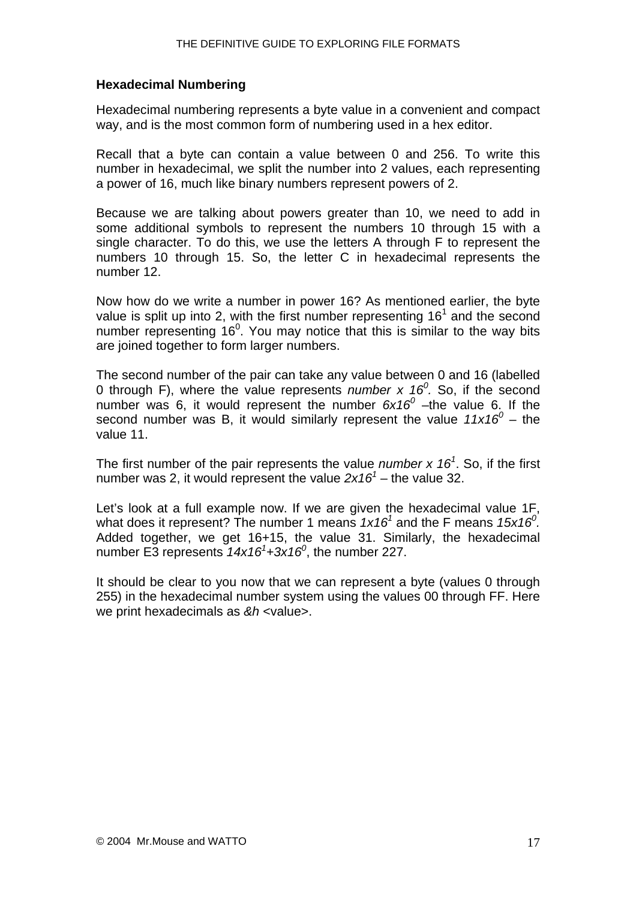### Hexadecimal Numbering

Hexadecimal numbering represents a byte value in a convenient and compact way, and is the most common form of numbering used in a hex editor.

Recall that a byte can contain a value between 0 and 256. To write this number in hexadecimal, we split the number into 2 values, each representing a power of 16, much like binary numbers represent powers of 2.

Because we are talking about powers greater than 10, we need to add in some additional symbols to represent the numbers 10 through 15 with a single character. To do this, we use the letters A through F to represent the numbers 10 through 15. So, the letter C in hexadecimal represents the number 12.

Now how do we write a number in power 16? As mentioned earlier, the byte value is split up into 2, with the first number representing $16^1$ and the second number representing $16^0$. You may notice that this is similar to the way bits are joined together to form larger numbers.

The second number of the pair can take any value between 0 and 16 (labelled 0 through F), where the value represents *number x* $16^0$*.* So, if the second number was 6, it would represent the number $6x16^0$ –the value 6. If the second number was B, it would similarly represent the value $11x16^0$ – the value 11.

The first number of the pair represents the value *number x* $16^1$. So, if the first number was 2, it would represent the value $2x16^1$ – the value 32.

Let's look at a full example now. If we are given the hexadecimal value 1F, what does it represent? The number 1 means $1x16^1$ and the F means $15x16^0$*.* Added together, we get 16+15, the value 31. Similarly, the hexadecimal number E3 represents $14x16^1+3x16^0$, the number 227.

It should be clear to you now that we can represent a byte (values 0 through 255) in the hexadecimal number system using the values 00 through FF. Here we print hexadecimals as *&h* <value>.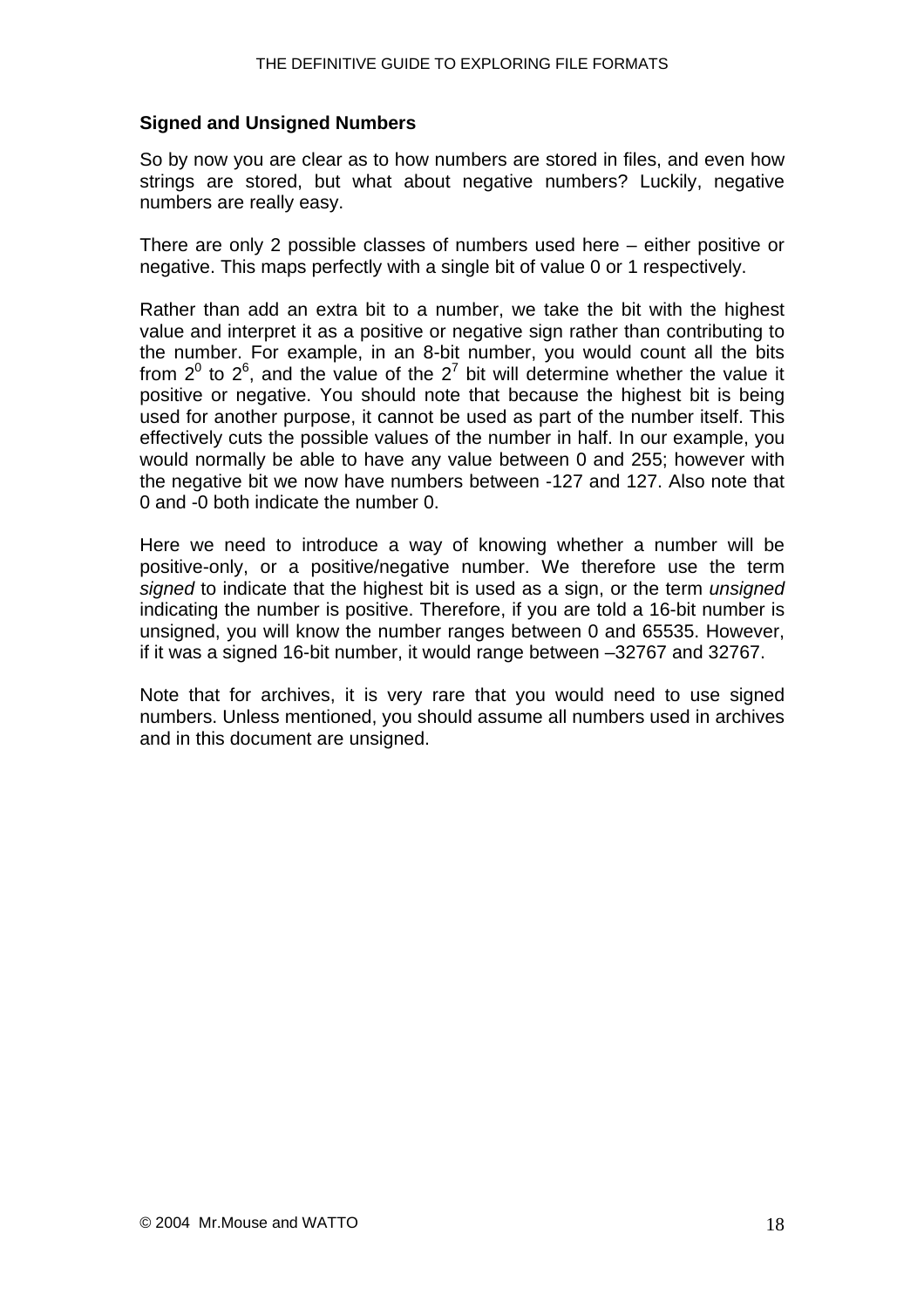## Signed and Unsigned Numbers

So by now you are clear as to how numbers are stored in files, and even how strings are stored, but what about negative numbers? Luckily, negative numbers are really easy.

There are only 2 possible classes of numbers used here – either positive or negative. This maps perfectly with a single bit of value 0 or 1 respectively.

Rather than add an extra bit to a number, we take the bit with the highest value and interpret it as a positive or negative sign rather than contributing to the number. For example, in an 8-bit number, you would count all the bits from $2^0$ to $2^6$, and the value of the $2^7$ bit will determine whether the value it positive or negative. You should note that because the highest bit is being used for another purpose, it cannot be used as part of the number itself. This effectively cuts the possible values of the number in half. In our example, you would normally be able to have any value between 0 and 255; however with the negative bit we now have numbers between -127 and 127. Also note that 0 and -0 both indicate the number 0.

Here we need to introduce a way of knowing whether a number will be positive-only, or a positive/negative number. We therefore use the term *signed* to indicate that the highest bit is used as a sign, or the term *unsigned* indicating the number is positive. Therefore, if you are told a 16-bit number is unsigned, you will know the number ranges between 0 and 65535. However, if it was a signed 16-bit number, it would range between –32767 and 32767.

Note that for archives, it is very rare that you would need to use signed numbers. Unless mentioned, you should assume all numbers used in archives and in this document are unsigned.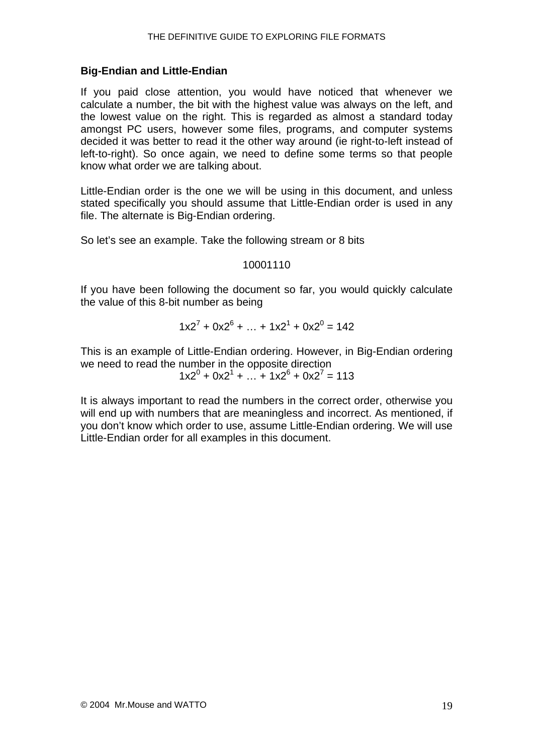### Big-Endian and Little-Endian

If you paid close attention, you would have noticed that whenever we calculate a number, the bit with the highest value was always on the left, and the lowest value on the right. This is regarded as almost a standard today amongst PC users, however some files, programs, and computer systems decided it was better to read it the other way around (ie right-to-left instead of left-to-right). So once again, we need to define some terms so that people know what order we are talking about.

Little-Endian order is the one we will be using in this document, and unless stated specifically you should assume that Little-Endian order is used in any file. The alternate is Big-Endian ordering.

So let's see an example. Take the following stream or 8 bits

10001110

If you have been following the document so far, you would quickly calculate the value of this 8-bit number as being

$$1x2^7 + 0x2^6 + \ldots + 1x2^1 + 0x2^0 = 142$$

This is an example of Little-Endian ordering. However, in Big-Endian ordering we need to read the number in the opposite direction

$$1x2^0 + 0x2^1 + \ldots + 1x2^6 + 0x2^7 = 113$$

It is always important to read the numbers in the correct order, otherwise you will end up with numbers that are meaningless and incorrect. As mentioned, if you don't know which order to use, assume Little-Endian ordering. We will use Little-Endian order for all examples in this document.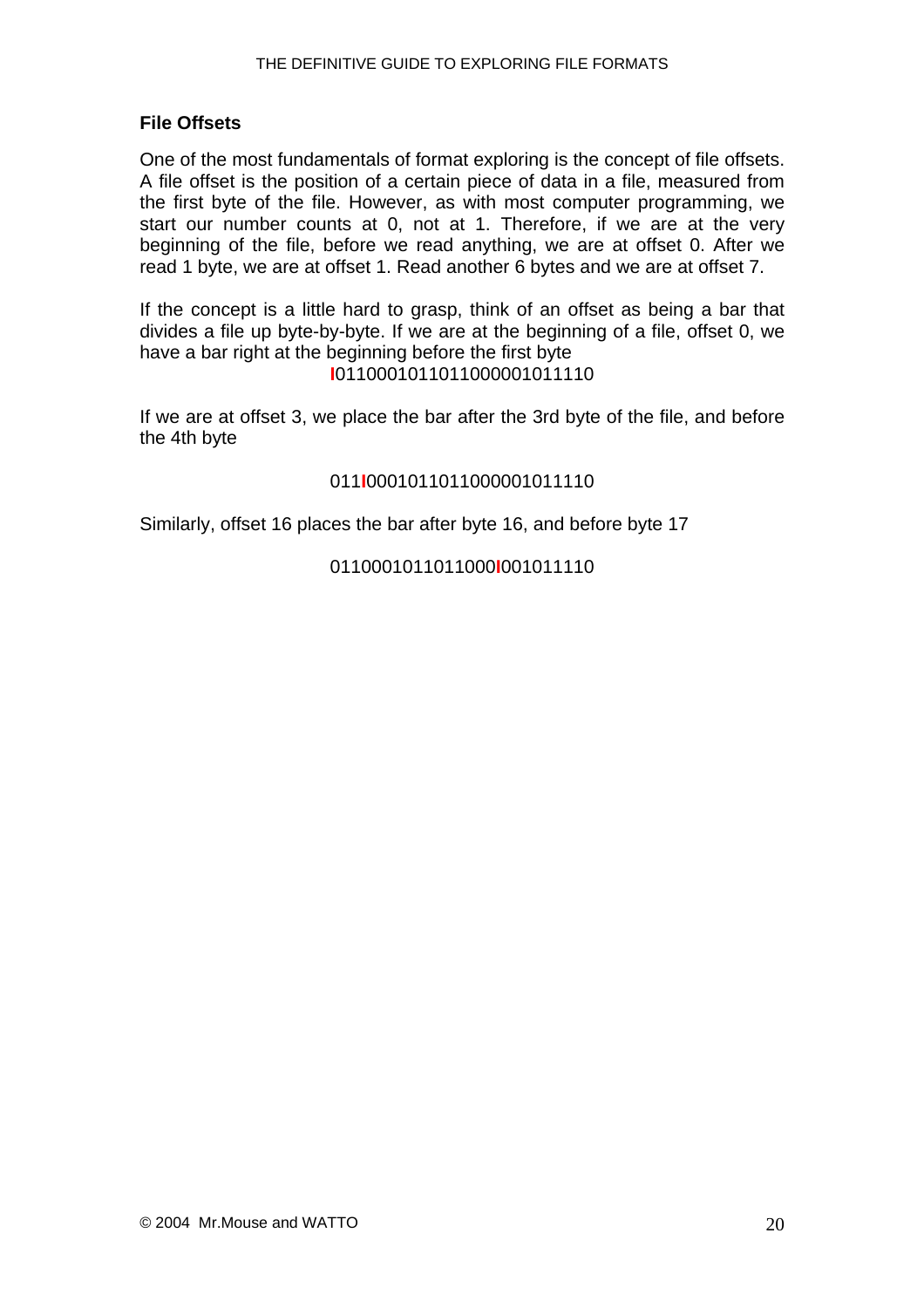### File Offsets

One of the most fundamentals of format exploring is the concept of file offsets. A file offset is the position of a certain piece of data in a file, measured from the first byte of the file. However, as with most computer programming, we start our number counts at 0, not at 1. Therefore, if we are at the very beginning of the file, before we read anything, we are at offset 0. After we read 1 byte, we are at offset 1. Read another 6 bytes and we are at offset 7.

If the concept is a little hard to grasp, think of an offset as being a bar that divides a file up byte-by-byte. If we are at the beginning of a file, offset 0, we have a bar right at the beginning before the first byte

I0110001011011000001011110

If we are at offset 3, we place the bar after the 3rd byte of the file, and before the 4th byte

011I0001011011000001011110

Similarly, offset 16 places the bar after byte 16, and before byte 17

0110001011011000I001011110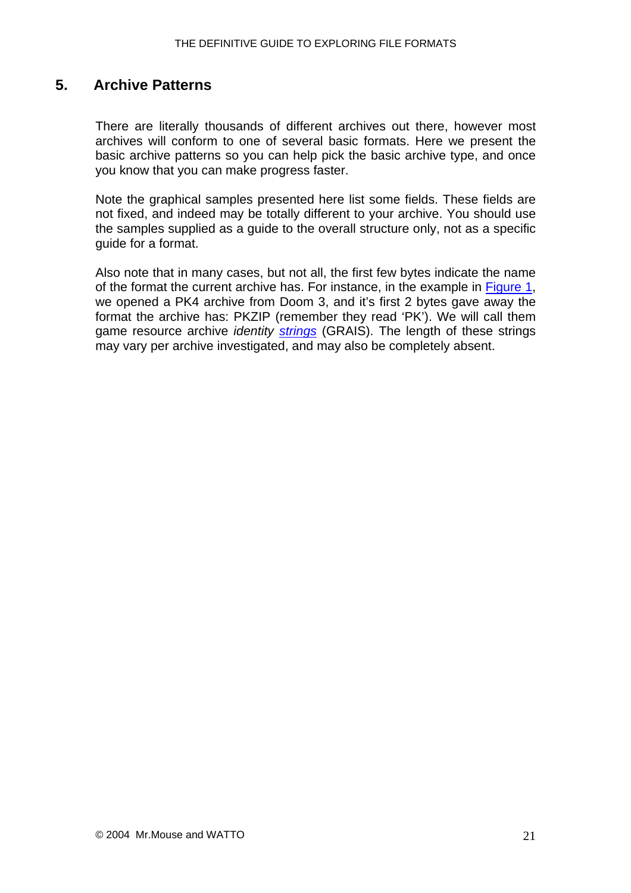## 5. Archive Patterns

There are literally thousands of different archives out there, however most archives will conform to one of several basic formats. Here we present the basic archive patterns so you can help pick the basic archive type, and once you know that you can make progress faster.

Note the graphical samples presented here list some fields. These fields are not fixed, and indeed may be totally different to your archive. You should use the samples supplied as a guide to the overall structure only, not as a specific guide for a format.

Also note that in many cases, but not all, the first few bytes indicate the name of the format the current archive has. For instance, in the example in Figure 1, we opened a PK4 archive from Doom 3, and it's first 2 bytes gave away the format the archive has: PKZIP (remember they read 'PK'). We will call them game resource archive *identity* *strings* (GRAIS). The length of these strings may vary per archive investigated, and may also be completely absent.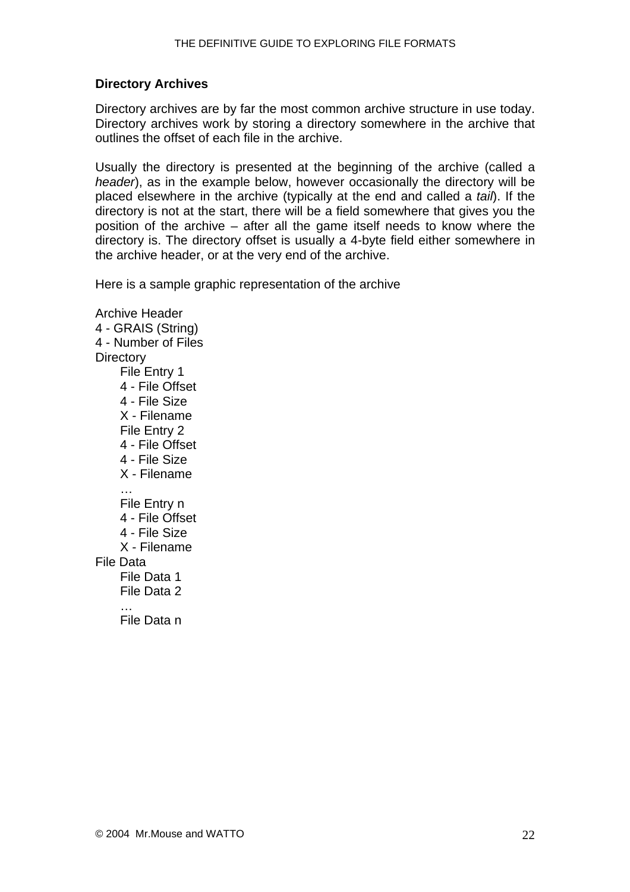### Directory Archives

Directory archives are by far the most common archive structure in use today. Directory archives work by storing a directory somewhere in the archive that outlines the offset of each file in the archive.

Usually the directory is presented at the beginning of the archive (called a *header*), as in the example below, however occasionally the directory will be placed elsewhere in the archive (typically at the end and called a *tail*). If the directory is not at the start, there will be a field somewhere that gives you the position of the archive – after all the game itself needs to know where the directory is. The directory offset is usually a 4-byte field either somewhere in the archive header, or at the very end of the archive.

Here is a sample graphic representation of the archive

Archive Header
4 - GRAIS (String)
4 - Number of Files
Directory
    File Entry 1
    4 - File Offset
    4 - File Size
    X - Filename
    File Entry 2
    4 - File Offset
    4 - File Size
    X - Filename
    …
    File Entry n
    4 - File Offset
    4 - File Size
    X - Filename
File Data
    File Data 1
    File Data 2
    …
    File Data n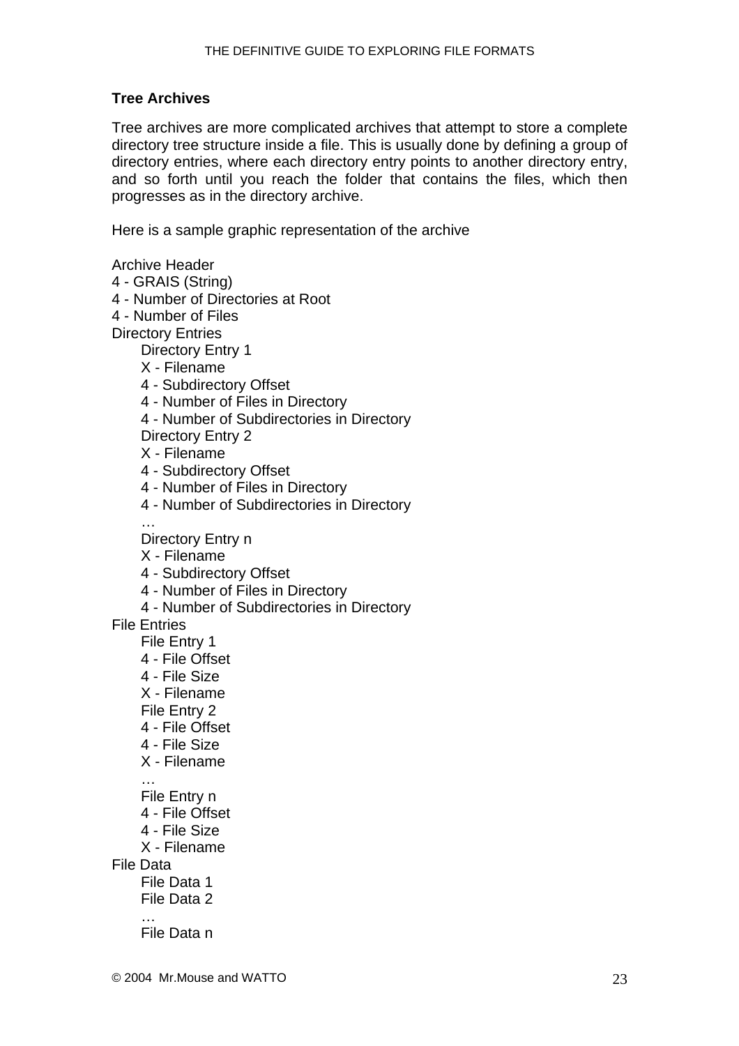### Tree Archives

Tree archives are more complicated archives that attempt to store a complete directory tree structure inside a file. This is usually done by defining a group of directory entries, where each directory entry points to another directory entry, and so forth until you reach the folder that contains the files, which then progresses as in the directory archive.

Here is a sample graphic representation of the archive

Archive Header
4 - GRAIS (String)
4 - Number of Directories at Root
4 - Number of Files
Directory Entries
    Directory Entry 1
    X - Filename
    4 - Subdirectory Offset
    4 - Number of Files in Directory
    4 - Number of Subdirectories in Directory
    Directory Entry 2
    X - Filename
    4 - Subdirectory Offset
    4 - Number of Files in Directory
    4 - Number of Subdirectories in Directory
    …
    Directory Entry n
    X - Filename
    4 - Subdirectory Offset
    4 - Number of Files in Directory
    4 - Number of Subdirectories in Directory
File Entries
    File Entry 1
    4 - File Offset
    4 - File Size
    X - Filename
    File Entry 2
    4 - File Offset
    4 - File Size
    X - Filename
    …
    File Entry n
    4 - File Offset
    4 - File Size
    X - Filename
File Data
    File Data 1
    File Data 2
    …
    File Data n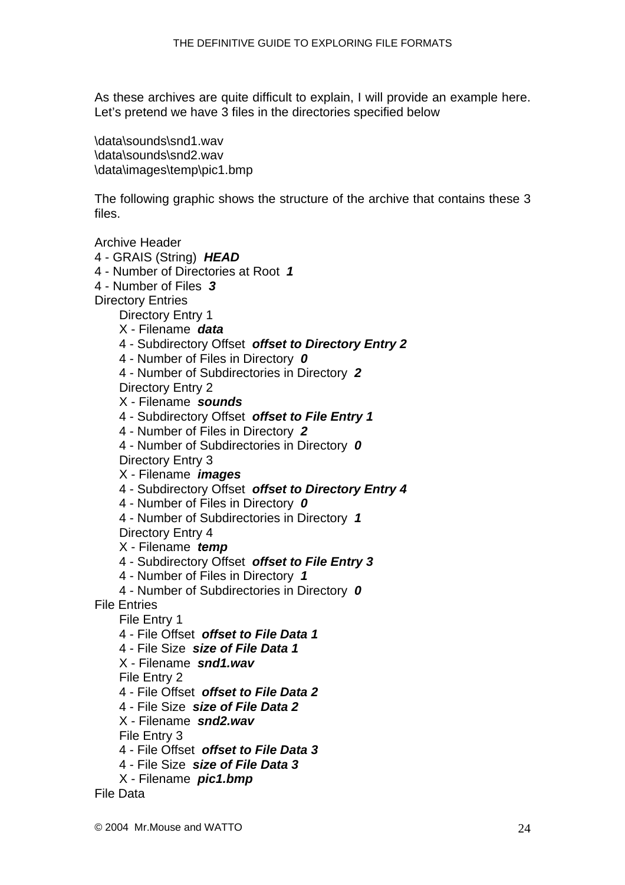As these archives are quite difficult to explain, I will provide an example here. Let's pretend we have 3 files in the directories specified below

\data\sounds\snd1.wav
\data\sounds\snd2.wav
\data\images\temp\pic1.bmp

The following graphic shows the structure of the archive that contains these 3 files.

Archive Header
4 - GRAIS (String) ***HEAD***
4 - Number of Directories at Root ***1***
4 - Number of Files ***3***
Directory Entries
- Directory Entry 1
- X - Filename ***data***
- 4 - Subdirectory Offset ***offset to Directory Entry 2***
- 4 - Number of Files in Directory ***0***
- 4 - Number of Subdirectories in Directory ***2***
- Directory Entry 2
- X - Filename ***sounds***
- 4 - Subdirectory Offset ***offset to File Entry 1***
- 4 - Number of Files in Directory ***2***
- 4 - Number of Subdirectories in Directory ***0***
- Directory Entry 3
- X - Filename ***images***
- 4 - Subdirectory Offset ***offset to Directory Entry 4***
- 4 - Number of Files in Directory ***0***
- 4 - Number of Subdirectories in Directory ***1***
- Directory Entry 4
- X - Filename ***temp***
- 4 - Subdirectory Offset ***offset to File Entry 3***
- 4 - Number of Files in Directory ***1***
- 4 - Number of Subdirectories in Directory ***0***

File Entries
- File Entry 1
- 4 - File Offset ***offset to File Data 1***
- 4 - File Size ***size of File Data 1***
- X - Filename ***snd1.wav***
- File Entry 2
- 4 - File Offset ***offset to File Data 2***
- 4 - File Size ***size of File Data 2***
- X - Filename ***snd2.wav***
- File Entry 3
- 4 - File Offset ***offset to File Data 3***
- 4 - File Size ***size of File Data 3***
- X - Filename ***pic1.bmp***

File Data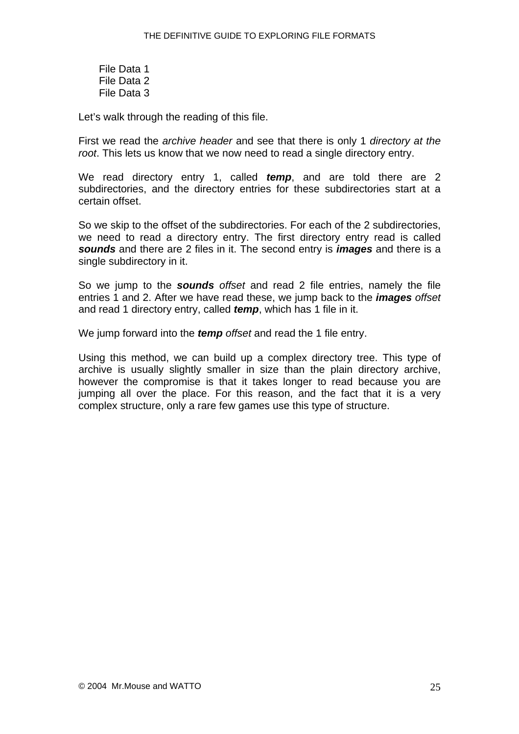File Data 1
File Data 2
File Data 3

Let's walk through the reading of this file.

First we read the *archive header* and see that there is only 1 *directory at the root*. This lets us know that we now need to read a single directory entry.

We read directory entry 1, called ***temp***, and are told there are 2 subdirectories, and the directory entries for these subdirectories start at a certain offset.

So we skip to the offset of the subdirectories. For each of the 2 subdirectories, we need to read a directory entry. The first directory entry read is called ***sounds*** and there are 2 files in it. The second entry is ***images*** and there is a single subdirectory in it.

So we jump to the ***sounds*** *offset* and read 2 file entries, namely the file entries 1 and 2. After we have read these, we jump back to the ***images*** *offset* and read 1 directory entry, called ***temp***, which has 1 file in it.

We jump forward into the ***temp*** *offset* and read the 1 file entry.

Using this method, we can build up a complex directory tree. This type of archive is usually slightly smaller in size than the plain directory archive, however the compromise is that it takes longer to read because you are jumping all over the place. For this reason, and the fact that it is a very complex structure, only a rare few games use this type of structure.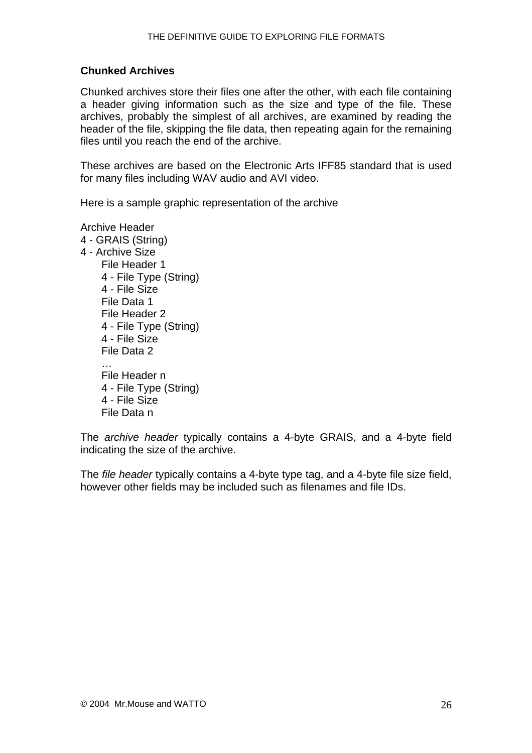### Chunked Archives

Chunked archives store their files one after the other, with each file containing a header giving information such as the size and type of the file. These archives, probably the simplest of all archives, are examined by reading the header of the file, skipping the file data, then repeating again for the remaining files until you reach the end of the archive.

These archives are based on the Electronic Arts IFF85 standard that is used for many files including WAV audio and AVI video.

Here is a sample graphic representation of the archive

```
Archive Header
4 - GRAIS (String)
4 - Archive Size
    File Header 1
    4 - File Type (String)
    4 - File Size
    File Data 1
    File Header 2
    4 - File Type (String)
    4 - File Size
    File Data 2
    …
    File Header n
    4 - File Type (String)
    4 - File Size
    File Data n
```

The *archive header* typically contains a 4-byte GRAIS, and a 4-byte field indicating the size of the archive.

The *file header* typically contains a 4-byte type tag, and a 4-byte file size field, however other fields may be included such as filenames and file IDs.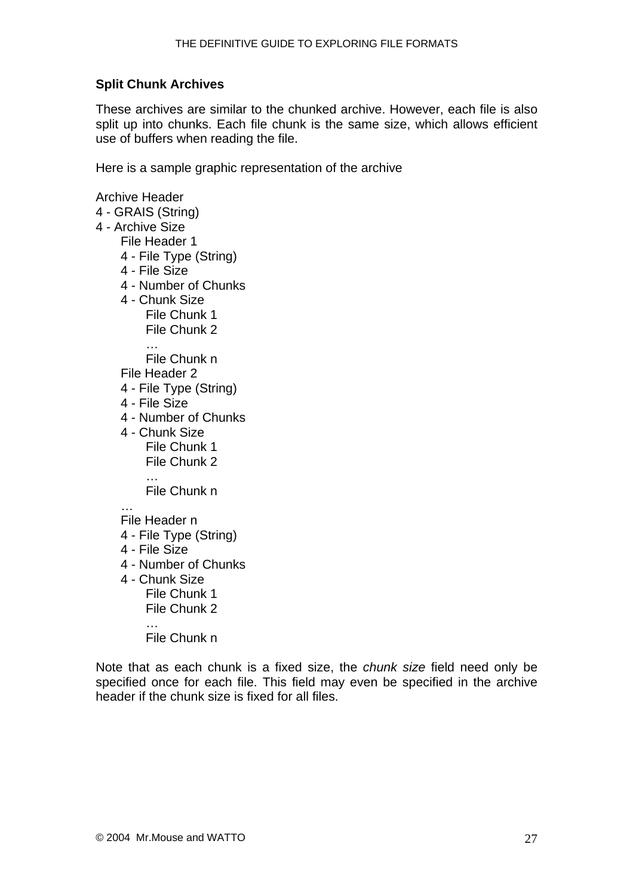### Split Chunk Archives

These archives are similar to the chunked archive. However, each file is also split up into chunks. Each file chunk is the same size, which allows efficient use of buffers when reading the file.

Here is a sample graphic representation of the archive

```
Archive Header
4 - GRAIS (String)
4 - Archive Size
    File Header 1
    4 - File Type (String)
    4 - File Size
    4 - Number of Chunks
    4 - Chunk Size
        File Chunk 1
        File Chunk 2
        …
        File Chunk n
    File Header 2
    4 - File Type (String)
    4 - File Size
    4 - Number of Chunks
    4 - Chunk Size
        File Chunk 1
        File Chunk 2
        …
        File Chunk n
    …
    File Header n
    4 - File Type (String)
    4 - File Size
    4 - Number of Chunks
    4 - Chunk Size
        File Chunk 1
        File Chunk 2
        …
        File Chunk n
```

Note that as each chunk is a fixed size, the *chunk size* field need only be specified once for each file. This field may even be specified in the archive header if the chunk size is fixed for all files.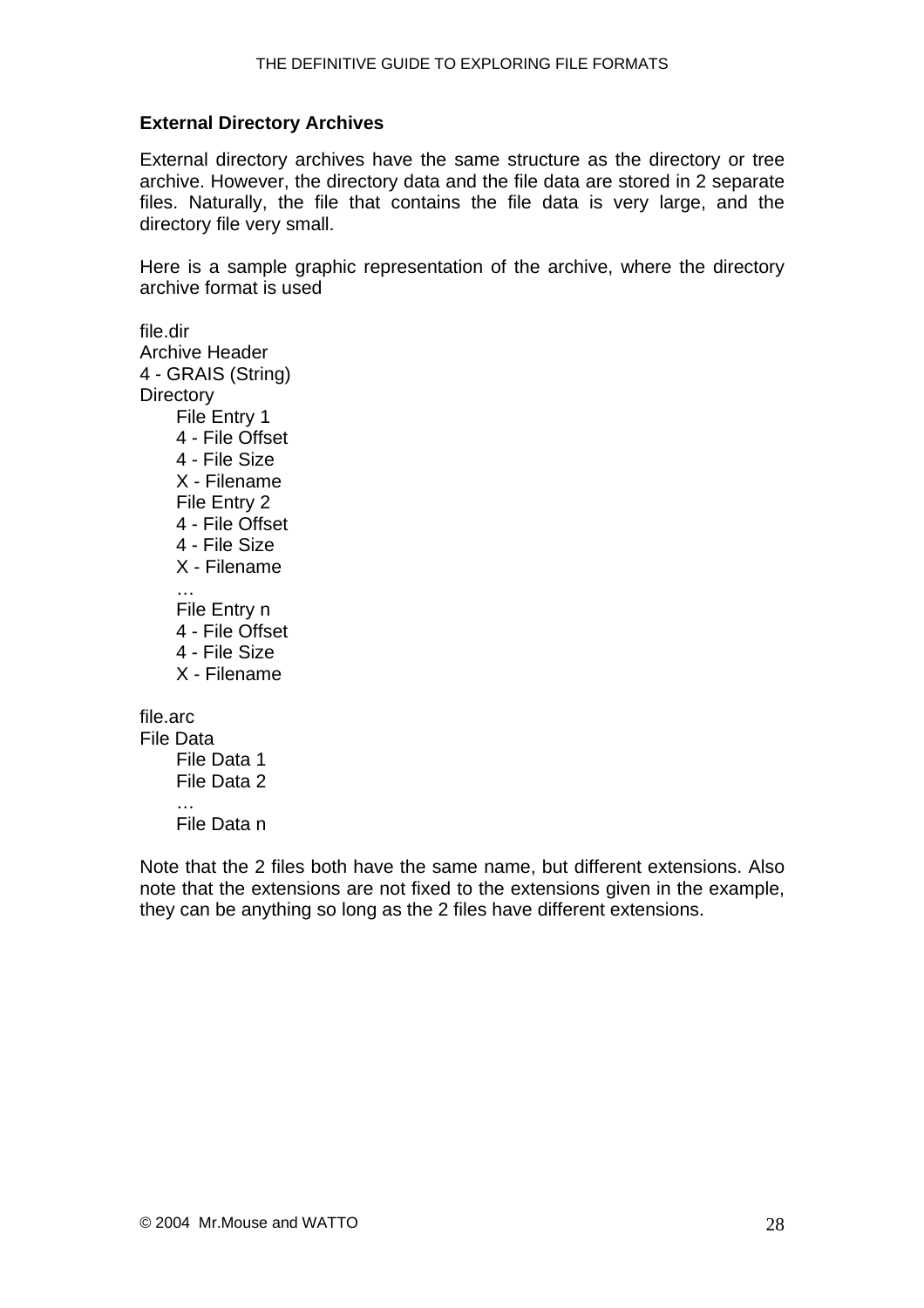**External Directory Archives**

External directory archives have the same structure as the directory or tree archive. However, the directory data and the file data are stored in 2 separate files. Naturally, the file that contains the file data is very large, and the directory file very small.

Here is a sample graphic representation of the archive, where the directory archive format is used

```
file.dir
Archive Header
4 - GRAIS (String)
Directory
      File Entry 1
      4 - File Offset
      4 - File Size
      X - Filename
      File Entry 2
      4 - File Offset
      4 - File Size
      X - Filename
      …
      File Entry n
      4 - File Offset
      4 - File Size
      X - Filename

file.arc
File Data
      File Data 1
      File Data 2
      …
      File Data n
```

Note that the 2 files both have the same name, but different extensions. Also note that the extensions are not fixed to the extensions given in the example, they can be anything so long as the 2 files have different extensions.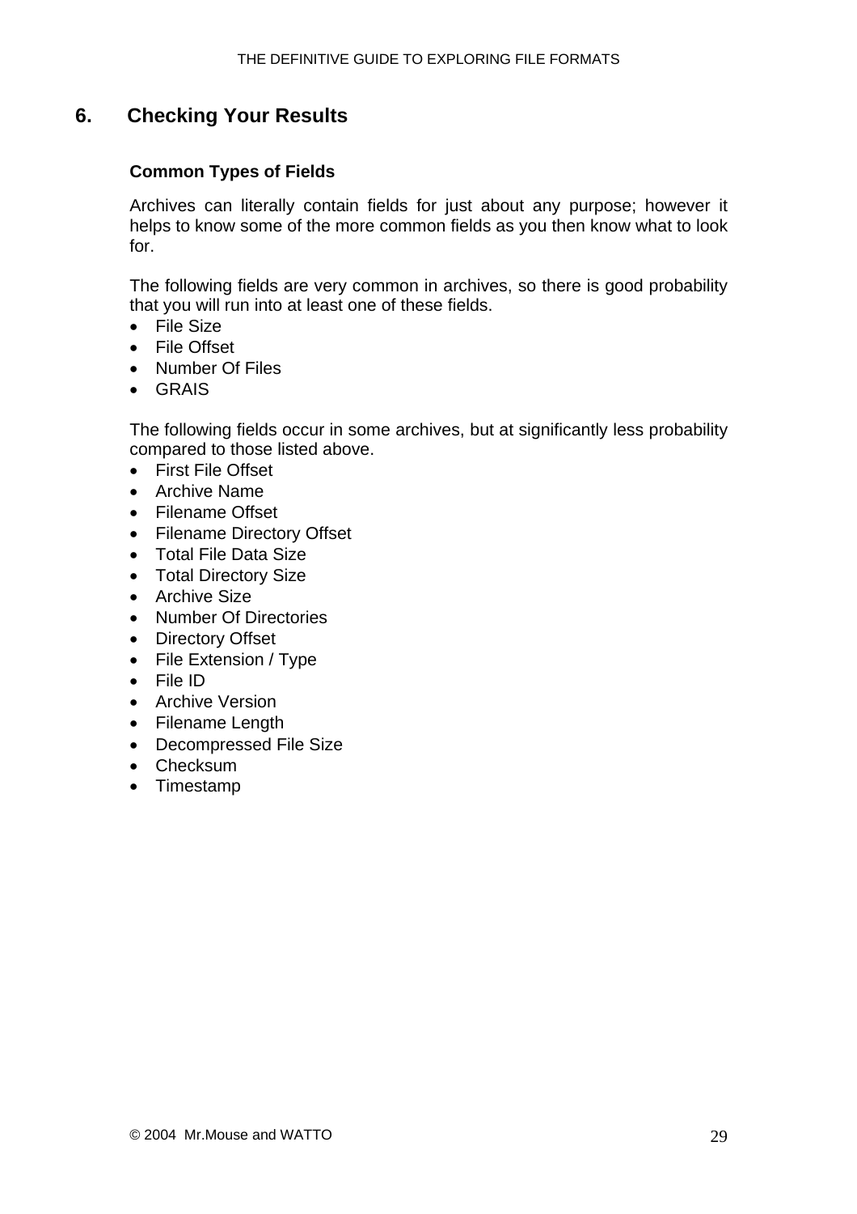## 6. Checking Your Results

### Common Types of Fields

Archives can literally contain fields for just about any purpose; however it helps to know some of the more common fields as you then know what to look for.

The following fields are very common in archives, so there is good probability that you will run into at least one of these fields.

- File Size
- File Offset
- Number Of Files
- GRAIS

The following fields occur in some archives, but at significantly less probability compared to those listed above.

- First File Offset
- Archive Name
- Filename Offset
- Filename Directory Offset
- Total File Data Size
- Total Directory Size
- Archive Size
- Number Of Directories
- Directory Offset
- File Extension / Type
- File ID
- Archive Version
- Filename Length
- Decompressed File Size
- Checksum
- Timestamp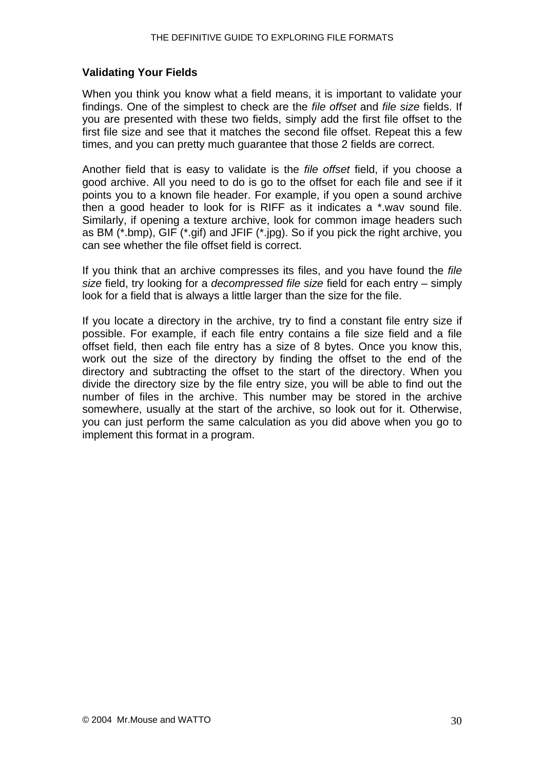### Validating Your Fields

When you think you know what a field means, it is important to validate your findings. One of the simplest to check are the *file offset* and *file size* fields. If you are presented with these two fields, simply add the first file offset to the first file size and see that it matches the second file offset. Repeat this a few times, and you can pretty much guarantee that those 2 fields are correct.

Another field that is easy to validate is the *file offset* field, if you choose a good archive. All you need to do is go to the offset for each file and see if it points you to a known file header. For example, if you open a sound archive then a good header to look for is RIFF as it indicates a *.wav sound file. Similarly, if opening a texture archive, look for common image headers such as BM (*.bmp), GIF (*.gif) and JFIF (*.jpg). So if you pick the right archive, you can see whether the file offset field is correct.

If you think that an archive compresses its files, and you have found the *file size* field, try looking for a *decompressed file size* field for each entry – simply look for a field that is always a little larger than the size for the file.

If you locate a directory in the archive, try to find a constant file entry size if possible. For example, if each file entry contains a file size field and a file offset field, then each file entry has a size of 8 bytes. Once you know this, work out the size of the directory by finding the offset to the end of the directory and subtracting the offset to the start of the directory. When you divide the directory size by the file entry size, you will be able to find out the number of files in the archive. This number may be stored in the archive somewhere, usually at the start of the archive, so look out for it. Otherwise, you can just perform the same calculation as you did above when you go to implement this format in a program.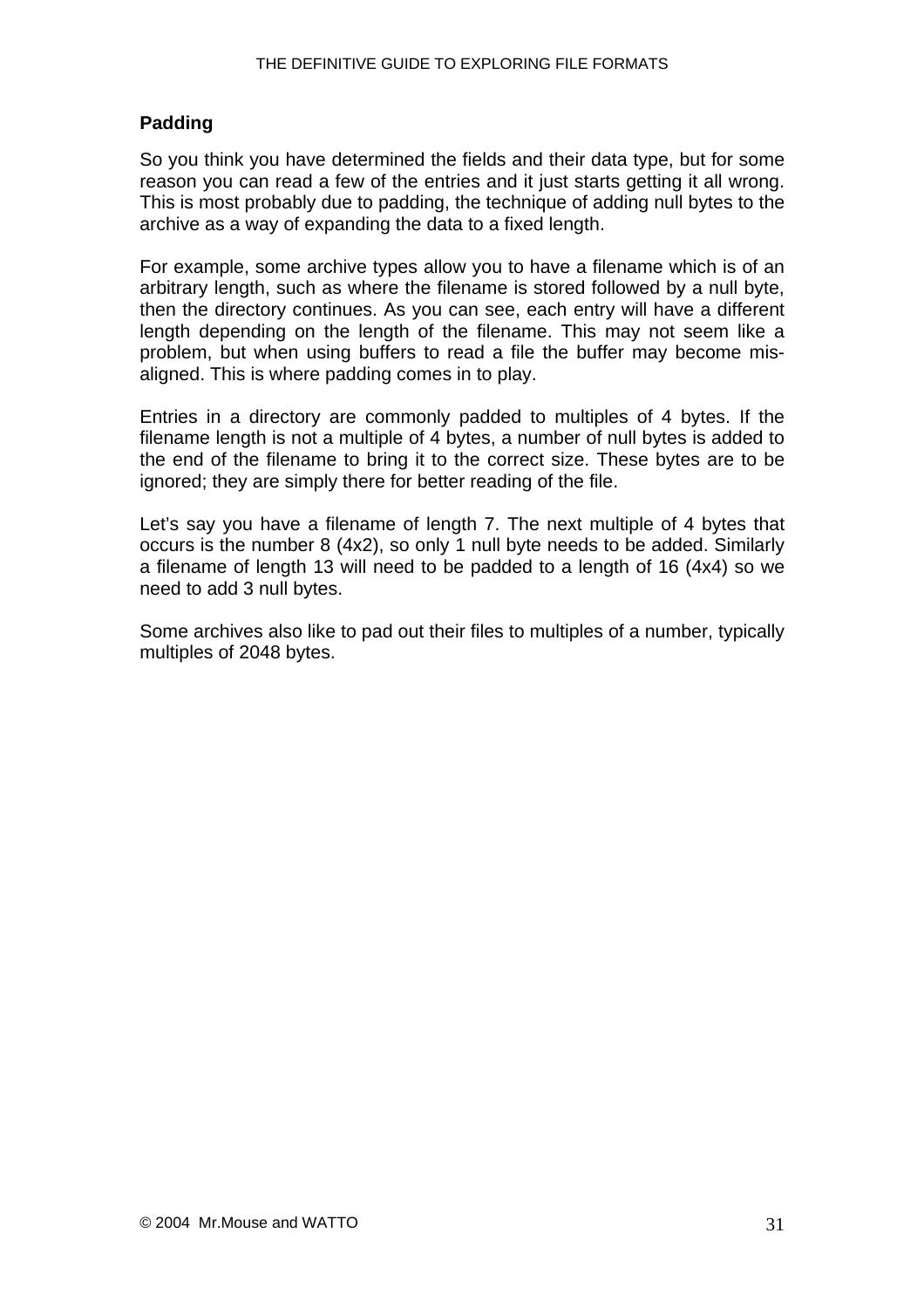### Padding

So you think you have determined the fields and their data type, but for some reason you can read a few of the entries and it just starts getting it all wrong. This is most probably due to padding, the technique of adding null bytes to the archive as a way of expanding the data to a fixed length.

For example, some archive types allow you to have a filename which is of an arbitrary length, such as where the filename is stored followed by a null byte, then the directory continues. As you can see, each entry will have a different length depending on the length of the filename. This may not seem like a problem, but when using buffers to read a file the buffer may become mis-aligned. This is where padding comes in to play.

Entries in a directory are commonly padded to multiples of 4 bytes. If the filename length is not a multiple of 4 bytes, a number of null bytes is added to the end of the filename to bring it to the correct size. These bytes are to be ignored; they are simply there for better reading of the file.

Let's say you have a filename of length 7. The next multiple of 4 bytes that occurs is the number 8 (4x2), so only 1 null byte needs to be added. Similarly a filename of length 13 will need to be padded to a length of 16 (4x4) so we need to add 3 null bytes.

Some archives also like to pad out their files to multiples of a number, typically multiples of 2048 bytes.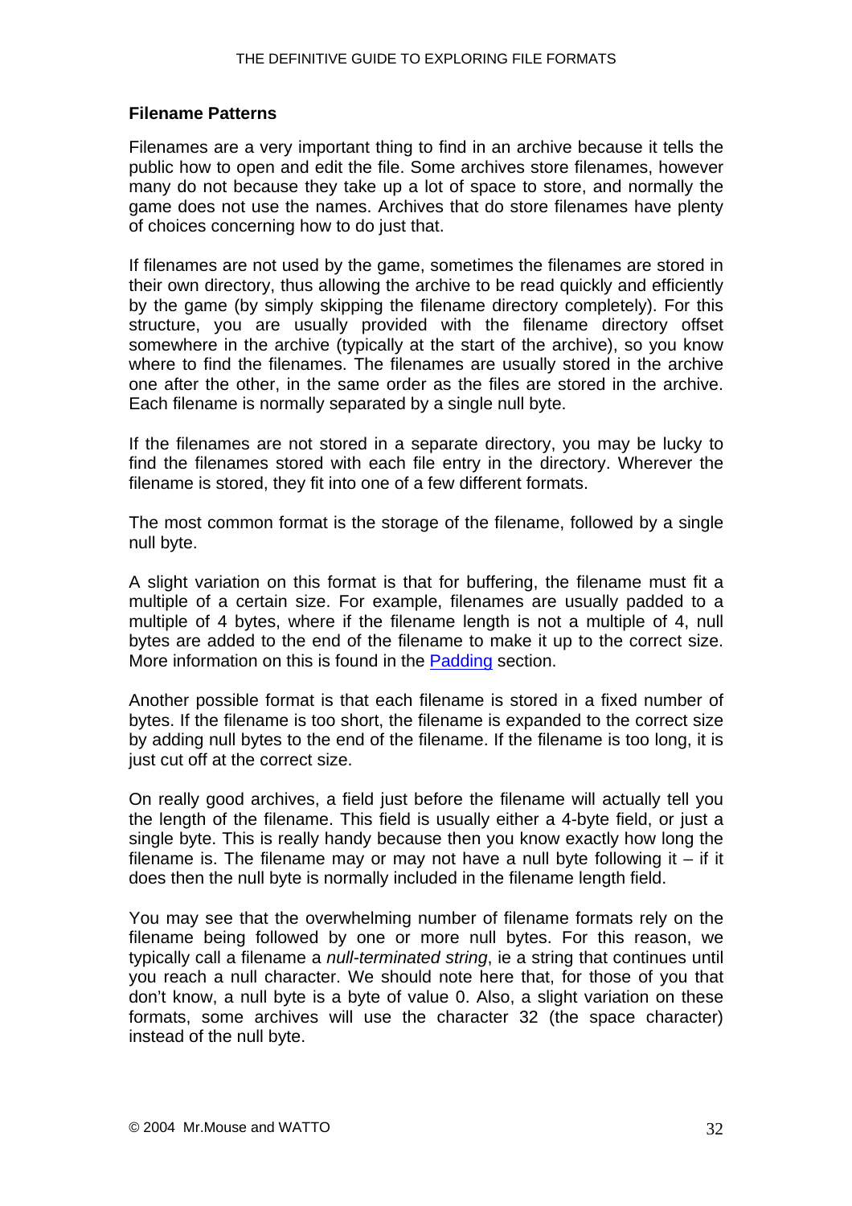### Filename Patterns

Filenames are a very important thing to find in an archive because it tells the public how to open and edit the file. Some archives store filenames, however many do not because they take up a lot of space to store, and normally the game does not use the names. Archives that do store filenames have plenty of choices concerning how to do just that.

If filenames are not used by the game, sometimes the filenames are stored in their own directory, thus allowing the archive to be read quickly and efficiently by the game (by simply skipping the filename directory completely). For this structure, you are usually provided with the filename directory offset somewhere in the archive (typically at the start of the archive), so you know where to find the filenames. The filenames are usually stored in the archive one after the other, in the same order as the files are stored in the archive. Each filename is normally separated by a single null byte.

If the filenames are not stored in a separate directory, you may be lucky to find the filenames stored with each file entry in the directory. Wherever the filename is stored, they fit into one of a few different formats.

The most common format is the storage of the filename, followed by a single null byte.

A slight variation on this format is that for buffering, the filename must fit a multiple of a certain size. For example, filenames are usually padded to a multiple of 4 bytes, where if the filename length is not a multiple of 4, null bytes are added to the end of the filename to make it up to the correct size. More information on this is found in the Padding section.

Another possible format is that each filename is stored in a fixed number of bytes. If the filename is too short, the filename is expanded to the correct size by adding null bytes to the end of the filename. If the filename is too long, it is just cut off at the correct size.

On really good archives, a field just before the filename will actually tell you the length of the filename. This field is usually either a 4-byte field, or just a single byte. This is really handy because then you know exactly how long the filename is. The filename may or may not have a null byte following it – if it does then the null byte is normally included in the filename length field.

You may see that the overwhelming number of filename formats rely on the filename being followed by one or more null bytes. For this reason, we typically call a filename a *null-terminated string*, ie a string that continues until you reach a null character. We should note here that, for those of you that don't know, a null byte is a byte of value 0. Also, a slight variation on these formats, some archives will use the character 32 (the space character) instead of the null byte.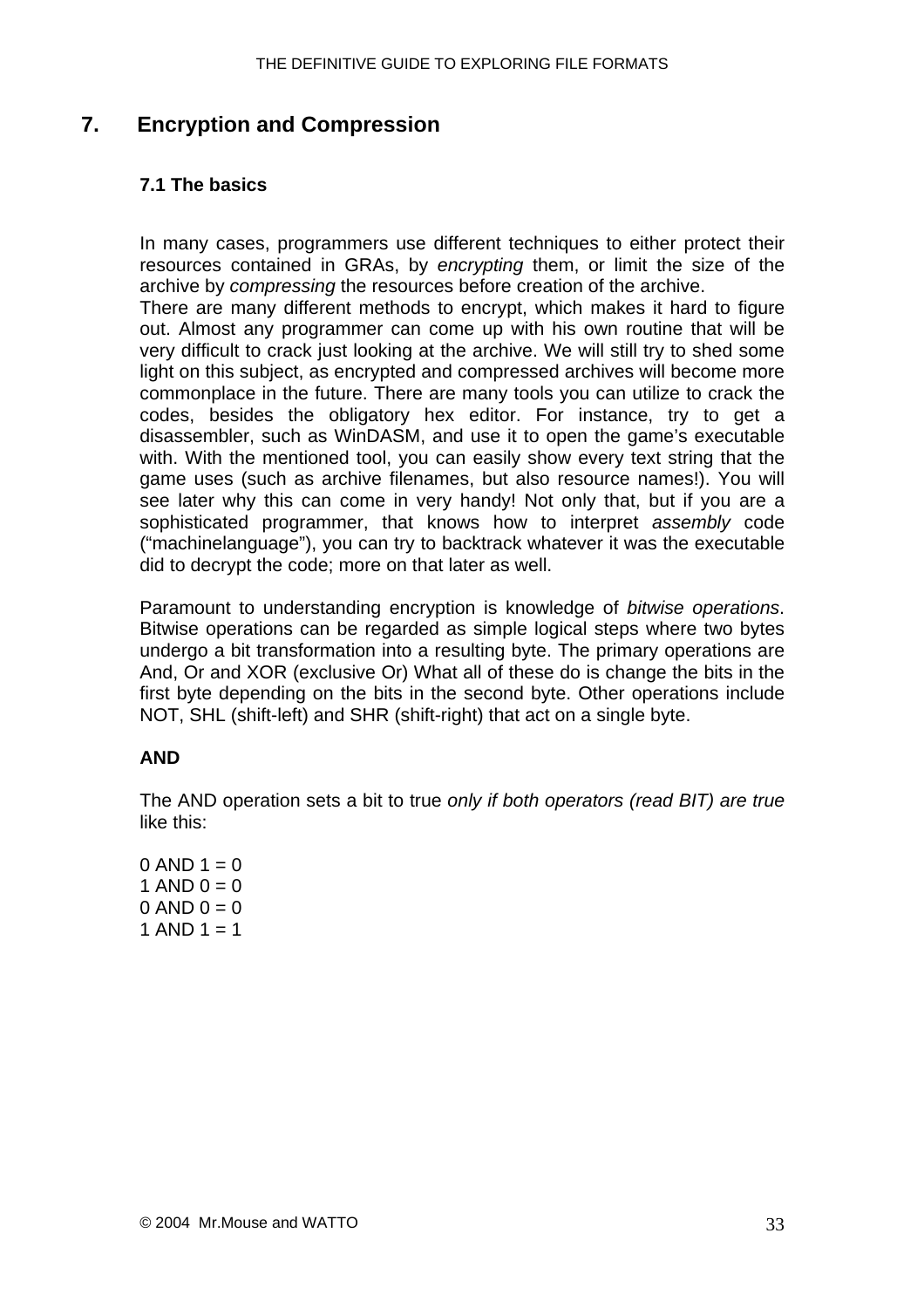# 7. Encryption and Compression

## 7.1 The basics

In many cases, programmers use different techniques to either protect their resources contained in GRAs, by *encrypting* them, or limit the size of the archive by *compressing* the resources before creation of the archive.
There are many different methods to encrypt, which makes it hard to figure out. Almost any programmer can come up with his own routine that will be very difficult to crack just looking at the archive. We will still try to shed some light on this subject, as encrypted and compressed archives will become more commonplace in the future. There are many tools you can utilize to crack the codes, besides the obligatory hex editor. For instance, try to get a disassembler, such as WinDASM, and use it to open the game's executable with. With the mentioned tool, you can easily show every text string that the game uses (such as archive filenames, but also resource names!). You will see later why this can come in very handy! Not only that, but if you are a sophisticated programmer, that knows how to interpret *assembly* code ("machinelanguage"), you can try to backtrack whatever it was the executable did to decrypt the code; more on that later as well.

Paramount to understanding encryption is knowledge of *bitwise operations*. Bitwise operations can be regarded as simple logical steps where two bytes undergo a bit transformation into a resulting byte. The primary operations are And, Or and XOR (exclusive Or) What all of these do is change the bits in the first byte depending on the bits in the second byte. Other operations include NOT, SHL (shift-left) and SHR (shift-right) that act on a single byte.

**AND**

The AND operation sets a bit to true *only if both operators (read BIT) are true* like this:

0 AND 1 = 0
1 AND 0 = 0
0 AND 0 = 0
1 AND 1 = 1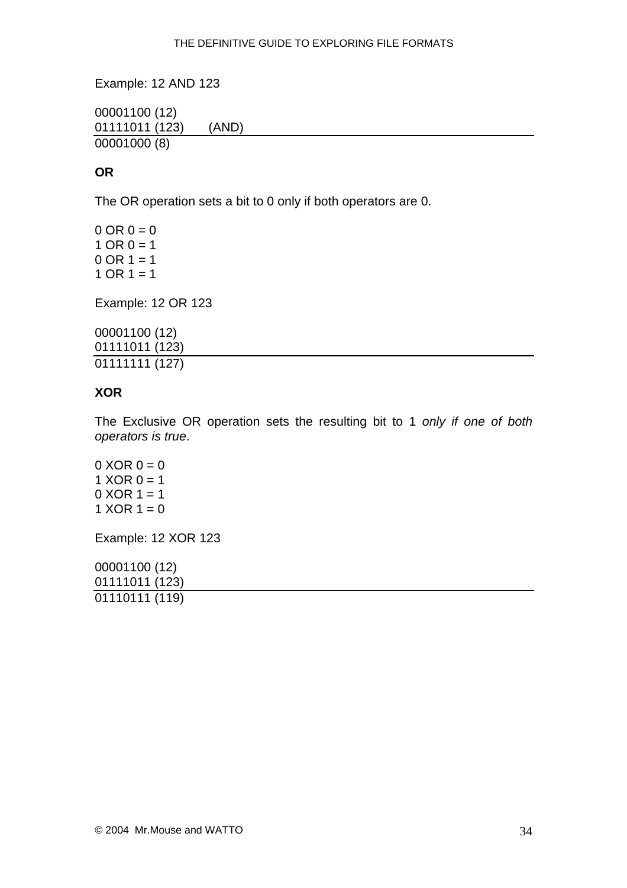Example: 12 AND 123

```
00001100 (12)
01111011 (123)      (AND)
-----------------------------
00001000 (8)
```

**OR**

The OR operation sets a bit to 0 only if both operators are 0.

0 OR 0 = 0
1 OR 0 = 1
0 OR 1 = 1
1 OR 1 = 1

Example: 12 OR 123

```
00001100 (12)
01111011 (123)
-----------------------------
01111111 (127)
```

**XOR**

The Exclusive OR operation sets the resulting bit to 1 *only if one of both operators is true*.

0 XOR 0 = 0
1 XOR 0 = 1
0 XOR 1 = 1
1 XOR 1 = 0

Example: 12 XOR 123

```
00001100 (12)
01111011 (123)
-----------------------------
01110111 (119)
```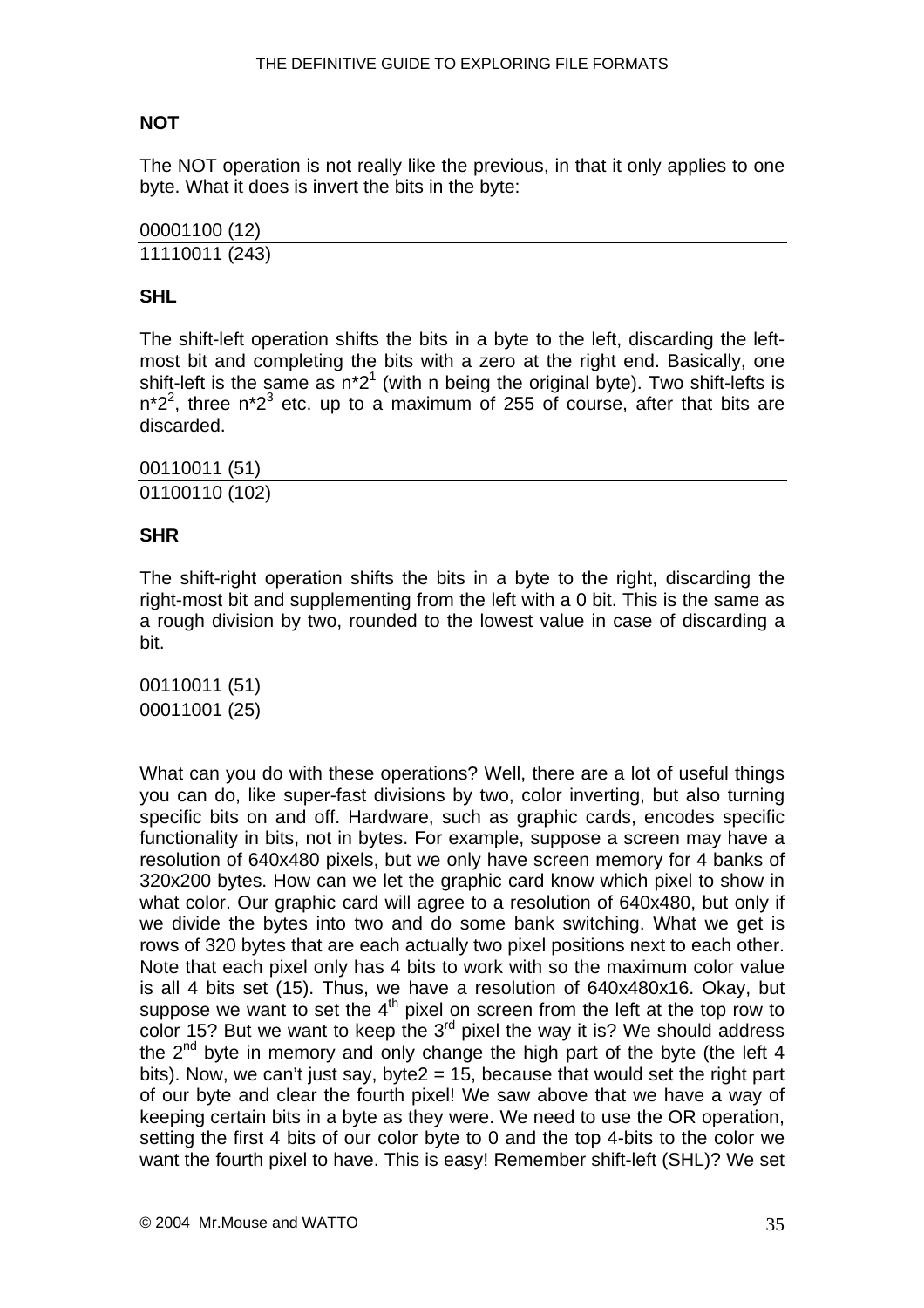**NOT**

The NOT operation is not really like the previous, in that it only applies to one byte. What it does is invert the bits in the byte:

00001100 (12)

11110011 (243)

**SHL**

The shift-left operation shifts the bits in a byte to the left, discarding the left-most bit and completing the bits with a zero at the right end. Basically, one shift-left is the same as $n*2^1$ (with n being the original byte). Two shift-lefts is $n*2^2$, three $n*2^3$ etc. up to a maximum of 255 of course, after that bits are discarded.

00110011 (51)

01100110 (102)

**SHR**

The shift-right operation shifts the bits in a byte to the right, discarding the right-most bit and supplementing from the left with a 0 bit. This is the same as a rough division by two, rounded to the lowest value in case of discarding a bit.

00110011 (51)

00011001 (25)

What can you do with these operations? Well, there are a lot of useful things you can do, like super-fast divisions by two, color inverting, but also turning specific bits on and off. Hardware, such as graphic cards, encodes specific functionality in bits, not in bytes. For example, suppose a screen may have a resolution of 640x480 pixels, but we only have screen memory for 4 banks of 320x200 bytes. How can we let the graphic card know which pixel to show in what color. Our graphic card will agree to a resolution of 640x480, but only if we divide the bytes into two and do some bank switching. What we get is rows of 320 bytes that are each actually two pixel positions next to each other. Note that each pixel only has 4 bits to work with so the maximum color value is all 4 bits set (15). Thus, we have a resolution of 640x480x16. Okay, but suppose we want to set the 4th pixel on screen from the left at the top row to color 15? But we want to keep the 3rd pixel the way it is? We should address the 2nd byte in memory and only change the high part of the byte (the left 4 bits). Now, we can't just say, byte2 = 15, because that would set the right part of our byte and clear the fourth pixel! We saw above that we have a way of keeping certain bits in a byte as they were. We need to use the OR operation, setting the first 4 bits of our color byte to 0 and the top 4-bits to the color we want the fourth pixel to have. This is easy! Remember shift-left (SHL)? We set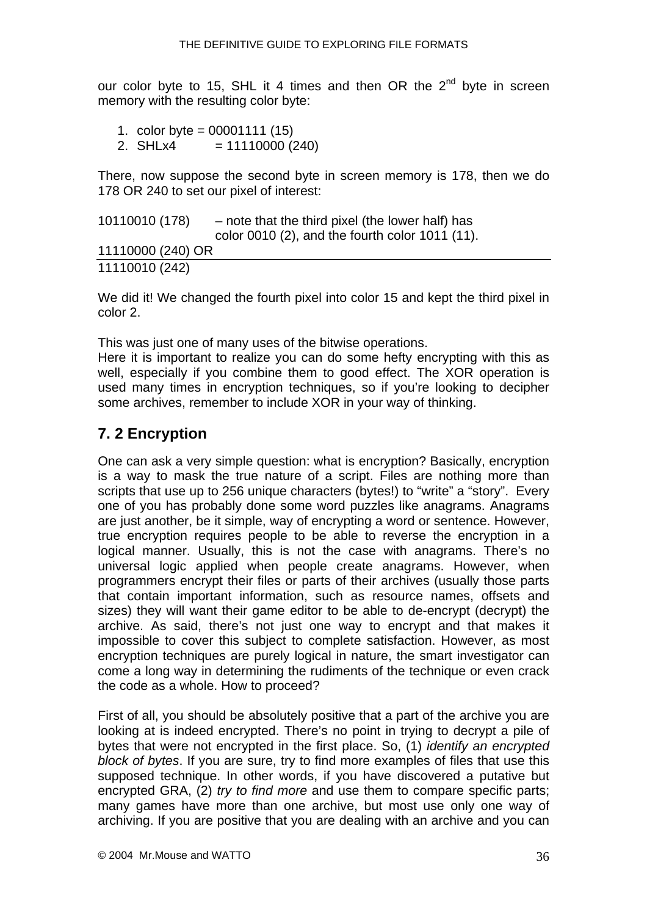our color byte to 15, SHL it 4 times and then OR the 2nd byte in screen memory with the resulting color byte:

1. color byte = 00001111 (15)
2. SHLx4 = 11110000 (240)

There, now suppose the second byte in screen memory is 178, then we do 178 OR 240 to set our pixel of interest:

```
10110010 (178)      – note that the third pixel (the lower half) has
                    color 0010 (2), and the fourth color 1011 (11).
11110000 (240) OR
-------------------------------------------------------------------
11110010 (242)
```

We did it! We changed the fourth pixel into color 15 and kept the third pixel in color 2.

This was just one of many uses of the bitwise operations.
Here it is important to realize you can do some hefty encrypting with this as well, especially if you combine them to good effect. The XOR operation is used many times in encryption techniques, so if you're looking to decipher some archives, remember to include XOR in your way of thinking.

## 7. 2 Encryption

One can ask a very simple question: what is encryption? Basically, encryption is a way to mask the true nature of a script. Files are nothing more than scripts that use up to 256 unique characters (bytes!) to "write" a "story". Every one of you has probably done some word puzzles like anagrams. Anagrams are just another, be it simple, way of encrypting a word or sentence. However, true encryption requires people to be able to reverse the encryption in a logical manner. Usually, this is not the case with anagrams. There's no universal logic applied when people create anagrams. However, when programmers encrypt their files or parts of their archives (usually those parts that contain important information, such as resource names, offsets and sizes) they will want their game editor to be able to de-encrypt (decrypt) the archive. As said, there's not just one way to encrypt and that makes it impossible to cover this subject to complete satisfaction. However, as most encryption techniques are purely logical in nature, the smart investigator can come a long way in determining the rudiments of the technique or even crack the code as a whole. How to proceed?

First of all, you should be absolutely positive that a part of the archive you are looking at is indeed encrypted. There's no point in trying to decrypt a pile of bytes that were not encrypted in the first place. So, (1) *identify an encrypted block of bytes*. If you are sure, try to find more examples of files that use this supposed technique. In other words, if you have discovered a putative but encrypted GRA, (2) *try to find more* and use them to compare specific parts; many games have more than one archive, but most use only one way of archiving. If you are positive that you are dealing with an archive and you can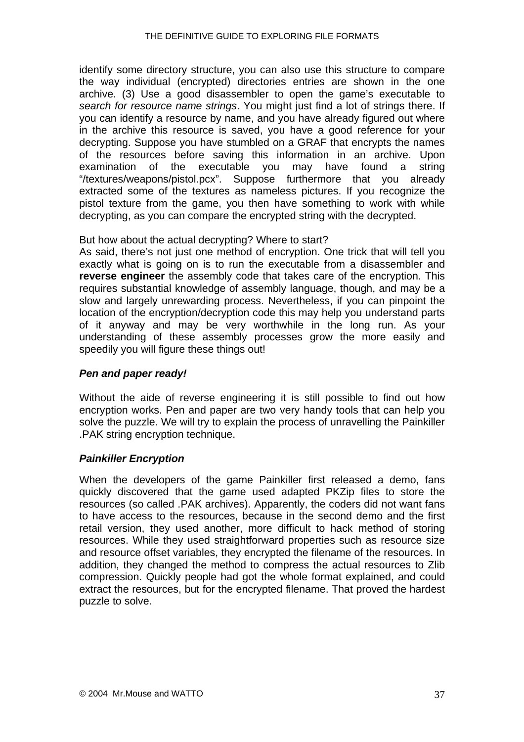identify some directory structure, you can also use this structure to compare the way individual (encrypted) directories entries are shown in the one archive. (3) Use a good disassembler to open the game's executable to *search for resource name strings*. You might just find a lot of strings there. If you can identify a resource by name, and you have already figured out where in the archive this resource is saved, you have a good reference for your decrypting. Suppose you have stumbled on a GRAF that encrypts the names of the resources before saving this information in an archive. Upon examination of the executable you may have found a string "/textures/weapons/pistol.pcx". Suppose furthermore that you already extracted some of the textures as nameless pictures. If you recognize the pistol texture from the game, you then have something to work with while decrypting, as you can compare the encrypted string with the decrypted.

But how about the actual decrypting? Where to start?
As said, there's not just one method of encryption. One trick that will tell you exactly what is going on is to run the executable from a disassembler and **reverse engineer** the assembly code that takes care of the encryption. This requires substantial knowledge of assembly language, though, and may be a slow and largely unrewarding process. Nevertheless, if you can pinpoint the location of the encryption/decryption code this may help you understand parts of it anyway and may be very worthwhile in the long run. As your understanding of these assembly processes grow the more easily and speedily you will figure these things out!

***Pen and paper ready!***

Without the aide of reverse engineering it is still possible to find out how encryption works. Pen and paper are two very handy tools that can help you solve the puzzle. We will try to explain the process of unravelling the Painkiller .PAK string encryption technique.

***Painkiller Encryption***

When the developers of the game Painkiller first released a demo, fans quickly discovered that the game used adapted PKZip files to store the resources (so called .PAK archives). Apparently, the coders did not want fans to have access to the resources, because in the second demo and the first retail version, they used another, more difficult to hack method of storing resources. While they used straightforward properties such as resource size and resource offset variables, they encrypted the filename of the resources. In addition, they changed the method to compress the actual resources to Zlib compression. Quickly people had got the whole format explained, and could extract the resources, but for the encrypted filename. That proved the hardest puzzle to solve.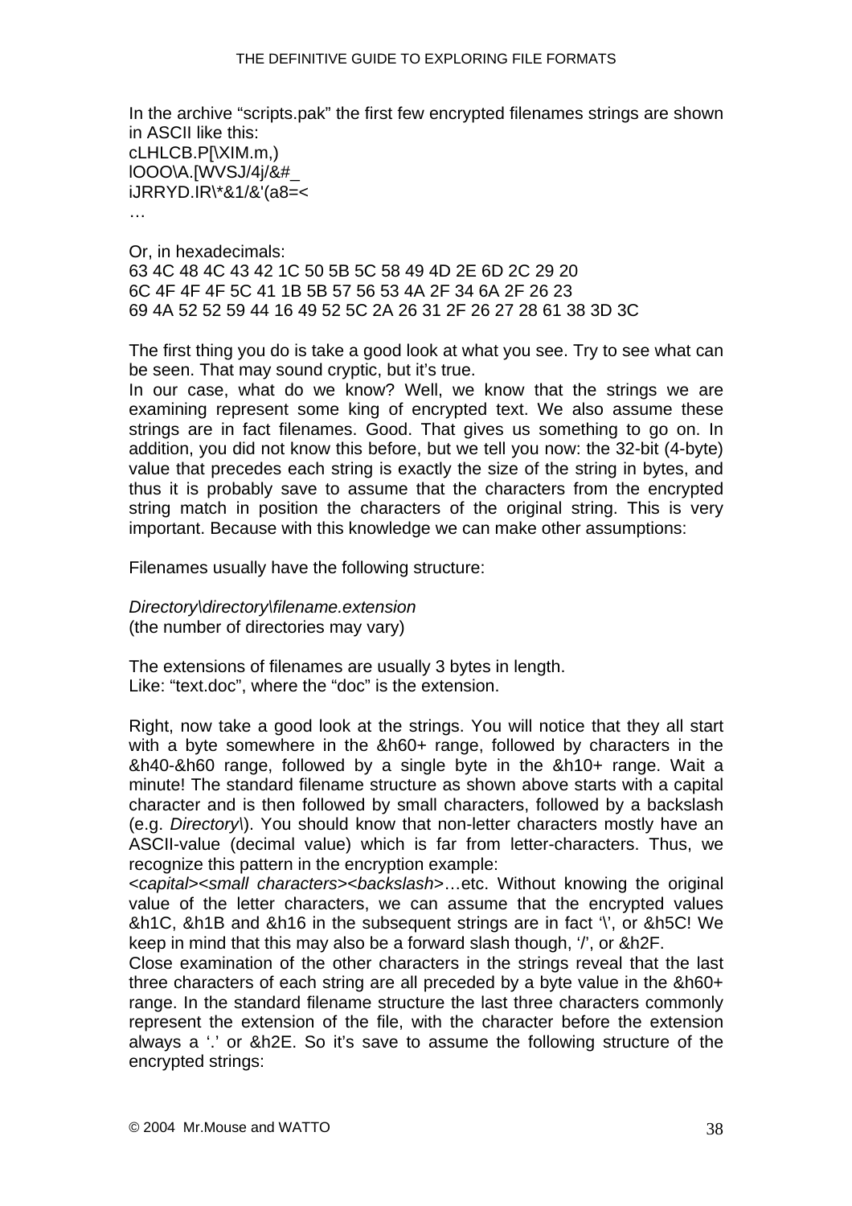In the archive "scripts.pak" the first few encrypted filenames strings are shown in ASCII like this:
cLHLCB.P[\XIM.m,)
lOOO\A.[WVSJ/4j/&#_
iJRRYD.IR\*&1/&'(a8=<
…

Or, in hexadecimals:
63 4C 48 4C 43 42 1C 50 5B 5C 58 49 4D 2E 6D 2C 29 20
6C 4F 4F 4F 5C 41 1B 5B 57 56 53 4A 2F 34 6A 2F 26 23
69 4A 52 52 59 44 16 49 52 5C 2A 26 31 2F 26 27 28 61 38 3D 3C

The first thing you do is take a good look at what you see. Try to see what can be seen. That may sound cryptic, but it's true.
In our case, what do we know? Well, we know that the strings we are examining represent some king of encrypted text. We also assume these strings are in fact filenames. Good. That gives us something to go on. In addition, you did not know this before, but we tell you now: the 32-bit (4-byte) value that precedes each string is exactly the size of the string in bytes, and thus it is probably save to assume that the characters from the encrypted string match in position the characters of the original string. This is very important. Because with this knowledge we can make other assumptions:

Filenames usually have the following structure:

*Directory\directory\filename.extension*
(the number of directories may vary)

The extensions of filenames are usually 3 bytes in length.
Like: "text.doc", where the "doc" is the extension.

Right, now take a good look at the strings. You will notice that they all start with a byte somewhere in the &h60+ range, followed by characters in the &h40-&h60 range, followed by a single byte in the &h10+ range. Wait a minute! The standard filename structure as shown above starts with a capital character and is then followed by small characters, followed by a backslash (e.g. *Directory\*). You should know that non-letter characters mostly have an ASCII-value (decimal value) which is far from letter-characters. Thus, we recognize this pattern in the encryption example:
*<capital><small characters><backslash>*…etc. Without knowing the original value of the letter characters, we can assume that the encrypted values &h1C, &h1B and &h16 in the subsequent strings are in fact '\', or &h5C! We keep in mind that this may also be a forward slash though, '/', or &h2F.
Close examination of the other characters in the strings reveal that the last three characters of each string are all preceded by a byte value in the &h60+ range. In the standard filename structure the last three characters commonly represent the extension of the file, with the character before the extension always a '.' or &h2E. So it's save to assume the following structure of the encrypted strings: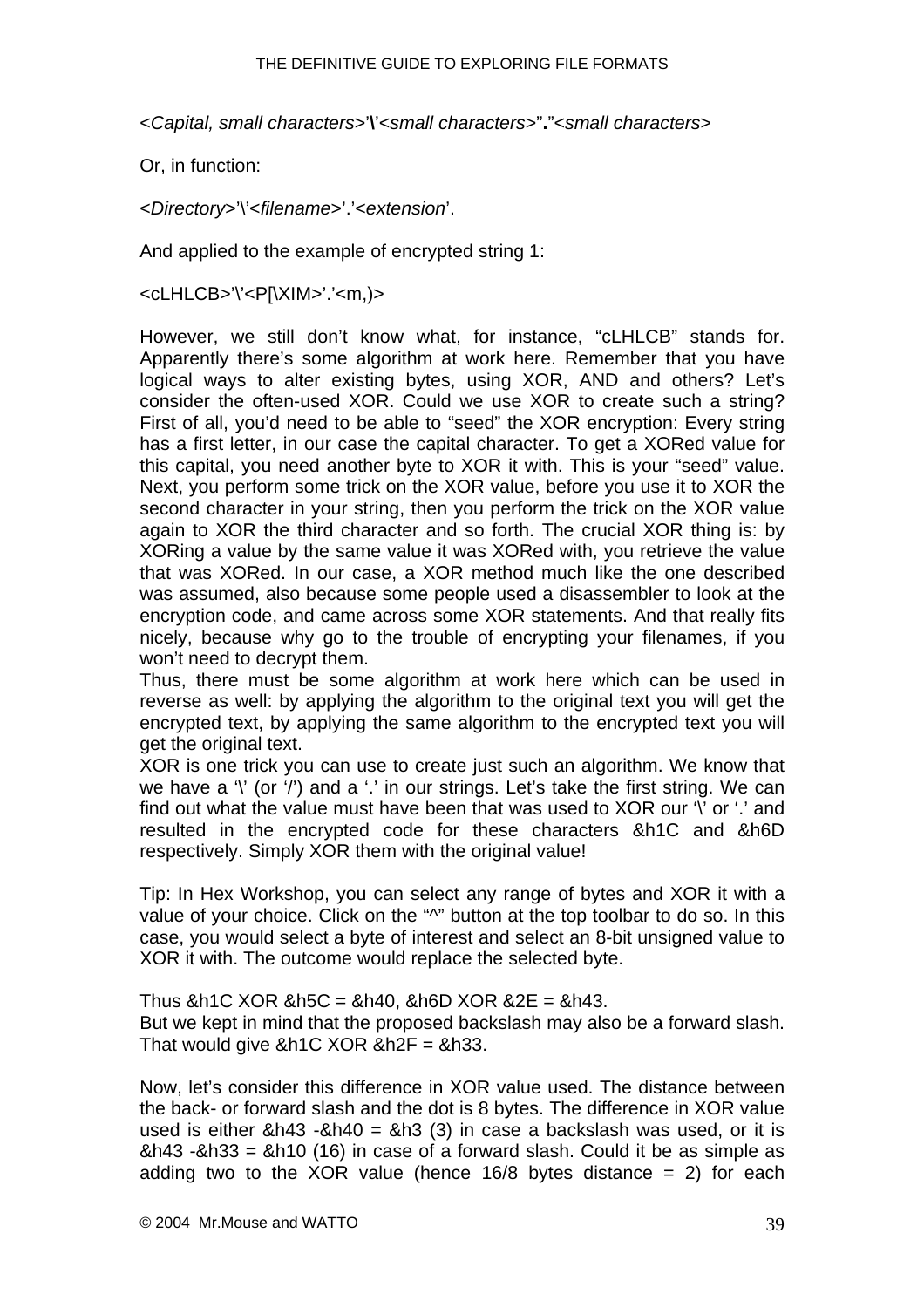<*Capital, small characters*>'**\**'<*small characters*>"**.**"<*small characters*>

Or, in function:

<*Directory*>'\'<*filename*>'.'<*extension*'.

And applied to the example of encrypted string 1:

<cLHLCB>'\'<P[\XIM>'.'<m,)>

However, we still don't know what, for instance, "cLHLCB" stands for. Apparently there's some algorithm at work here. Remember that you have logical ways to alter existing bytes, using XOR, AND and others? Let's consider the often-used XOR. Could we use XOR to create such a string? First of all, you'd need to be able to "seed" the XOR encryption: Every string has a first letter, in our case the capital character. To get a XORed value for this capital, you need another byte to XOR it with. This is your "seed" value. Next, you perform some trick on the XOR value, before you use it to XOR the second character in your string, then you perform the trick on the XOR value again to XOR the third character and so forth. The crucial XOR thing is: by XORing a value by the same value it was XORed with, you retrieve the value that was XORed. In our case, a XOR method much like the one described was assumed, also because some people used a disassembler to look at the encryption code, and came across some XOR statements. And that really fits nicely, because why go to the trouble of encrypting your filenames, if you won't need to decrypt them.
Thus, there must be some algorithm at work here which can be used in reverse as well: by applying the algorithm to the original text you will get the encrypted text, by applying the same algorithm to the encrypted text you will get the original text.
XOR is one trick you can use to create just such an algorithm. We know that we have a '\' (or '/') and a '.' in our strings. Let's take the first string. We can find out what the value must have been that was used to XOR our '\' or '.' and resulted in the encrypted code for these characters &h1C and &h6D respectively. Simply XOR them with the original value!

Tip: In Hex Workshop, you can select any range of bytes and XOR it with a value of your choice. Click on the "^" button at the top toolbar to do so. In this case, you would select a byte of interest and select an 8-bit unsigned value to XOR it with. The outcome would replace the selected byte.

Thus &h1C XOR &h5C = &h40, &h6D XOR &2E = &h43.
But we kept in mind that the proposed backslash may also be a forward slash. That would give &h1C XOR &h2F = &h33.

Now, let's consider this difference in XOR value used. The distance between the back- or forward slash and the dot is 8 bytes. The difference in XOR value used is either &h43 -&h40 = &h3 (3) in case a backslash was used, or it is &h43 -&h33 = &h10 (16) in case of a forward slash. Could it be as simple as adding two to the XOR value (hence 16/8 bytes distance = 2) for each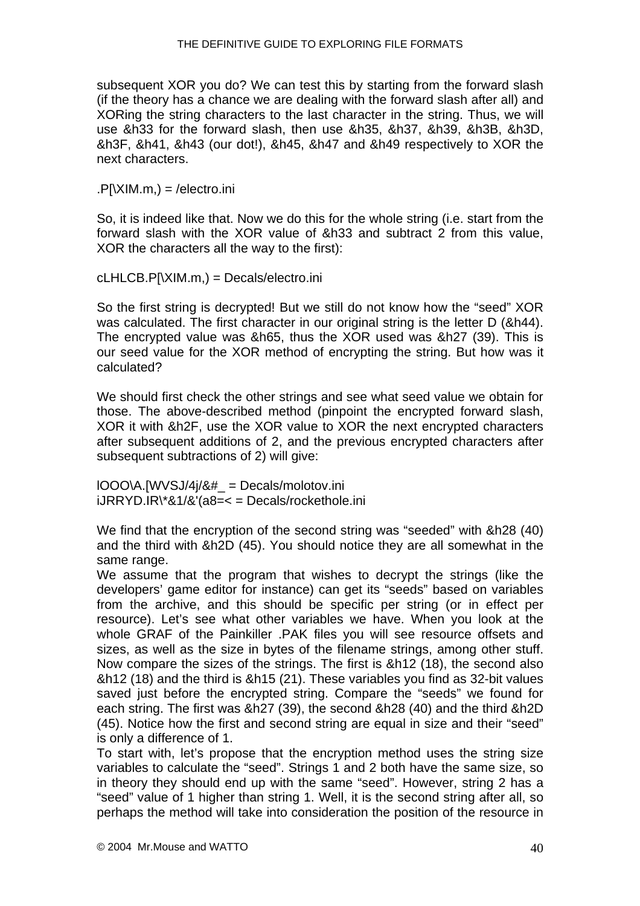subsequent XOR you do? We can test this by starting from the forward slash (if the theory has a chance we are dealing with the forward slash after all) and XORing the string characters to the last character in the string. Thus, we will use &h33 for the forward slash, then use &h35, &h37, &h39, &h3B, &h3D, &h3F, &h41, &h43 (our dot!), &h45, &h47 and &h49 respectively to XOR the next characters.

.P[\XIM.m,) = /electro.ini

So, it is indeed like that. Now we do this for the whole string (i.e. start from the forward slash with the XOR value of &h33 and subtract 2 from this value, XOR the characters all the way to the first):

cLHLCB.P[\XIM.m,) = Decals/electro.ini

So the first string is decrypted! But we still do not know how the "seed" XOR was calculated. The first character in our original string is the letter D (&h44). The encrypted value was &h65, thus the XOR used was &h27 (39). This is our seed value for the XOR method of encrypting the string. But how was it calculated?

We should first check the other strings and see what seed value we obtain for those. The above-described method (pinpoint the encrypted forward slash, XOR it with &h2F, use the XOR value to XOR the next encrypted characters after subsequent additions of 2, and the previous encrypted characters after subsequent subtractions of 2) will give:

lOOO\A.[WVSJ/4j/&#_ = Decals/molotov.ini
iJRRYD.IR\*&1/&'(a8=< = Decals/rockethole.ini

We find that the encryption of the second string was "seeded" with &h28 (40) and the third with &h2D (45). You should notice they are all somewhat in the same range.
We assume that the program that wishes to decrypt the strings (like the developers' game editor for instance) can get its "seeds" based on variables from the archive, and this should be specific per string (or in effect per resource). Let's see what other variables we have. When you look at the whole GRAF of the Painkiller .PAK files you will see resource offsets and sizes, as well as the size in bytes of the filename strings, among other stuff. Now compare the sizes of the strings. The first is &h12 (18), the second also &h12 (18) and the third is &h15 (21). These variables you find as 32-bit values saved just before the encrypted string. Compare the "seeds" we found for each string. The first was &h27 (39), the second &h28 (40) and the third &h2D (45). Notice how the first and second string are equal in size and their "seed" is only a difference of 1.
To start with, let's propose that the encryption method uses the string size variables to calculate the "seed". Strings 1 and 2 both have the same size, so in theory they should end up with the same "seed". However, string 2 has a "seed" value of 1 higher than string 1. Well, it is the second string after all, so perhaps the method will take into consideration the position of the resource in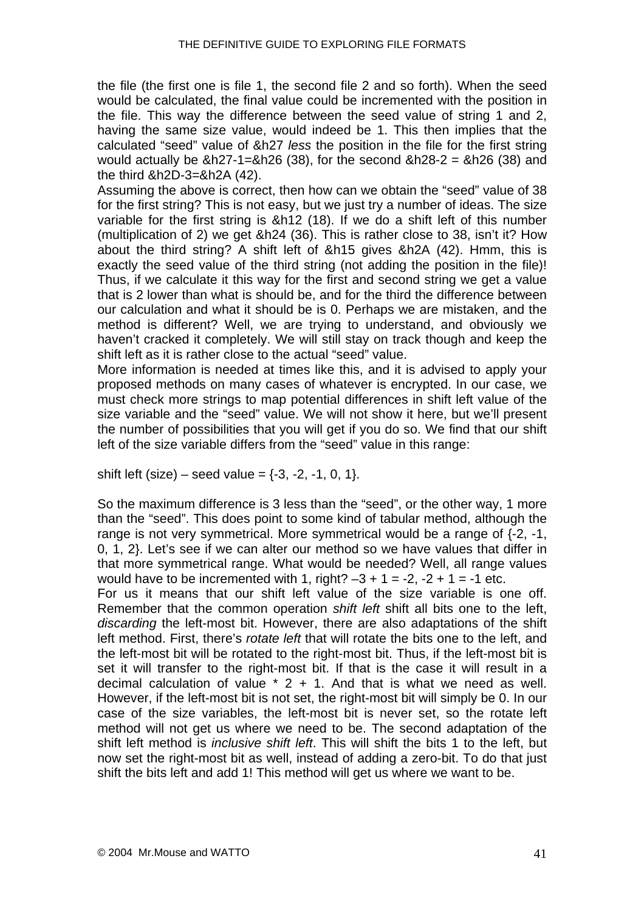the file (the first one is file 1, the second file 2 and so forth). When the seed would be calculated, the final value could be incremented with the position in the file. This way the difference between the seed value of string 1 and 2, having the same size value, would indeed be 1. This then implies that the calculated "seed" value of &h27 *less* the position in the file for the first string would actually be &h27-1=&h26 (38), for the second &h28-2 = &h26 (38) and the third &h2D-3=&h2A (42).

Assuming the above is correct, then how can we obtain the "seed" value of 38 for the first string? This is not easy, but we just try a number of ideas. The size variable for the first string is &h12 (18). If we do a shift left of this number (multiplication of 2) we get &h24 (36). This is rather close to 38, isn't it? How about the third string? A shift left of &h15 gives &h2A (42). Hmm, this is exactly the seed value of the third string (not adding the position in the file)! Thus, if we calculate it this way for the first and second string we get a value that is 2 lower than what is should be, and for the third the difference between our calculation and what it should be is 0. Perhaps we are mistaken, and the method is different? Well, we are trying to understand, and obviously we haven't cracked it completely. We will still stay on track though and keep the shift left as it is rather close to the actual "seed" value.

More information is needed at times like this, and it is advised to apply your proposed methods on many cases of whatever is encrypted. In our case, we must check more strings to map potential differences in shift left value of the size variable and the "seed" value. We will not show it here, but we'll present the number of possibilities that you will get if you do so. We find that our shift left of the size variable differs from the "seed" value in this range:

shift left (size) – seed value = {-3, -2, -1, 0, 1}.

So the maximum difference is 3 less than the "seed", or the other way, 1 more than the "seed". This does point to some kind of tabular method, although the range is not very symmetrical. More symmetrical would be a range of {-2, -1, 0, 1, 2}. Let's see if we can alter our method so we have values that differ in that more symmetrical range. What would be needed? Well, all range values would have to be incremented with 1, right? –3 + 1 = -2, -2 + 1 = -1 etc.

For us it means that our shift left value of the size variable is one off. Remember that the common operation *shift left* shift all bits one to the left, *discarding* the left-most bit. However, there are also adaptations of the shift left method. First, there's *rotate left* that will rotate the bits one to the left, and the left-most bit will be rotated to the right-most bit. Thus, if the left-most bit is set it will transfer to the right-most bit. If that is the case it will result in a decimal calculation of value * 2 + 1. And that is what we need as well. However, if the left-most bit is not set, the right-most bit will simply be 0. In our case of the size variables, the left-most bit is never set, so the rotate left method will not get us where we need to be. The second adaptation of the shift left method is *inclusive shift left*. This will shift the bits 1 to the left, but now set the right-most bit as well, instead of adding a zero-bit. To do that just shift the bits left and add 1! This method will get us where we want to be.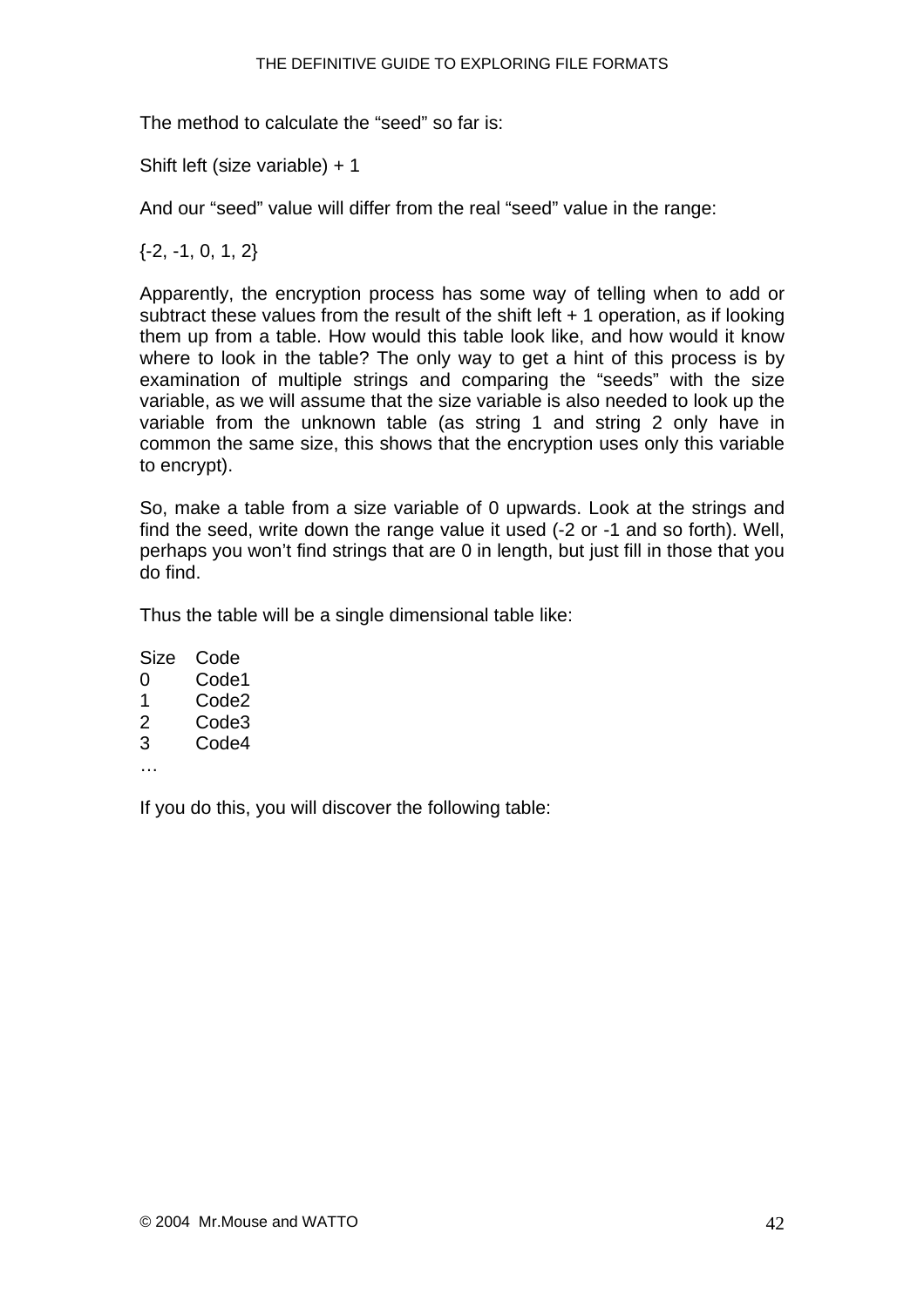The method to calculate the "seed" so far is:

Shift left (size variable) + 1

And our "seed" value will differ from the real "seed" value in the range:

{-2, -1, 0, 1, 2}

Apparently, the encryption process has some way of telling when to add or subtract these values from the result of the shift left + 1 operation, as if looking them up from a table. How would this table look like, and how would it know where to look in the table? The only way to get a hint of this process is by examination of multiple strings and comparing the "seeds" with the size variable, as we will assume that the size variable is also needed to look up the variable from the unknown table (as string 1 and string 2 only have in common the same size, this shows that the encryption uses only this variable to encrypt).

So, make a table from a size variable of 0 upwards. Look at the strings and find the seed, write down the range value it used (-2 or -1 and so forth). Well, perhaps you won't find strings that are 0 in length, but just fill in those that you do find.

Thus the table will be a single dimensional table like:

| Size | Code |
|---|---|
| 0 | Code1 |
| 1 | Code2 |
| 2 | Code3 |
| 3 | Code4 |
| … | |

If you do this, you will discover the following table: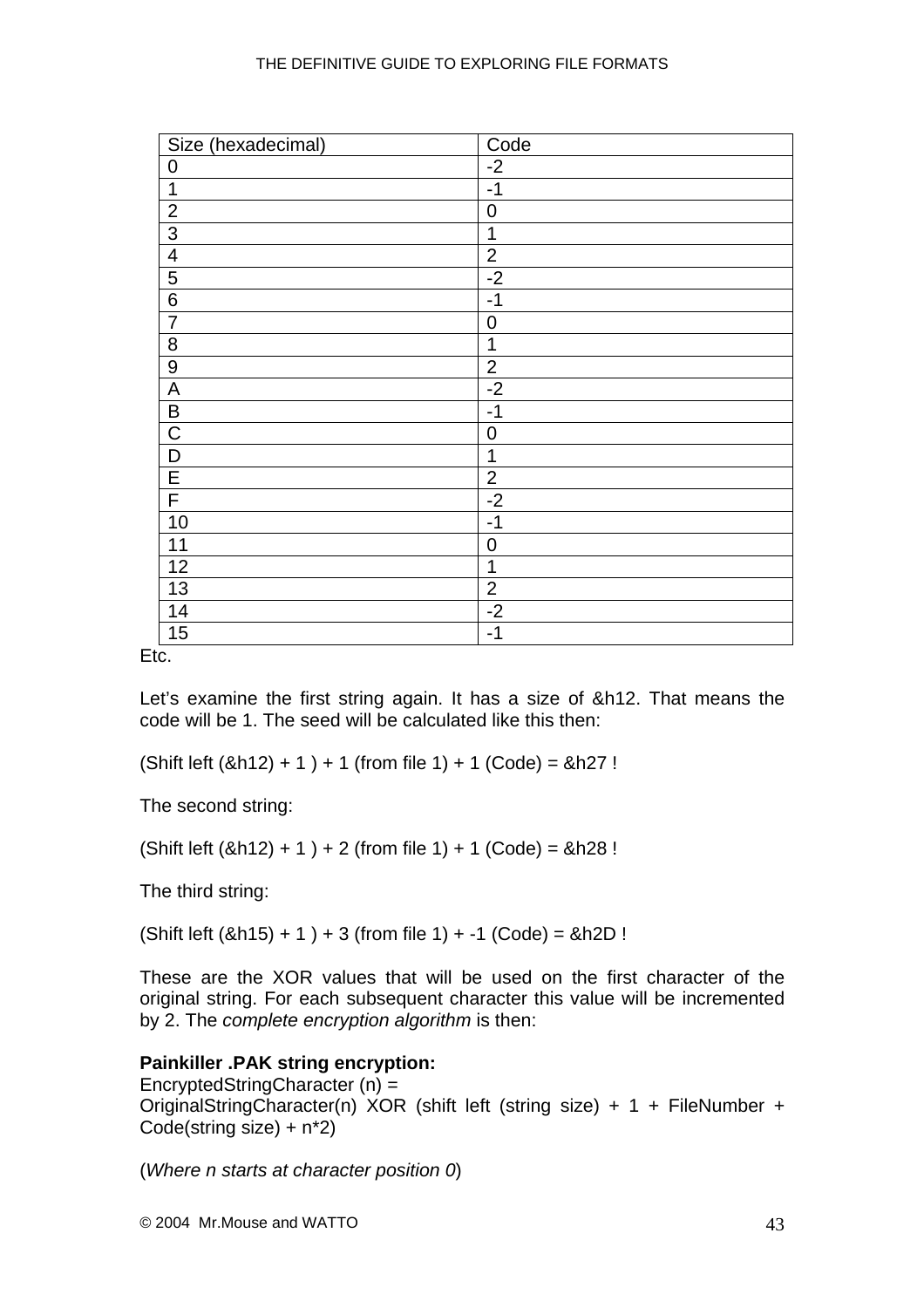| Size (hexadecimal) | Code |
| --- | --- |
| 0 | -2 |
| 1 | -1 |
| 2 | 0 |
| 3 | 1 |
| 4 | 2 |
| 5 | -2 |
| 6 | -1 |
| 7 | 0 |
| 8 | 1 |
| 9 | 2 |
| A | -2 |
| B | -1 |
| C | 0 |
| D | 1 |
| E | 2 |
| F | -2 |
| 10 | -1 |
| 11 | 0 |
| 12 | 1 |
| 13 | 2 |
| 14 | -2 |
| 15 | -1 |

Etc.

Let's examine the first string again. It has a size of &h12. That means the code will be 1. The seed will be calculated like this then:

(Shift left (&h12) + 1 ) + 1 (from file 1) + 1 (Code) = &h27 !

The second string:

(Shift left (&h12) + 1 ) + 2 (from file 1) + 1 (Code) = &h28 !

The third string:

(Shift left (&h15) + 1 ) + 3 (from file 1) + -1 (Code) = &h2D !

These are the XOR values that will be used on the first character of the original string. For each subsequent character this value will be incremented by 2. The *complete encryption algorithm* is then:

**Painkiller .PAK string encryption:**
EncryptedStringCharacter (n) =
OriginalStringCharacter(n) XOR (shift left (string size) + 1 + FileNumber + Code(string size) + n*2)

(*Where n starts at character position 0*)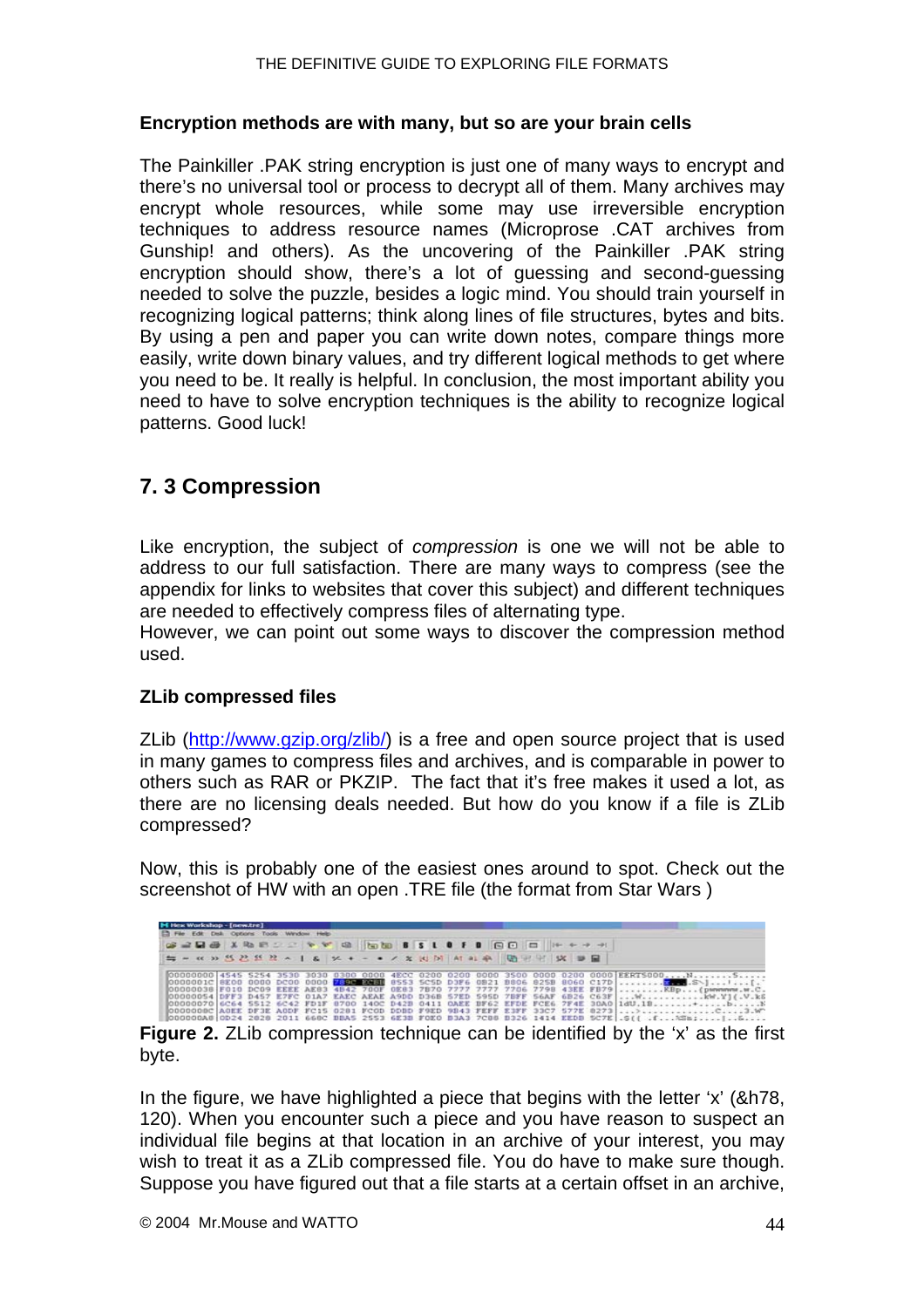### Encryption methods are with many, but so are your brain cells

The Painkiller .PAK string encryption is just one of many ways to encrypt and there's no universal tool or process to decrypt all of them. Many archives may encrypt whole resources, while some may use irreversible encryption techniques to address resource names (Microprose .CAT archives from Gunship! and others). As the uncovering of the Painkiller .PAK string encryption should show, there's a lot of guessing and second-guessing needed to solve the puzzle, besides a logic mind. You should train yourself in recognizing logical patterns; think along lines of file structures, bytes and bits. By using a pen and paper you can write down notes, compare things more easily, write down binary values, and try different logical methods to get where you need to be. It really is helpful. In conclusion, the most important ability you need to have to solve encryption techniques is the ability to recognize logical patterns. Good luck!

## 7. 3 Compression

Like encryption, the subject of *compression* is one we will not be able to address to our full satisfaction. There are many ways to compress (see the appendix for links to websites that cover this subject) and different techniques are needed to effectively compress files of alternating type.
However, we can point out some ways to discover the compression method used.

### ZLib compressed files

ZLib (http://www.gzip.org/zlib/) is a free and open source project that is used in many games to compress files and archives, and is comparable in power to others such as RAR or PKZIP. The fact that it's free makes it used a lot, as there are no licensing deals needed. But how do you know if a file is ZLib compressed?

Now, this is probably one of the easiest ones around to spot. Check out the screenshot of HW with an open .TRE file (the format from Star Wars )

**Figure 2.** ZLib compression technique can be identified by the 'x' as the first byte.

In the figure, we have highlighted a piece that begins with the letter 'x' (&h78, 120). When you encounter such a piece and you have reason to suspect an individual file begins at that location in an archive of your interest, you may wish to treat it as a ZLib compressed file. You do have to make sure though. Suppose you have figured out that a file starts at a certain offset in an archive,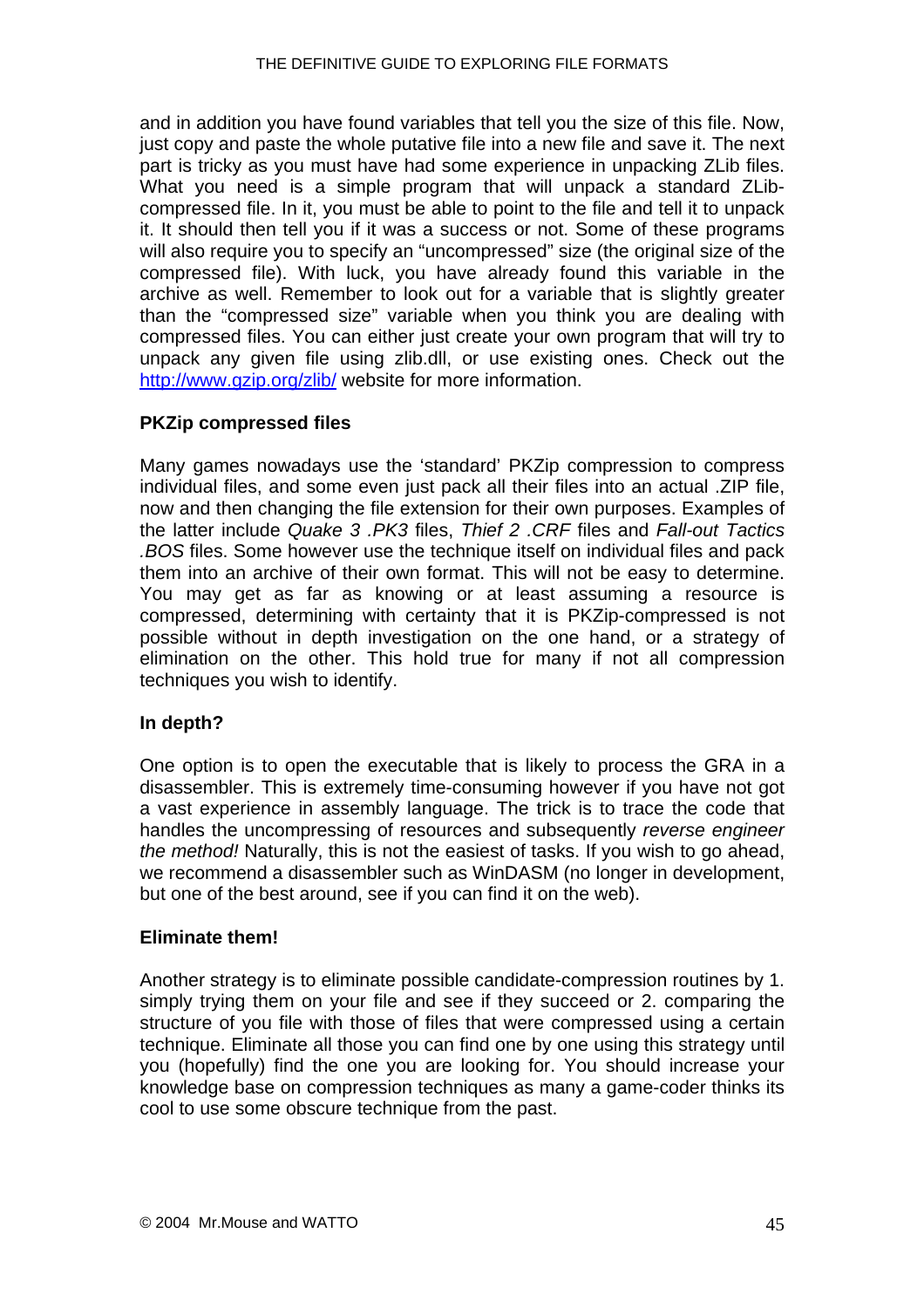and in addition you have found variables that tell you the size of this file. Now, just copy and paste the whole putative file into a new file and save it. The next part is tricky as you must have had some experience in unpacking ZLib files. What you need is a simple program that will unpack a standard ZLib-compressed file. In it, you must be able to point to the file and tell it to unpack it. It should then tell you if it was a success or not. Some of these programs will also require you to specify an "uncompressed" size (the original size of the compressed file). With luck, you have already found this variable in the archive as well. Remember to look out for a variable that is slightly greater than the "compressed size" variable when you think you are dealing with compressed files. You can either just create your own program that will try to unpack any given file using zlib.dll, or use existing ones. Check out the [http://www.gzip.org/zlib/](http://www.gzip.org/zlib/) website for more information.

### PKZip compressed files

Many games nowadays use the 'standard' PKZip compression to compress individual files, and some even just pack all their files into an actual .ZIP file, now and then changing the file extension for their own purposes. Examples of the latter include *Quake 3 .PK3* files, *Thief 2 .CRF* files and *Fall-out Tactics .BOS* files. Some however use the technique itself on individual files and pack them into an archive of their own format. This will not be easy to determine. You may get as far as knowing or at least assuming a resource is compressed, determining with certainty that it is PKZip-compressed is not possible without in depth investigation on the one hand, or a strategy of elimination on the other. This hold true for many if not all compression techniques you wish to identify.

### In depth?

One option is to open the executable that is likely to process the GRA in a disassembler. This is extremely time-consuming however if you have not got a vast experience in assembly language. The trick is to trace the code that handles the uncompressing of resources and subsequently *reverse engineer the method!* Naturally, this is not the easiest of tasks. If you wish to go ahead, we recommend a disassembler such as WinDASM (no longer in development, but one of the best around, see if you can find it on the web).

### Eliminate them!

Another strategy is to eliminate possible candidate-compression routines by 1. simply trying them on your file and see if they succeed or 2. comparing the structure of you file with those of files that were compressed using a certain technique. Eliminate all those you can find one by one using this strategy until you (hopefully) find the one you are looking for. You should increase your knowledge base on compression techniques as many a game-coder thinks its cool to use some obscure technique from the past.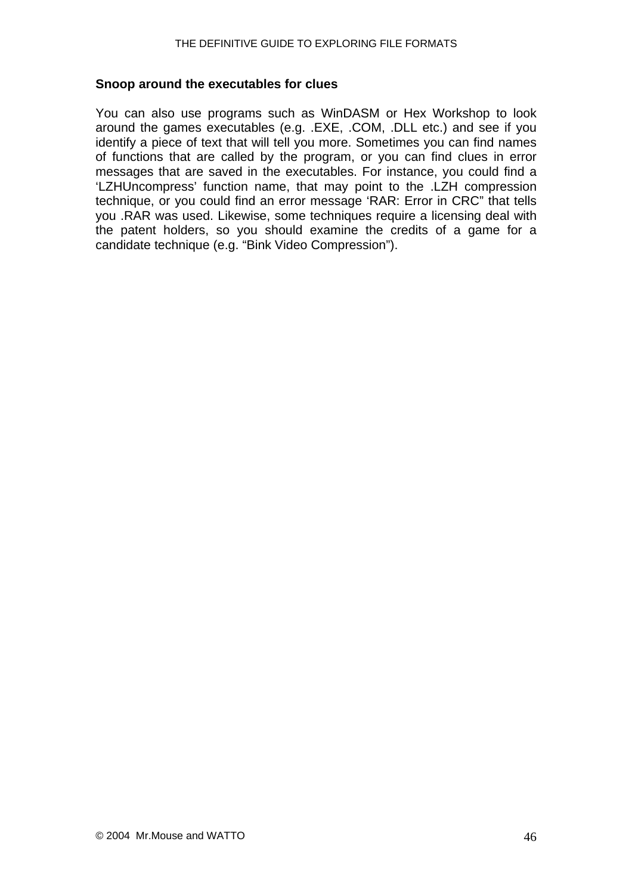**Snoop around the executables for clues**

You can also use programs such as WinDASM or Hex Workshop to look around the games executables (e.g. .EXE, .COM, .DLL etc.) and see if you identify a piece of text that will tell you more. Sometimes you can find names of functions that are called by the program, or you can find clues in error messages that are saved in the executables. For instance, you could find a 'LZHUncompress' function name, that may point to the .LZH compression technique, or you could find an error message 'RAR: Error in CRC" that tells you .RAR was used. Likewise, some techniques require a licensing deal with the patent holders, so you should examine the credits of a game for a candidate technique (e.g. "Bink Video Compression").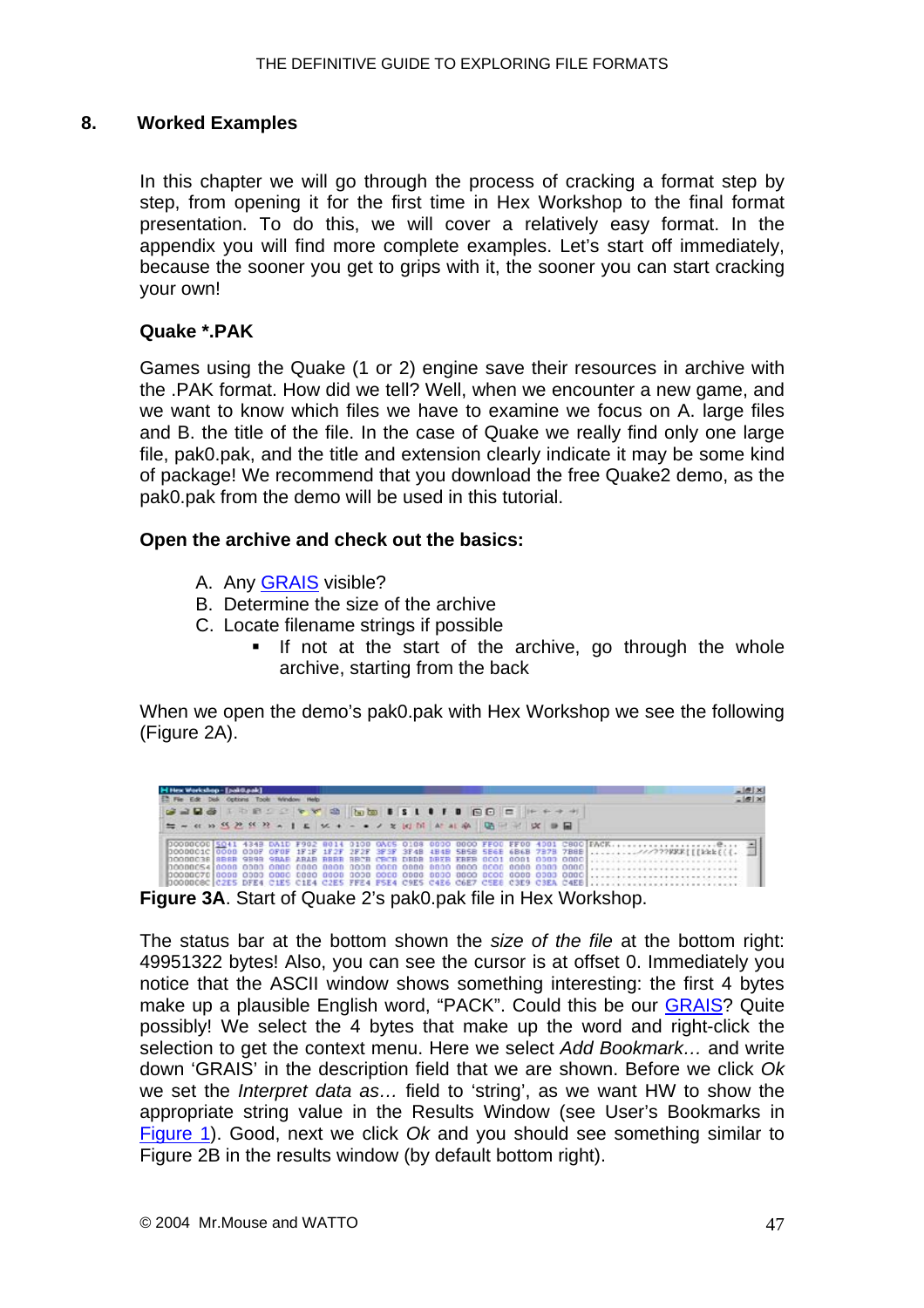## 8. Worked Examples

In this chapter we will go through the process of cracking a format step by step, from opening it for the first time in Hex Workshop to the final format presentation. To do this, we will cover a relatively easy format. In the appendix you will find more complete examples. Let's start off immediately, because the sooner you get to grips with it, the sooner you can start cracking your own!

### Quake *.PAK

Games using the Quake (1 or 2) engine save their resources in archive with the .PAK format. How did we tell? Well, when we encounter a new game, and we want to know which files we have to examine we focus on A. large files and B. the title of the file. In the case of Quake we really find only one large file, pak0.pak, and the title and extension clearly indicate it may be some kind of package! We recommend that you download the free Quake2 demo, as the pak0.pak from the demo will be used in this tutorial.

**Open the archive and check out the basics:**

A. Any GRAIS visible?
B. Determine the size of the archive
C. Locate filename strings if possible
  - If not at the start of the archive, go through the whole archive, starting from the back

When we open the demo's pak0.pak with Hex Workshop we see the following (Figure 2A).

**Figure 3A**. Start of Quake 2's pak0.pak file in Hex Workshop.

The status bar at the bottom shown the *size of the file* at the bottom right: 49951322 bytes! Also, you can see the cursor is at offset 0. Immediately you notice that the ASCII window shows something interesting: the first 4 bytes make up a plausible English word, "PACK". Could this be our GRAIS? Quite possibly! We select the 4 bytes that make up the word and right-click the selection to get the context menu. Here we select *Add Bookmark…* and write down 'GRAIS' in the description field that we are shown. Before we click *Ok* we set the *Interpret data as…* field to 'string', as we want HW to show the appropriate string value in the Results Window (see User's Bookmarks in Figure 1). Good, next we click *Ok* and you should see something similar to Figure 2B in the results window (by default bottom right).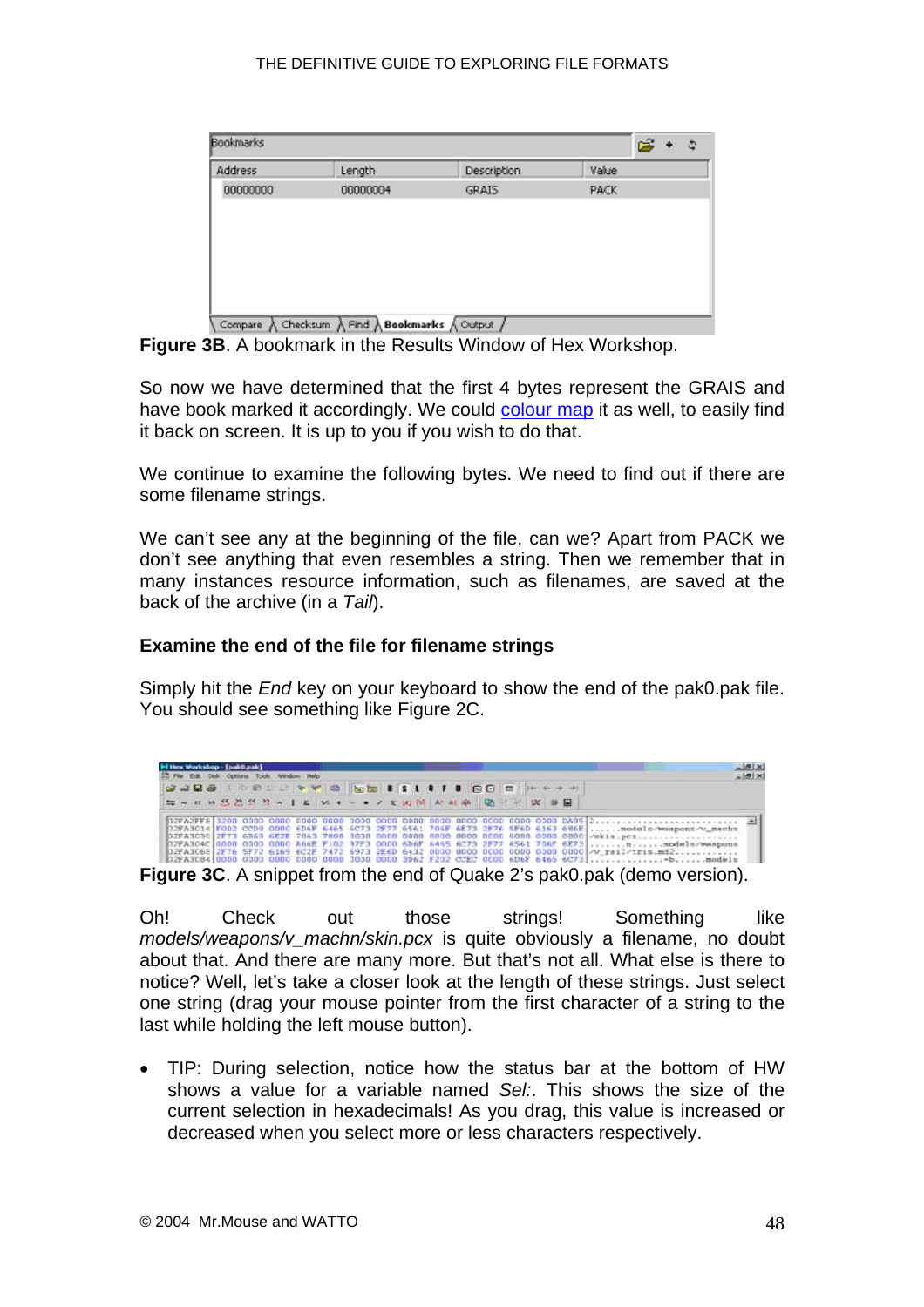| Address | Length | Description | Value |
| --- | --- | --- | --- |
| 00000000 | 00000004 | GRAIS | PACK |

**Figure 3B**. A bookmark in the Results Window of Hex Workshop.

So now we have determined that the first 4 bytes represent the GRAIS and have book marked it accordingly. We could colour map it as well, to easily find it back on screen. It is up to you if you wish to do that.

We continue to examine the following bytes. We need to find out if there are some filename strings.

We can't see any at the beginning of the file, can we? Apart from PACK we don't see anything that even resembles a string. Then we remember that in many instances resource information, such as filenames, are saved at the back of the archive (in a *Tail*).

**Examine the end of the file for filename strings**

Simply hit the *End* key on your keyboard to show the end of the pak0.pak file. You should see something like Figure 2C.

**Figure 3C**. A snippet from the end of Quake 2's pak0.pak (demo version).

Oh! Check out those strings! Something like *models/weapons/v_machn/skin.pcx* is quite obviously a filename, no doubt about that. And there are many more. But that's not all. What else is there to notice? Well, let's take a closer look at the length of these strings. Just select one string (drag your mouse pointer from the first character of a string to the last while holding the left mouse button).

- TIP: During selection, notice how the status bar at the bottom of HW shows a value for a variable named *Sel:*. This shows the size of the current selection in hexadecimals! As you drag, this value is increased or decreased when you select more or less characters respectively.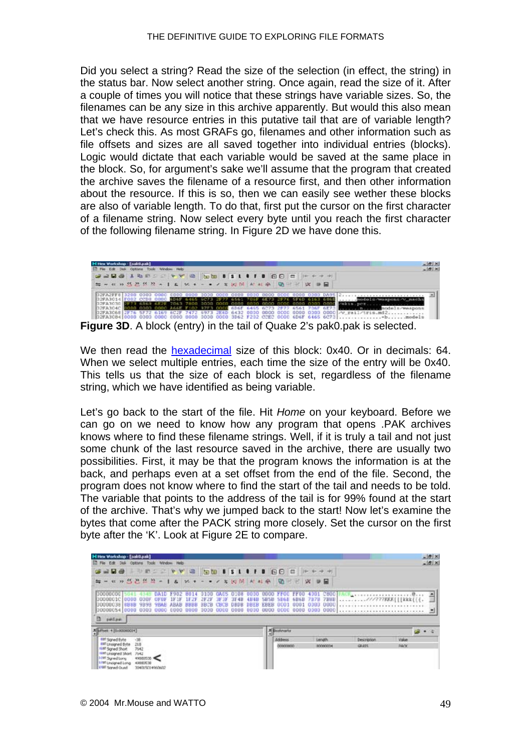Did you select a string? Read the size of the selection (in effect, the string) in the status bar. Now select another string. Once again, read the size of it. After a couple of times you will notice that these strings have variable sizes. So, the filenames can be any size in this archive apparently. But would this also mean that we have resource entries in this putative tail that are of variable length? Let's check this. As most GRAFs go, filenames and other information such as file offsets and sizes are all saved together into individual entries (blocks). Logic would dictate that each variable would be saved at the same place in the block. So, for argument's sake we'll assume that the program that created the archive saves the filename of a resource first, and then other information about the resource. If this is so, then we can easily see wether these blocks are also of variable length. To do that, first put the cursor on the first character of a filename string. Now select every byte until you reach the first character of the following filename string. In Figure 2D we have done this.

**Figure 3D**. A block (entry) in the tail of Quake 2's pak0.pak is selected.

We then read the hexadecimal size of this block: 0x40. Or in decimals: 64. When we select multiple entries, each time the size of the entry will be 0x40. This tells us that the size of each block is set, regardless of the filename string, which we have identified as being variable.

Let's go back to the start of the file. Hit *Home* on your keyboard. Before we can go on we need to know how any program that opens .PAK archives knows where to find these filename strings. Well, if it is truly a tail and not just some chunk of the last resource saved in the archive, there are usually two possibilities. First, it may be that the program knows the information is at the back, and perhaps even at a set offset from the end of the file. Second, the program does not know where to find the start of the tail and needs to be told. The variable that points to the address of the tail is for 99% found at the start of the archive. That's why we jumped back to the start! Now let's examine the bytes that come after the PACK string more closely. Set the cursor on the first byte after the 'K'. Look at Figure 2E to compare.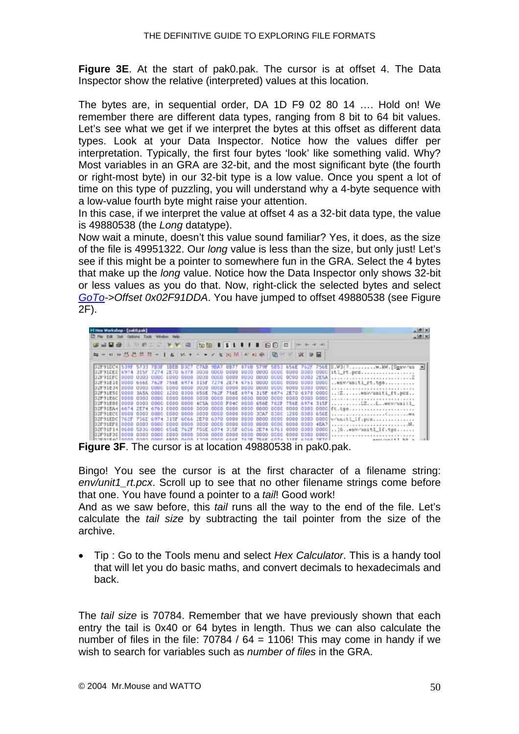**Figure 3E**. At the start of pak0.pak. The cursor is at offset 4. The Data Inspector show the relative (interpreted) values at this location.

The bytes are, in sequential order, DA 1D F9 02 80 14 …. Hold on! We remember there are different data types, ranging from 8 bit to 64 bit values. Let's see what we get if we interpret the bytes at this offset as different data types. Look at your Data Inspector. Notice how the values differ per interpretation. Typically, the first four bytes 'look' like something valid. Why? Most variables in an GRA are 32-bit, and the most significant byte (the fourth or right-most byte) in our 32-bit type is a low value. Once you spent a lot of time on this type of puzzling, you will understand why a 4-byte sequence with a low-value fourth byte might raise your attention.
In this case, if we interpret the value at offset 4 as a 32-bit data type, the value is 49880538 (the *Long* datatype).
Now wait a minute, doesn't this value sound familiar? Yes, it does, as the size of the file is 49951322. Our *long* value is less than the size, but only just! Let's see if this might be a pointer to somewhere fun in the GRA. Select the 4 bytes that make up the *long* value. Notice how the Data Inspector only shows 32-bit or less values as you do that. Now, right-click the selected bytes and select *GoTo->Offset 0x02F91DDA*. You have jumped to offset 49880538 (see Figure 2F).

**Figure 3F**. The cursor is at location 49880538 in pak0.pak.

Bingo! You see the cursor is at the first character of a filename string: *env/unit1_rt.pcx*. Scroll up to see that no other filename strings come before that one. You have found a pointer to a *tail*! Good work!
And as we saw before, this *tail* runs all the way to the end of the file. Let's calculate the *tail size* by subtracting the tail pointer from the size of the archive.

- Tip : Go to the Tools menu and select *Hex Calculator*. This is a handy tool that will let you do basic maths, and convert decimals to hexadecimals and back.

The *tail size* is 70784. Remember that we have previously shown that each entry the tail is 0x40 or 64 bytes in length. Thus we can also calculate the number of files in the file: 70784 / 64 = 1106! This may come in handy if we wish to search for variables such as *number of files* in the GRA.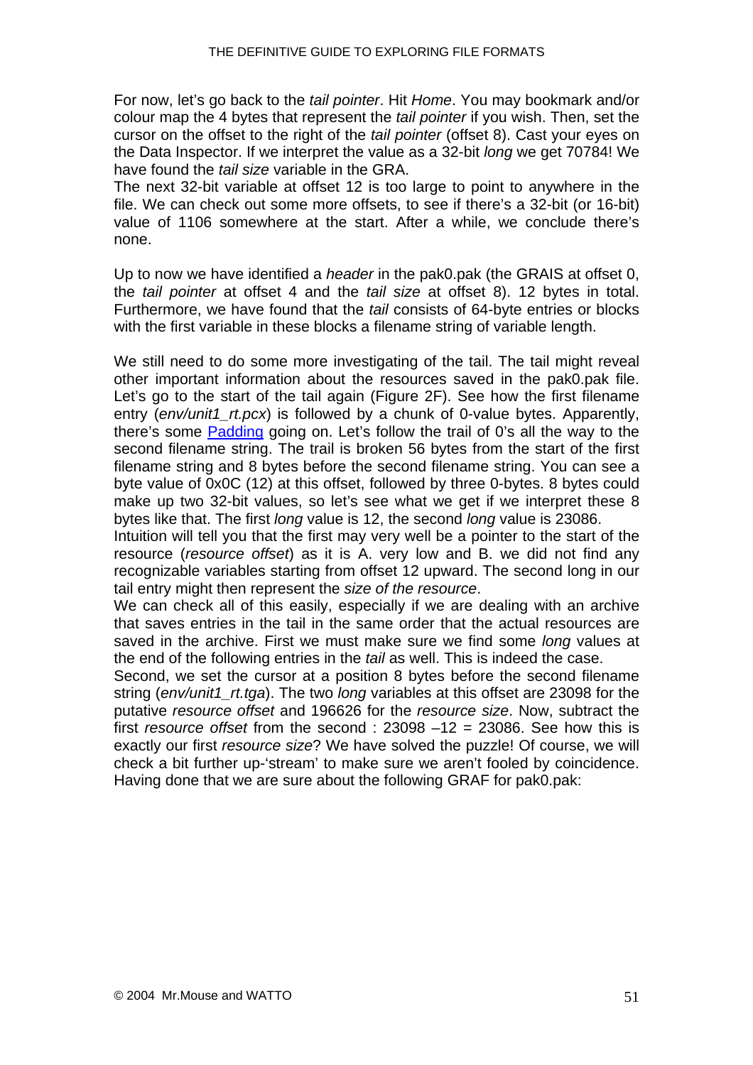For now, let's go back to the *tail pointer*. Hit *Home*. You may bookmark and/or colour map the 4 bytes that represent the *tail pointer* if you wish. Then, set the cursor on the offset to the right of the *tail pointer* (offset 8). Cast your eyes on the Data Inspector. If we interpret the value as a 32-bit *long* we get 70784! We have found the *tail size* variable in the GRA.
The next 32-bit variable at offset 12 is too large to point to anywhere in the file. We can check out some more offsets, to see if there's a 32-bit (or 16-bit) value of 1106 somewhere at the start. After a while, we conclude there's none.

Up to now we have identified a *header* in the pak0.pak (the GRAIS at offset 0, the *tail pointer* at offset 4 and the *tail size* at offset 8). 12 bytes in total. Furthermore, we have found that the *tail* consists of 64-byte entries or blocks with the first variable in these blocks a filename string of variable length.

We still need to do some more investigating of the tail. The tail might reveal other important information about the resources saved in the pak0.pak file. Let's go to the start of the tail again (Figure 2F). See how the first filename entry (*env/unit1_rt.pcx*) is followed by a chunk of 0-value bytes. Apparently, there's some Padding going on. Let's follow the trail of 0's all the way to the second filename string. The trail is broken 56 bytes from the start of the first filename string and 8 bytes before the second filename string. You can see a byte value of 0x0C (12) at this offset, followed by three 0-bytes. 8 bytes could make up two 32-bit values, so let's see what we get if we interpret these 8 bytes like that. The first *long* value is 12, the second *long* value is 23086.
Intuition will tell you that the first may very well be a pointer to the start of the resource (*resource offset*) as it is A. very low and B. we did not find any recognizable variables starting from offset 12 upward. The second long in our tail entry might then represent the *size of the resource*.
We can check all of this easily, especially if we are dealing with an archive that saves entries in the tail in the same order that the actual resources are saved in the archive. First we must make sure we find some *long* values at the end of the following entries in the *tail* as well. This is indeed the case.
Second, we set the cursor at a position 8 bytes before the second filename string (*env/unit1_rt.tga*). The two *long* variables at this offset are 23098 for the putative *resource offset* and 196626 for the *resource size*. Now, subtract the first *resource offset* from the second : 23098 –12 = 23086. See how this is exactly our first *resource size*? We have solved the puzzle! Of course, we will check a bit further up-'stream' to make sure we aren't fooled by coincidence. Having done that we are sure about the following GRAF for pak0.pak: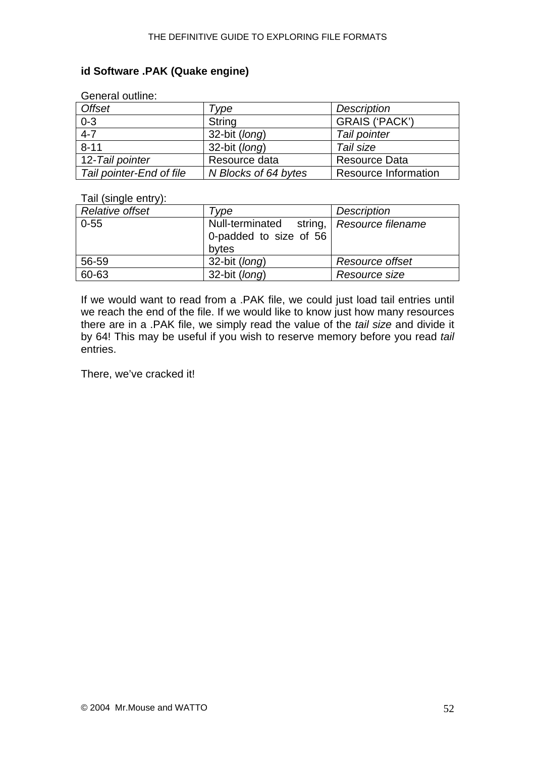**id Software .PAK (Quake engine)**

General outline:

| *Offset* | *Type* | *Description* |
|---|---|---|
| 0-3 | String | GRAIS (‘PACK’) |
| 4-7 | 32-bit (*long*) | *Tail pointer* |
| 8-11 | 32-bit (*long*) | *Tail size* |
| 12-*Tail pointer* | Resource data | Resource Data |
| *Tail pointer-End of file* | *N Blocks of 64 bytes* | Resource Information |

Tail (single entry):

| *Relative offset* | *Type* | *Description* |
|---|---|---|
| 0-55 | Null-terminated string, 0-padded to size of 56 bytes | *Resource filename* |
| 56-59 | 32-bit (*long*) | *Resource offset* |
| 60-63 | 32-bit (*long*) | *Resource size* |

If we would want to read from a .PAK file, we could just load tail entries until we reach the end of the file. If we would like to know just how many resources there are in a .PAK file, we simply read the value of the *tail size* and divide it by 64! This may be useful if you wish to reserve memory before you read *tail* entries.

There, we’ve cracked it!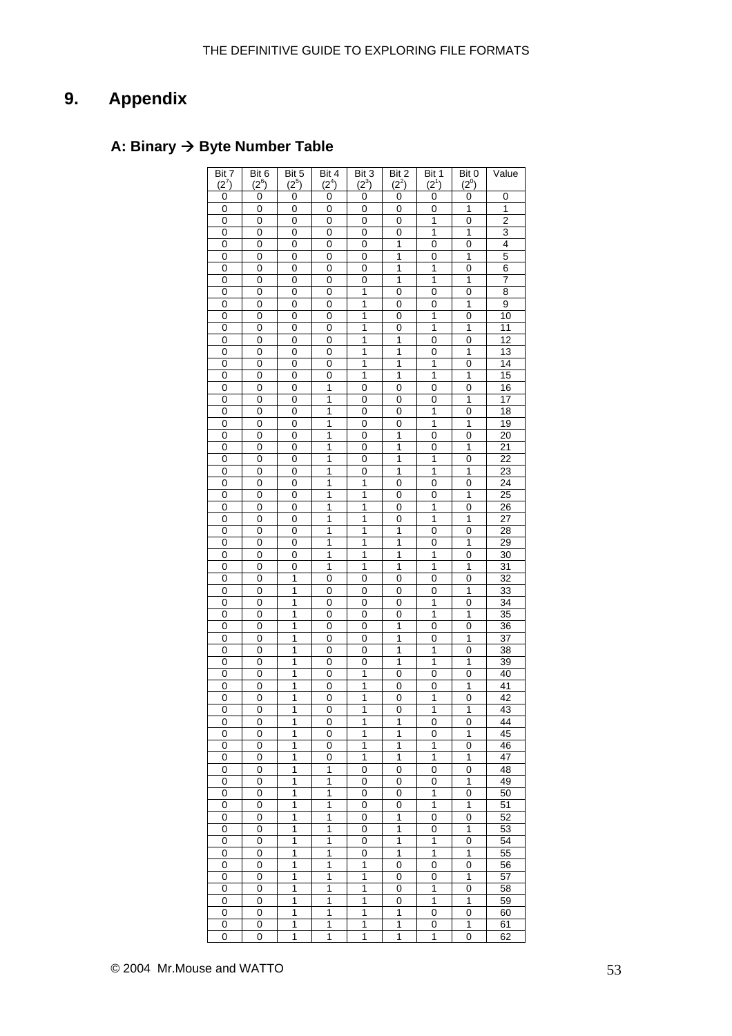# 9. Appendix

## A: Binary → Byte Number Table

| Bit 7 ($2^7$) | Bit 6 ($2^6$) | Bit 5 ($2^5$) | Bit 4 ($2^4$) | Bit 3 ($2^3$) | Bit 2 ($2^2$) | Bit 1 ($2^1$) | Bit 0 ($2^0$) | Value |
|---|---|---|---|---|---|---|---|---|
| 0 | 0 | 0 | 0 | 0 | 0 | 0 | 0 | 0 |
| 0 | 0 | 0 | 0 | 0 | 0 | 0 | 1 | 1 |
| 0 | 0 | 0 | 0 | 0 | 0 | 1 | 0 | 2 |
| 0 | 0 | 0 | 0 | 0 | 0 | 1 | 1 | 3 |
| 0 | 0 | 0 | 0 | 0 | 1 | 0 | 0 | 4 |
| 0 | 0 | 0 | 0 | 0 | 1 | 0 | 1 | 5 |
| 0 | 0 | 0 | 0 | 0 | 1 | 1 | 0 | 6 |
| 0 | 0 | 0 | 0 | 0 | 1 | 1 | 1 | 7 |
| 0 | 0 | 0 | 0 | 1 | 0 | 0 | 0 | 8 |
| 0 | 0 | 0 | 0 | 1 | 0 | 0 | 1 | 9 |
| 0 | 0 | 0 | 0 | 1 | 0 | 1 | 0 | 10 |
| 0 | 0 | 0 | 0 | 1 | 0 | 1 | 1 | 11 |
| 0 | 0 | 0 | 0 | 1 | 1 | 0 | 0 | 12 |
| 0 | 0 | 0 | 0 | 1 | 1 | 0 | 1 | 13 |
| 0 | 0 | 0 | 0 | 1 | 1 | 1 | 0 | 14 |
| 0 | 0 | 0 | 0 | 1 | 1 | 1 | 1 | 15 |
| 0 | 0 | 0 | 1 | 0 | 0 | 0 | 0 | 16 |
| 0 | 0 | 0 | 1 | 0 | 0 | 0 | 1 | 17 |
| 0 | 0 | 0 | 1 | 0 | 0 | 1 | 0 | 18 |
| 0 | 0 | 0 | 1 | 0 | 0 | 1 | 1 | 19 |
| 0 | 0 | 0 | 1 | 0 | 1 | 0 | 0 | 20 |
| 0 | 0 | 0 | 1 | 0 | 1 | 0 | 1 | 21 |
| 0 | 0 | 0 | 1 | 0 | 1 | 1 | 0 | 22 |
| 0 | 0 | 0 | 1 | 0 | 1 | 1 | 1 | 23 |
| 0 | 0 | 0 | 1 | 1 | 0 | 0 | 0 | 24 |
| 0 | 0 | 0 | 1 | 1 | 0 | 0 | 1 | 25 |
| 0 | 0 | 0 | 1 | 1 | 0 | 1 | 0 | 26 |
| 0 | 0 | 0 | 1 | 1 | 0 | 1 | 1 | 27 |
| 0 | 0 | 0 | 1 | 1 | 1 | 0 | 0 | 28 |
| 0 | 0 | 0 | 1 | 1 | 1 | 0 | 1 | 29 |
| 0 | 0 | 0 | 1 | 1 | 1 | 1 | 0 | 30 |
| 0 | 0 | 0 | 1 | 1 | 1 | 1 | 1 | 31 |
| 0 | 0 | 1 | 0 | 0 | 0 | 0 | 0 | 32 |
| 0 | 0 | 1 | 0 | 0 | 0 | 0 | 1 | 33 |
| 0 | 0 | 1 | 0 | 0 | 0 | 1 | 0 | 34 |
| 0 | 0 | 1 | 0 | 0 | 0 | 1 | 1 | 35 |
| 0 | 0 | 1 | 0 | 0 | 1 | 0 | 0 | 36 |
| 0 | 0 | 1 | 0 | 0 | 1 | 0 | 1 | 37 |
| 0 | 0 | 1 | 0 | 0 | 1 | 1 | 0 | 38 |
| 0 | 0 | 1 | 0 | 0 | 1 | 1 | 1 | 39 |
| 0 | 0 | 1 | 0 | 1 | 0 | 0 | 0 | 40 |
| 0 | 0 | 1 | 0 | 1 | 0 | 0 | 1 | 41 |
| 0 | 0 | 1 | 0 | 1 | 0 | 1 | 0 | 42 |
| 0 | 0 | 1 | 0 | 1 | 0 | 1 | 1 | 43 |
| 0 | 0 | 1 | 0 | 1 | 1 | 0 | 0 | 44 |
| 0 | 0 | 1 | 0 | 1 | 1 | 0 | 1 | 45 |
| 0 | 0 | 1 | 0 | 1 | 1 | 1 | 0 | 46 |
| 0 | 0 | 1 | 0 | 1 | 1 | 1 | 1 | 47 |
| 0 | 0 | 1 | 1 | 0 | 0 | 0 | 0 | 48 |
| 0 | 0 | 1 | 1 | 0 | 0 | 0 | 1 | 49 |
| 0 | 0 | 1 | 1 | 0 | 0 | 1 | 0 | 50 |
| 0 | 0 | 1 | 1 | 0 | 0 | 1 | 1 | 51 |
| 0 | 0 | 1 | 1 | 0 | 1 | 0 | 0 | 52 |
| 0 | 0 | 1 | 1 | 0 | 1 | 0 | 1 | 53 |
| 0 | 0 | 1 | 1 | 0 | 1 | 1 | 0 | 54 |
| 0 | 0 | 1 | 1 | 0 | 1 | 1 | 1 | 55 |
| 0 | 0 | 1 | 1 | 1 | 0 | 0 | 0 | 56 |
| 0 | 0 | 1 | 1 | 1 | 0 | 0 | 1 | 57 |
| 0 | 0 | 1 | 1 | 1 | 0 | 1 | 0 | 58 |
| 0 | 0 | 1 | 1 | 1 | 0 | 1 | 1 | 59 |
| 0 | 0 | 1 | 1 | 1 | 1 | 0 | 0 | 60 |
| 0 | 0 | 1 | 1 | 1 | 1 | 0 | 1 | 61 |
| 0 | 0 | 1 | 1 | 1 | 1 | 1 | 0 | 62 |

© 2004 Mr.Mouse and WATTO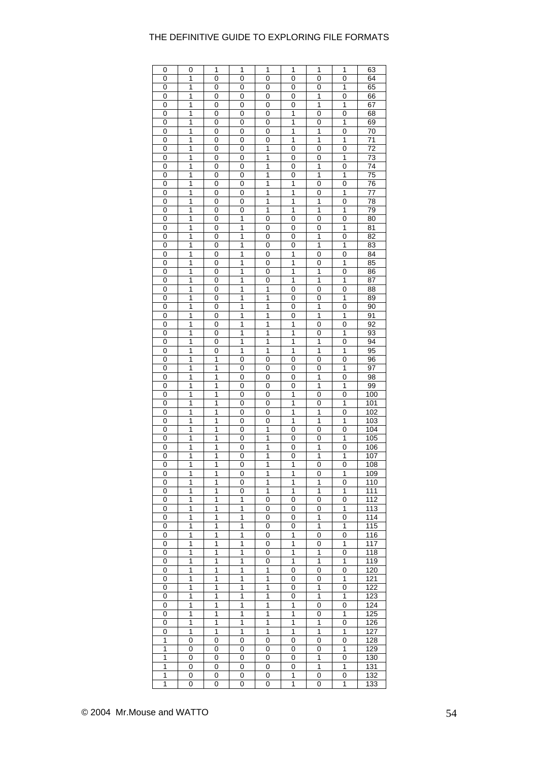| | | | | | | | | |
|---|---|---|---|---|---|---|---|---|
| 0 | 0 | 1 | 1 | 1 | 1 | 1 | 1 | 63 |
| 0 | 1 | 0 | 0 | 0 | 0 | 0 | 0 | 64 |
| 0 | 1 | 0 | 0 | 0 | 0 | 0 | 1 | 65 |
| 0 | 1 | 0 | 0 | 0 | 0 | 1 | 0 | 66 |
| 0 | 1 | 0 | 0 | 0 | 0 | 1 | 1 | 67 |
| 0 | 1 | 0 | 0 | 0 | 1 | 0 | 0 | 68 |
| 0 | 1 | 0 | 0 | 0 | 1 | 0 | 1 | 69 |
| 0 | 1 | 0 | 0 | 0 | 1 | 1 | 0 | 70 |
| 0 | 1 | 0 | 0 | 0 | 1 | 1 | 1 | 71 |
| 0 | 1 | 0 | 0 | 1 | 0 | 0 | 0 | 72 |
| 0 | 1 | 0 | 0 | 1 | 0 | 0 | 1 | 73 |
| 0 | 1 | 0 | 0 | 1 | 0 | 1 | 0 | 74 |
| 0 | 1 | 0 | 0 | 1 | 0 | 1 | 1 | 75 |
| 0 | 1 | 0 | 0 | 1 | 1 | 0 | 0 | 76 |
| 0 | 1 | 0 | 0 | 1 | 1 | 0 | 1 | 77 |
| 0 | 1 | 0 | 0 | 1 | 1 | 1 | 0 | 78 |
| 0 | 1 | 0 | 0 | 1 | 1 | 1 | 1 | 79 |
| 0 | 1 | 0 | 1 | 0 | 0 | 0 | 0 | 80 |
| 0 | 1 | 0 | 1 | 0 | 0 | 0 | 1 | 81 |
| 0 | 1 | 0 | 1 | 0 | 0 | 1 | 0 | 82 |
| 0 | 1 | 0 | 1 | 0 | 0 | 1 | 1 | 83 |
| 0 | 1 | 0 | 1 | 0 | 1 | 0 | 0 | 84 |
| 0 | 1 | 0 | 1 | 0 | 1 | 0 | 1 | 85 |
| 0 | 1 | 0 | 1 | 0 | 1 | 1 | 0 | 86 |
| 0 | 1 | 0 | 1 | 0 | 1 | 1 | 1 | 87 |
| 0 | 1 | 0 | 1 | 1 | 0 | 0 | 0 | 88 |
| 0 | 1 | 0 | 1 | 1 | 0 | 0 | 1 | 89 |
| 0 | 1 | 0 | 1 | 1 | 0 | 1 | 0 | 90 |
| 0 | 1 | 0 | 1 | 1 | 0 | 1 | 1 | 91 |
| 0 | 1 | 0 | 1 | 1 | 1 | 0 | 0 | 92 |
| 0 | 1 | 0 | 1 | 1 | 1 | 0 | 1 | 93 |
| 0 | 1 | 0 | 1 | 1 | 1 | 1 | 0 | 94 |
| 0 | 1 | 0 | 1 | 1 | 1 | 1 | 1 | 95 |
| 0 | 1 | 1 | 0 | 0 | 0 | 0 | 0 | 96 |
| 0 | 1 | 1 | 0 | 0 | 0 | 0 | 1 | 97 |
| 0 | 1 | 1 | 0 | 0 | 0 | 1 | 0 | 98 |
| 0 | 1 | 1 | 0 | 0 | 0 | 1 | 1 | 99 |
| 0 | 1 | 1 | 0 | 0 | 1 | 0 | 0 | 100 |
| 0 | 1 | 1 | 0 | 0 | 1 | 0 | 1 | 101 |
| 0 | 1 | 1 | 0 | 0 | 1 | 1 | 0 | 102 |
| 0 | 1 | 1 | 0 | 0 | 1 | 1 | 1 | 103 |
| 0 | 1 | 1 | 0 | 1 | 0 | 0 | 0 | 104 |
| 0 | 1 | 1 | 0 | 1 | 0 | 0 | 1 | 105 |
| 0 | 1 | 1 | 0 | 1 | 0 | 1 | 0 | 106 |
| 0 | 1 | 1 | 0 | 1 | 0 | 1 | 1 | 107 |
| 0 | 1 | 1 | 0 | 1 | 1 | 0 | 0 | 108 |
| 0 | 1 | 1 | 0 | 1 | 1 | 0 | 1 | 109 |
| 0 | 1 | 1 | 0 | 1 | 1 | 1 | 0 | 110 |
| 0 | 1 | 1 | 0 | 1 | 1 | 1 | 1 | 111 |
| 0 | 1 | 1 | 1 | 0 | 0 | 0 | 0 | 112 |
| 0 | 1 | 1 | 1 | 0 | 0 | 0 | 1 | 113 |
| 0 | 1 | 1 | 1 | 0 | 0 | 1 | 0 | 114 |
| 0 | 1 | 1 | 1 | 0 | 0 | 1 | 1 | 115 |
| 0 | 1 | 1 | 1 | 0 | 1 | 0 | 0 | 116 |
| 0 | 1 | 1 | 1 | 0 | 1 | 0 | 1 | 117 |
| 0 | 1 | 1 | 1 | 0 | 1 | 1 | 0 | 118 |
| 0 | 1 | 1 | 1 | 0 | 1 | 1 | 1 | 119 |
| 0 | 1 | 1 | 1 | 1 | 0 | 0 | 0 | 120 |
| 0 | 1 | 1 | 1 | 1 | 0 | 0 | 1 | 121 |
| 0 | 1 | 1 | 1 | 1 | 0 | 1 | 0 | 122 |
| 0 | 1 | 1 | 1 | 1 | 0 | 1 | 1 | 123 |
| 0 | 1 | 1 | 1 | 1 | 1 | 0 | 0 | 124 |
| 0 | 1 | 1 | 1 | 1 | 1 | 0 | 1 | 125 |
| 0 | 1 | 1 | 1 | 1 | 1 | 1 | 0 | 126 |
| 0 | 1 | 1 | 1 | 1 | 1 | 1 | 1 | 127 |
| 1 | 0 | 0 | 0 | 0 | 0 | 0 | 0 | 128 |
| 1 | 0 | 0 | 0 | 0 | 0 | 0 | 1 | 129 |
| 1 | 0 | 0 | 0 | 0 | 0 | 1 | 0 | 130 |
| 1 | 0 | 0 | 0 | 0 | 0 | 1 | 1 | 131 |
| 1 | 0 | 0 | 0 | 0 | 1 | 0 | 0 | 132 |
| 1 | 0 | 0 | 0 | 0 | 1 | 0 | 1 | 133 |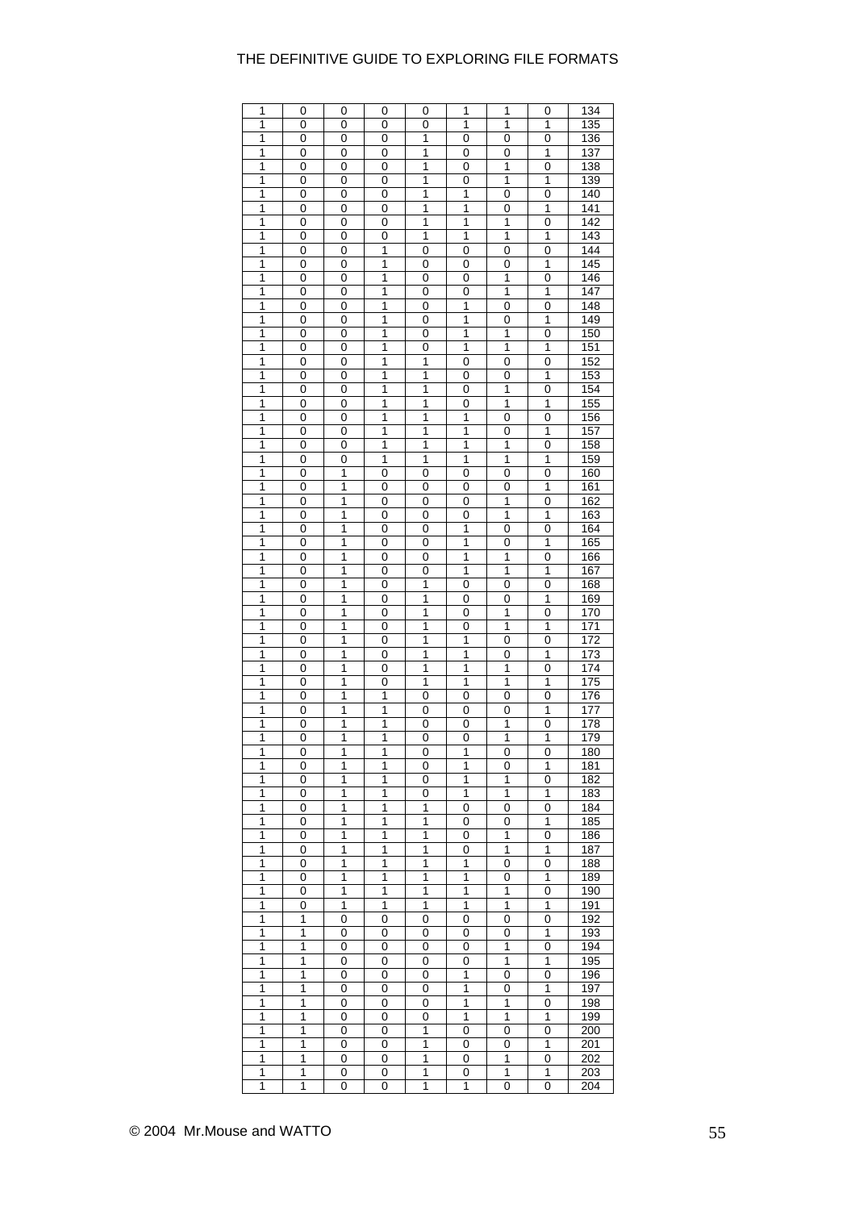| 1 | 0 | 0 | 0 | 0 | 1 | 1 | 0 | 134 |
|---|---|---|---|---|---|---|---|---|
| 1 | 0 | 0 | 0 | 0 | 1 | 1 | 1 | 135 |
| 1 | 0 | 0 | 0 | 1 | 0 | 0 | 0 | 136 |
| 1 | 0 | 0 | 0 | 1 | 0 | 0 | 1 | 137 |
| 1 | 0 | 0 | 0 | 1 | 0 | 1 | 0 | 138 |
| 1 | 0 | 0 | 0 | 1 | 0 | 1 | 1 | 139 |
| 1 | 0 | 0 | 0 | 1 | 1 | 0 | 0 | 140 |
| 1 | 0 | 0 | 0 | 1 | 1 | 0 | 1 | 141 |
| 1 | 0 | 0 | 0 | 1 | 1 | 1 | 0 | 142 |
| 1 | 0 | 0 | 0 | 1 | 1 | 1 | 1 | 143 |
| 1 | 0 | 0 | 1 | 0 | 0 | 0 | 0 | 144 |
| 1 | 0 | 0 | 1 | 0 | 0 | 0 | 1 | 145 |
| 1 | 0 | 0 | 1 | 0 | 0 | 1 | 0 | 146 |
| 1 | 0 | 0 | 1 | 0 | 0 | 1 | 1 | 147 |
| 1 | 0 | 0 | 1 | 0 | 1 | 0 | 0 | 148 |
| 1 | 0 | 0 | 1 | 0 | 1 | 0 | 1 | 149 |
| 1 | 0 | 0 | 1 | 0 | 1 | 1 | 0 | 150 |
| 1 | 0 | 0 | 1 | 0 | 1 | 1 | 1 | 151 |
| 1 | 0 | 0 | 1 | 1 | 0 | 0 | 0 | 152 |
| 1 | 0 | 0 | 1 | 1 | 0 | 0 | 1 | 153 |
| 1 | 0 | 0 | 1 | 1 | 0 | 1 | 0 | 154 |
| 1 | 0 | 0 | 1 | 1 | 0 | 1 | 1 | 155 |
| 1 | 0 | 0 | 1 | 1 | 1 | 0 | 0 | 156 |
| 1 | 0 | 0 | 1 | 1 | 1 | 0 | 1 | 157 |
| 1 | 0 | 0 | 1 | 1 | 1 | 1 | 0 | 158 |
| 1 | 0 | 0 | 1 | 1 | 1 | 1 | 1 | 159 |
| 1 | 0 | 1 | 0 | 0 | 0 | 0 | 0 | 160 |
| 1 | 0 | 1 | 0 | 0 | 0 | 0 | 1 | 161 |
| 1 | 0 | 1 | 0 | 0 | 0 | 1 | 0 | 162 |
| 1 | 0 | 1 | 0 | 0 | 0 | 1 | 1 | 163 |
| 1 | 0 | 1 | 0 | 0 | 1 | 0 | 0 | 164 |
| 1 | 0 | 1 | 0 | 0 | 1 | 0 | 1 | 165 |
| 1 | 0 | 1 | 0 | 0 | 1 | 1 | 0 | 166 |
| 1 | 0 | 1 | 0 | 0 | 1 | 1 | 1 | 167 |
| 1 | 0 | 1 | 0 | 1 | 0 | 0 | 0 | 168 |
| 1 | 0 | 1 | 0 | 1 | 0 | 0 | 1 | 169 |
| 1 | 0 | 1 | 0 | 1 | 0 | 1 | 0 | 170 |
| 1 | 0 | 1 | 0 | 1 | 0 | 1 | 1 | 171 |
| 1 | 0 | 1 | 0 | 1 | 1 | 0 | 0 | 172 |
| 1 | 0 | 1 | 0 | 1 | 1 | 0 | 1 | 173 |
| 1 | 0 | 1 | 0 | 1 | 1 | 1 | 0 | 174 |
| 1 | 0 | 1 | 0 | 1 | 1 | 1 | 1 | 175 |
| 1 | 0 | 1 | 1 | 0 | 0 | 0 | 0 | 176 |
| 1 | 0 | 1 | 1 | 0 | 0 | 0 | 1 | 177 |
| 1 | 0 | 1 | 1 | 0 | 0 | 1 | 0 | 178 |
| 1 | 0 | 1 | 1 | 0 | 0 | 1 | 1 | 179 |
| 1 | 0 | 1 | 1 | 0 | 1 | 0 | 0 | 180 |
| 1 | 0 | 1 | 1 | 0 | 1 | 0 | 1 | 181 |
| 1 | 0 | 1 | 1 | 0 | 1 | 1 | 0 | 182 |
| 1 | 0 | 1 | 1 | 0 | 1 | 1 | 1 | 183 |
| 1 | 0 | 1 | 1 | 1 | 0 | 0 | 0 | 184 |
| 1 | 0 | 1 | 1 | 1 | 0 | 0 | 1 | 185 |
| 1 | 0 | 1 | 1 | 1 | 0 | 1 | 0 | 186 |
| 1 | 0 | 1 | 1 | 1 | 0 | 1 | 1 | 187 |
| 1 | 0 | 1 | 1 | 1 | 1 | 0 | 0 | 188 |
| 1 | 0 | 1 | 1 | 1 | 1 | 0 | 1 | 189 |
| 1 | 0 | 1 | 1 | 1 | 1 | 1 | 0 | 190 |
| 1 | 0 | 1 | 1 | 1 | 1 | 1 | 1 | 191 |
| 1 | 1 | 0 | 0 | 0 | 0 | 0 | 0 | 192 |
| 1 | 1 | 0 | 0 | 0 | 0 | 0 | 1 | 193 |
| 1 | 1 | 0 | 0 | 0 | 0 | 1 | 0 | 194 |
| 1 | 1 | 0 | 0 | 0 | 0 | 1 | 1 | 195 |
| 1 | 1 | 0 | 0 | 0 | 1 | 0 | 0 | 196 |
| 1 | 1 | 0 | 0 | 0 | 1 | 0 | 1 | 197 |
| 1 | 1 | 0 | 0 | 0 | 1 | 1 | 0 | 198 |
| 1 | 1 | 0 | 0 | 0 | 1 | 1 | 1 | 199 |
| 1 | 1 | 0 | 0 | 1 | 0 | 0 | 0 | 200 |
| 1 | 1 | 0 | 0 | 1 | 0 | 0 | 1 | 201 |
| 1 | 1 | 0 | 0 | 1 | 0 | 1 | 0 | 202 |
| 1 | 1 | 0 | 0 | 1 | 0 | 1 | 1 | 203 |
| 1 | 1 | 0 | 0 | 1 | 1 | 0 | 0 | 204 |

© 2004 Mr.Mouse and WATTO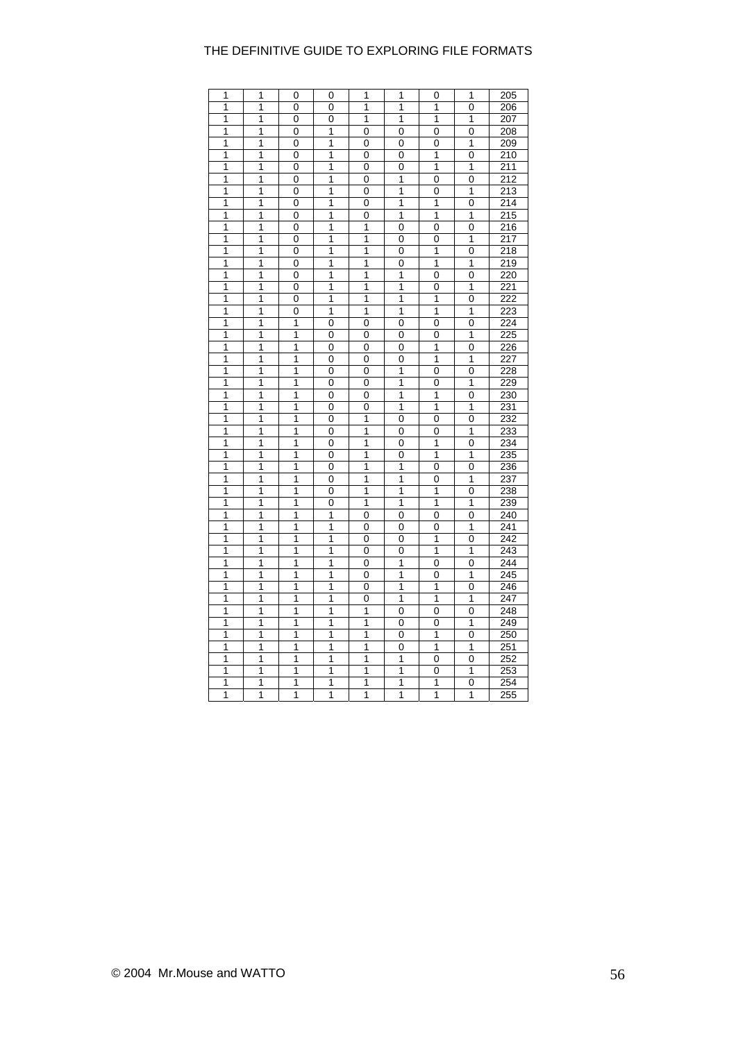| 1 | 1 | 0 | 0 | 1 | 1 | 0 | 1 | 205 |
|---|---|---|---|---|---|---|---|---|
| 1 | 1 | 0 | 0 | 1 | 1 | 1 | 0 | 206 |
| 1 | 1 | 0 | 0 | 1 | 1 | 1 | 1 | 207 |
| 1 | 1 | 0 | 1 | 0 | 0 | 0 | 0 | 208 |
| 1 | 1 | 0 | 1 | 0 | 0 | 0 | 1 | 209 |
| 1 | 1 | 0 | 1 | 0 | 0 | 1 | 0 | 210 |
| 1 | 1 | 0 | 1 | 0 | 0 | 1 | 1 | 211 |
| 1 | 1 | 0 | 1 | 0 | 1 | 0 | 0 | 212 |
| 1 | 1 | 0 | 1 | 0 | 1 | 0 | 1 | 213 |
| 1 | 1 | 0 | 1 | 0 | 1 | 1 | 0 | 214 |
| 1 | 1 | 0 | 1 | 0 | 1 | 1 | 1 | 215 |
| 1 | 1 | 0 | 1 | 1 | 0 | 0 | 0 | 216 |
| 1 | 1 | 0 | 1 | 1 | 0 | 0 | 1 | 217 |
| 1 | 1 | 0 | 1 | 1 | 0 | 1 | 0 | 218 |
| 1 | 1 | 0 | 1 | 1 | 0 | 1 | 1 | 219 |
| 1 | 1 | 0 | 1 | 1 | 1 | 0 | 0 | 220 |
| 1 | 1 | 0 | 1 | 1 | 1 | 0 | 1 | 221 |
| 1 | 1 | 0 | 1 | 1 | 1 | 1 | 0 | 222 |
| 1 | 1 | 0 | 1 | 1 | 1 | 1 | 1 | 223 |
| 1 | 1 | 1 | 0 | 0 | 0 | 0 | 0 | 224 |
| 1 | 1 | 1 | 0 | 0 | 0 | 0 | 1 | 225 |
| 1 | 1 | 1 | 0 | 0 | 0 | 1 | 0 | 226 |
| 1 | 1 | 1 | 0 | 0 | 0 | 1 | 1 | 227 |
| 1 | 1 | 1 | 0 | 0 | 1 | 0 | 0 | 228 |
| 1 | 1 | 1 | 0 | 0 | 1 | 0 | 1 | 229 |
| 1 | 1 | 1 | 0 | 0 | 1 | 1 | 0 | 230 |
| 1 | 1 | 1 | 0 | 0 | 1 | 1 | 1 | 231 |
| 1 | 1 | 1 | 0 | 1 | 0 | 0 | 0 | 232 |
| 1 | 1 | 1 | 0 | 1 | 0 | 0 | 1 | 233 |
| 1 | 1 | 1 | 0 | 1 | 0 | 1 | 0 | 234 |
| 1 | 1 | 1 | 0 | 1 | 0 | 1 | 1 | 235 |
| 1 | 1 | 1 | 0 | 1 | 1 | 0 | 0 | 236 |
| 1 | 1 | 1 | 0 | 1 | 1 | 0 | 1 | 237 |
| 1 | 1 | 1 | 0 | 1 | 1 | 1 | 0 | 238 |
| 1 | 1 | 1 | 0 | 1 | 1 | 1 | 1 | 239 |
| 1 | 1 | 1 | 1 | 0 | 0 | 0 | 0 | 240 |
| 1 | 1 | 1 | 1 | 0 | 0 | 0 | 1 | 241 |
| 1 | 1 | 1 | 1 | 0 | 0 | 1 | 0 | 242 |
| 1 | 1 | 1 | 1 | 0 | 0 | 1 | 1 | 243 |
| 1 | 1 | 1 | 1 | 0 | 1 | 0 | 0 | 244 |
| 1 | 1 | 1 | 1 | 0 | 1 | 0 | 1 | 245 |
| 1 | 1 | 1 | 1 | 0 | 1 | 1 | 0 | 246 |
| 1 | 1 | 1 | 1 | 0 | 1 | 1 | 1 | 247 |
| 1 | 1 | 1 | 1 | 1 | 0 | 0 | 0 | 248 |
| 1 | 1 | 1 | 1 | 1 | 0 | 0 | 1 | 249 |
| 1 | 1 | 1 | 1 | 1 | 0 | 1 | 0 | 250 |
| 1 | 1 | 1 | 1 | 1 | 0 | 1 | 1 | 251 |
| 1 | 1 | 1 | 1 | 1 | 1 | 0 | 0 | 252 |
| 1 | 1 | 1 | 1 | 1 | 1 | 0 | 1 | 253 |
| 1 | 1 | 1 | 1 | 1 | 1 | 1 | 0 | 254 |
| 1 | 1 | 1 | 1 | 1 | 1 | 1 | 1 | 255 |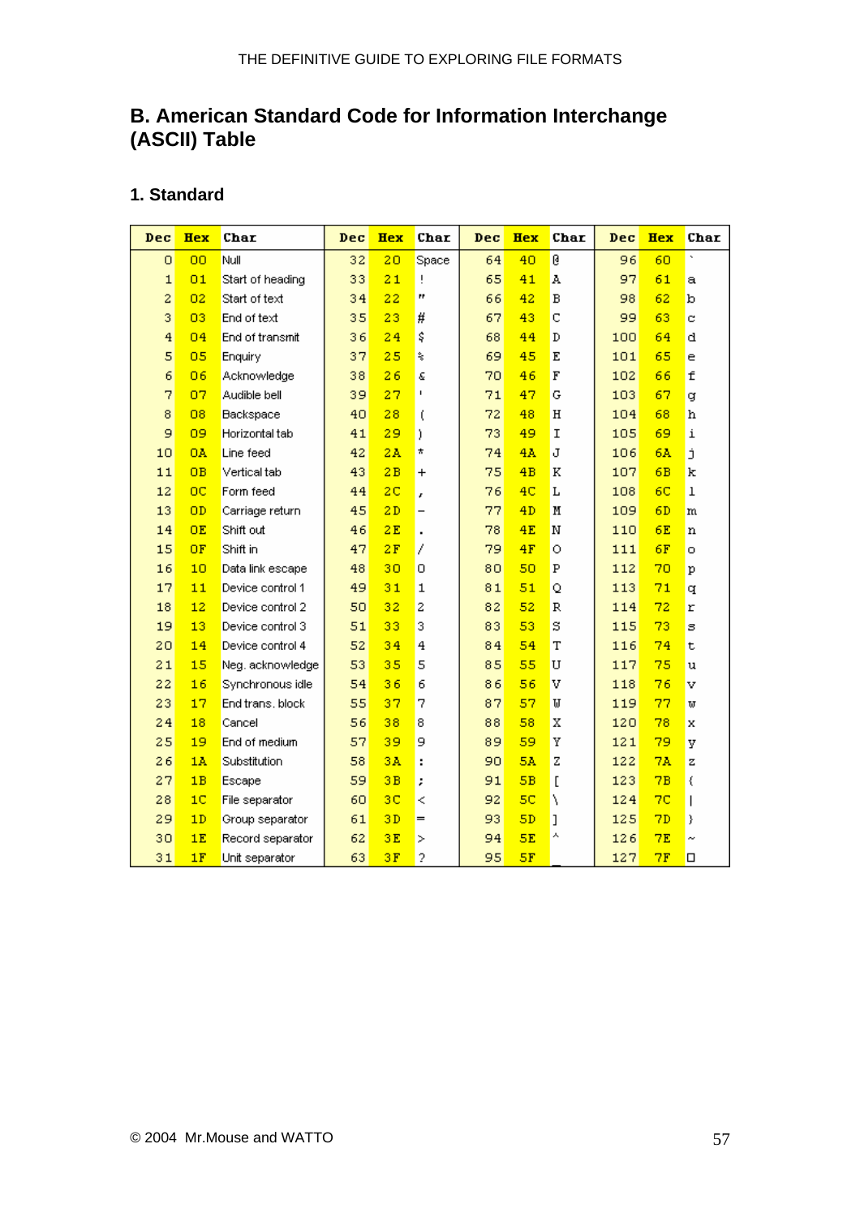## B. American Standard Code for Information Interchange (ASCII) Table

### 1. Standard

| Dec | Hex | Char | Dec | Hex | Char | Dec | Hex | Char | Dec | Hex | Char |
|---|---|---|---|---|---|---|---|---|---|---|---|
| 0 | 00 | Null | 32 | 20 | Space | 64 | 40 | @ | 96 | 60 | ` |
| 1 | 01 | Start of heading | 33 | 21 | ! | 65 | 41 | A | 97 | 61 | a |
| 2 | 02 | Start of text | 34 | 22 | " | 66 | 42 | B | 98 | 62 | b |
| 3 | 03 | End of text | 35 | 23 | # | 67 | 43 | C | 99 | 63 | c |
| 4 | 04 | End of transmit | 36 | 24 | $ | 68 | 44 | D | 100 | 64 | d |
| 5 | 05 | Enquiry | 37 | 25 | % | 69 | 45 | E | 101 | 65 | e |
| 6 | 06 | Acknowledge | 38 | 26 | & | 70 | 46 | F | 102 | 66 | f |
| 7 | 07 | Audible bell | 39 | 27 | ' | 71 | 47 | G | 103 | 67 | g |
| 8 | 08 | Backspace | 40 | 28 | ( | 72 | 48 | H | 104 | 68 | h |
| 9 | 09 | Horizontal tab | 41 | 29 | ) | 73 | 49 | I | 105 | 69 | i |
| 10 | 0A | Line feed | 42 | 2A | * | 74 | 4A | J | 106 | 6A | j |
| 11 | 0B | Vertical tab | 43 | 2B | + | 75 | 4B | K | 107 | 6B | k |
| 12 | 0C | Form feed | 44 | 2C | , | 76 | 4C | L | 108 | 6C | l |
| 13 | 0D | Carriage return | 45 | 2D | - | 77 | 4D | M | 109 | 6D | m |
| 14 | 0E | Shift out | 46 | 2E | . | 78 | 4E | N | 110 | 6E | n |
| 15 | 0F | Shift in | 47 | 2F | / | 79 | 4F | O | 111 | 6F | o |
| 16 | 10 | Data link escape | 48 | 30 | 0 | 80 | 50 | P | 112 | 70 | p |
| 17 | 11 | Device control 1 | 49 | 31 | 1 | 81 | 51 | Q | 113 | 71 | q |
| 18 | 12 | Device control 2 | 50 | 32 | 2 | 82 | 52 | R | 114 | 72 | r |
| 19 | 13 | Device control 3 | 51 | 33 | 3 | 83 | 53 | S | 115 | 73 | s |
| 20 | 14 | Device control 4 | 52 | 34 | 4 | 84 | 54 | T | 116 | 74 | t |
| 21 | 15 | Neg. acknowledge | 53 | 35 | 5 | 85 | 55 | U | 117 | 75 | u |
| 22 | 16 | Synchronous idle | 54 | 36 | 6 | 86 | 56 | V | 118 | 76 | v |
| 23 | 17 | End trans. block | 55 | 37 | 7 | 87 | 57 | W | 119 | 77 | w |
| 24 | 18 | Cancel | 56 | 38 | 8 | 88 | 58 | X | 120 | 78 | x |
| 25 | 19 | End of medium | 57 | 39 | 9 | 89 | 59 | Y | 121 | 79 | y |
| 26 | 1A | Substitution | 58 | 3A | : | 90 | 5A | Z | 122 | 7A | z |
| 27 | 1B | Escape | 59 | 3B | ; | 91 | 5B | [ | 123 | 7B | { |
| 28 | 1C | File separator | 60 | 3C | < | 92 | 5C | \ | 124 | 7C | \| |
| 29 | 1D | Group separator | 61 | 3D | = | 93 | 5D | ] | 125 | 7D | } |
| 30 | 1E | Record separator | 62 | 3E | > | 94 | 5E | ^ | 126 | 7E | ~ |
| 31 | 1F | Unit separator | 63 | 3F | ? | 95 | 5F | _ | 127 | 7F | □ |

© 2004 Mr.Mouse and WATTO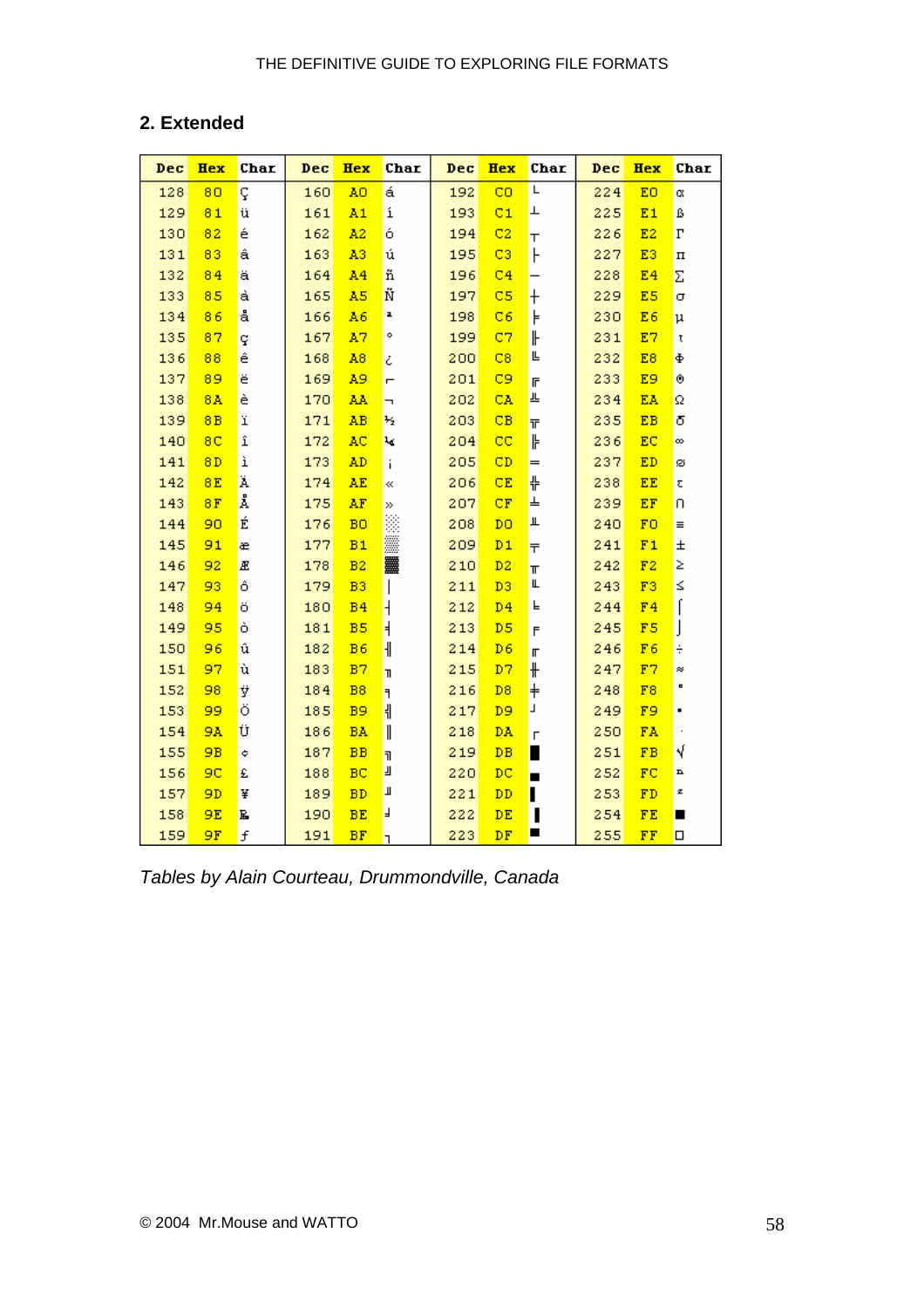## 2. Extended

| Dec | Hex | Char | Dec | Hex | Char | Dec | Hex | Char | Dec | Hex | Char |
|---|---|---|---|---|---|---|---|---|---|---|---|
| 128 | 80 | Ç | 160 | A0 | á | 192 | C0 | └ | 224 | E0 | α |
| 129 | 81 | ü | 161 | A1 | í | 193 | C1 | ┴ | 225 | E1 | ß |
| 130 | 82 | é | 162 | A2 | ó | 194 | C2 | ┬ | 226 | E2 | Γ |
| 131 | 83 | â | 163 | A3 | ú | 195 | C3 | ├ | 227 | E3 | π |
| 132 | 84 | ä | 164 | A4 | ñ | 196 | C4 | ─ | 228 | E4 | Σ |
| 133 | 85 | à | 165 | A5 | Ñ | 197 | C5 | ┼ | 229 | E5 | σ |
| 134 | 86 | å | 166 | A6 | ª | 198 | C6 | ╞ | 230 | E6 | µ |
| 135 | 87 | ç | 167 | A7 | º | 199 | C7 | ╟ | 231 | E7 | τ |
| 136 | 88 | ê | 168 | A8 | ¿ | 200 | C8 | ╚ | 232 | E8 | Φ |
| 137 | 89 | ë | 169 | A9 | ⌐ | 201 | C9 | ╔ | 233 | E9 | Θ |
| 138 | 8A | è | 170 | AA | ¬ | 202 | CA | ╩ | 234 | EA | Ω |
| 139 | 8B | ï | 171 | AB | ½ | 203 | CB | ╦ | 235 | EB | δ |
| 140 | 8C | î | 172 | AC | ¼ | 204 | CC | ╠ | 236 | EC | ∞ |
| 141 | 8D | ì | 173 | AD | ¡ | 205 | CD | ═ | 237 | ED | φ |
| 142 | 8E | Ä | 174 | AE | « | 206 | CE | ╬ | 238 | EE | ε |
| 143 | 8F | Å | 175 | AF | » | 207 | CF | ╧ | 239 | EF | ∩ |
| 144 | 90 | É | 176 | B0 | ░ | 208 | D0 | ╨ | 240 | F0 | ≡ |
| 145 | 91 | æ | 177 | B1 | ▒ | 209 | D1 | ╤ | 241 | F1 | ± |
| 146 | 92 | Æ | 178 | B2 | ▓ | 210 | D2 | ╥ | 242 | F2 | ≥ |
| 147 | 93 | ô | 179 | B3 | │ | 211 | D3 | ╙ | 243 | F3 | ≤ |
| 148 | 94 | ö | 180 | B4 | ┤ | 212 | D4 | ╘ | 244 | F4 | ⌠ |
| 149 | 95 | ò | 181 | B5 | ╡ | 213 | D5 | ╒ | 245 | F5 | ⌡ |
| 150 | 96 | û | 182 | B6 | ╢ | 214 | D6 | ╓ | 246 | F6 | ÷ |
| 151 | 97 | ù | 183 | B7 | ╖ | 215 | D7 | ╫ | 247 | F7 | ≈ |
| 152 | 98 | ÿ | 184 | B8 | ╕ | 216 | D8 | ╪ | 248 | F8 | ° |
| 153 | 99 | Ö | 185 | B9 | ╣ | 217 | D9 | ┘ | 249 | F9 | ∙ |
| 154 | 9A | Ü | 186 | BA | ║ | 218 | DA | ┌ | 250 | FA | · |
| 155 | 9B | ¢ | 187 | BB | ╗ | 219 | DB | █ | 251 | FB | √ |
| 156 | 9C | £ | 188 | BC | ╝ | 220 | DC | ▄ | 252 | FC | ⁿ |
| 157 | 9D | ¥ | 189 | BD | ╜ | 221 | DD | ▌ | 253 | FD | ² |
| 158 | 9E | ₧ | 190 | BE | ╛ | 222 | DE | ▐ | 254 | FE | ■ |
| 159 | 9F | ƒ | 191 | BF | ┐ | 223 | DF | ▀ | 255 | FF | □ |

*Tables by Alain Courteau, Drummondville, Canada*

© 2004 Mr.Mouse and WATTO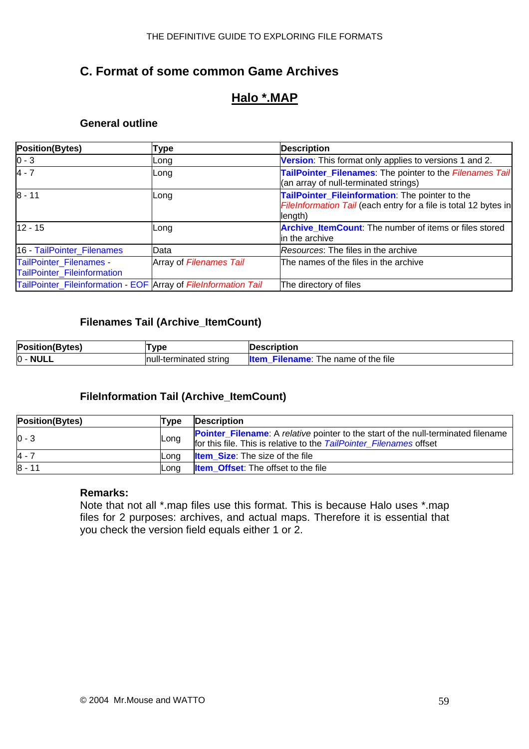## C. Format of some common Game Archives

### Halo *.MAP

#### General outline

| Position(Bytes) | Type | Description |
|---|---|---|
| 0 - 3 | Long | **Version**: This format only applies to versions 1 and 2. |
| 4 - 7 | Long | **TailPointer_Filenames**: The pointer to the *Filenames Tail* (an array of null-terminated strings) |
| 8 - 11 | Long | **TailPointer_Fileinformation**: The pointer to the *FileInformation Tail* (each entry for a file is total 12 bytes in length) |
| 12 - 15 | Long | **Archive_ItemCount**: The number of items or files stored in the archive |
| 16 - TailPointer_Filenames | Data | *Resources*: The files in the archive |
| TailPointer_Filenames - TailPointer_Fileinformation | Array of *Filenames Tail* | The names of the files in the archive |
| TailPointer_Fileinformation - EOF | Array of *FileInformation Tail* | The directory of files |

#### Filenames Tail (Archive_ItemCount)

| Position(Bytes) | Type | Description |
|---|---|---|
| 0 - **NULL** | null-terminated string | **Item_Filename**: The name of the file |

#### FileInformation Tail (Archive_ItemCount)

| Position(Bytes) | Type | Description |
|---|---|---|
| 0 - 3 | Long | **Pointer_Filename**: A *relative* pointer to the start of the null-terminated filename for this file. This is relative to the *TailPointer_Filenames* offset |
| 4 - 7 | Long | **Item_Size**: The size of the file |
| 8 - 11 | Long | **Item_Offset**: The offset to the file |

**Remarks:**
Note that not all *.map files use this format. This is because Halo uses *.map files for 2 purposes: archives, and actual maps. Therefore it is essential that you check the version field equals either 1 or 2.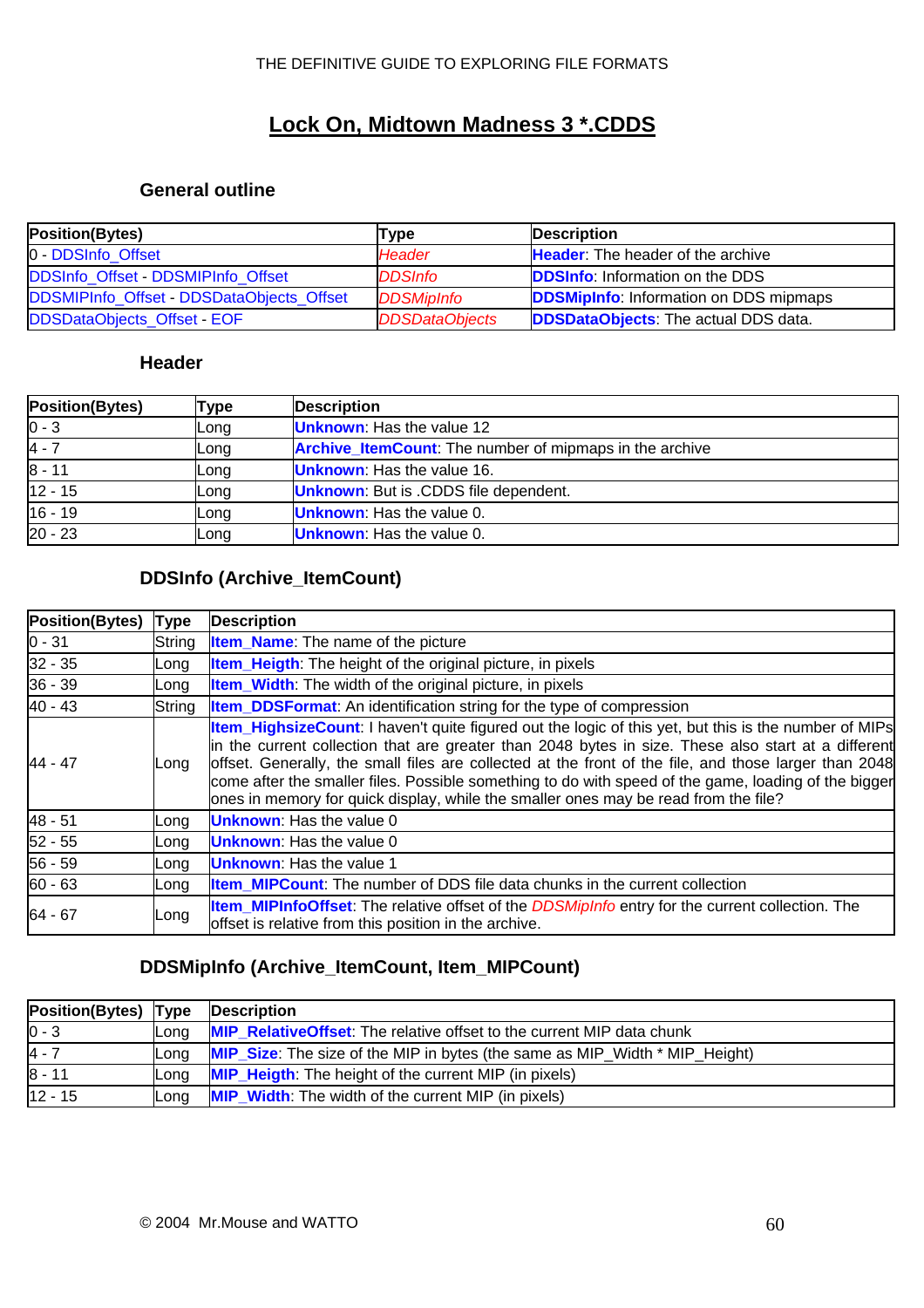# Lock On, Midtown Madness 3 *.CDDS

### General outline

| Position(Bytes) | Type | Description |
|---|---|---|
| 0 - DDSInfo_Offset | *Header* | **Header**: The header of the archive |
| DDSInfo_Offset - DDSMIPInfo_Offset | *DDSInfo* | **DDSInfo**: Information on the DDS |
| DDSMIPInfo_Offset - DDSDataObjects_Offset | *DDSMipInfo* | **DDSMipInfo**: Information on DDS mipmaps |
| DDSDataObjects_Offset - EOF | *DDSDataObjects* | **DDSDataObjects**: The actual DDS data. |

### Header

| Position(Bytes) | Type | Description |
|---|---|---|
| 0 - 3 | Long | **Unknown**: Has the value 12 |
| 4 - 7 | Long | **Archive_ItemCount**: The number of mipmaps in the archive |
| 8 - 11 | Long | **Unknown**: Has the value 16. |
| 12 - 15 | Long | **Unknown**: But is .CDDS file dependent. |
| 16 - 19 | Long | **Unknown**: Has the value 0. |
| 20 - 23 | Long | **Unknown**: Has the value 0. |

### DDSInfo (Archive_ItemCount)

| Position(Bytes) | Type | Description |
|---|---|---|
| 0 - 31 | String | **Item_Name**: The name of the picture |
| 32 - 35 | Long | **Item_Heigth**: The height of the original picture, in pixels |
| 36 - 39 | Long | **Item_Width**: The width of the original picture, in pixels |
| 40 - 43 | String | **Item_DDSFormat**: An identification string for the type of compression |
| 44 - 47 | Long | **Item_HighsizeCount**: I haven't quite figured out the logic of this yet, but this is the number of MIPs in the current collection that are greater than 2048 bytes in size. These also start at a different offset. Generally, the small files are collected at the front of the file, and those larger than 2048 come after the smaller files. Possible something to do with speed of the game, loading of the bigger ones in memory for quick display, while the smaller ones may be read from the file? |
| 48 - 51 | Long | **Unknown**: Has the value 0 |
| 52 - 55 | Long | **Unknown**: Has the value 0 |
| 56 - 59 | Long | **Unknown**: Has the value 1 |
| 60 - 63 | Long | **Item_MIPCount**: The number of DDS file data chunks in the current collection |
| 64 - 67 | Long | **Item_MIPInfoOffset**: The relative offset of the *DDSMipInfo* entry for the current collection. The offset is relative from this position in the archive. |

### DDSMipInfo (Archive_ItemCount, Item_MIPCount)

| Position(Bytes) | Type | Description |
|---|---|---|
| 0 - 3 | Long | **MIP_RelativeOffset**: The relative offset to the current MIP data chunk |
| 4 - 7 | Long | **MIP_Size**: The size of the MIP in bytes (the same as MIP_Width * MIP_Height) |
| 8 - 11 | Long | **MIP_Heigth**: The height of the current MIP (in pixels) |
| 12 - 15 | Long | **MIP_Width**: The width of the current MIP (in pixels) |

© 2004 Mr.Mouse and WATTO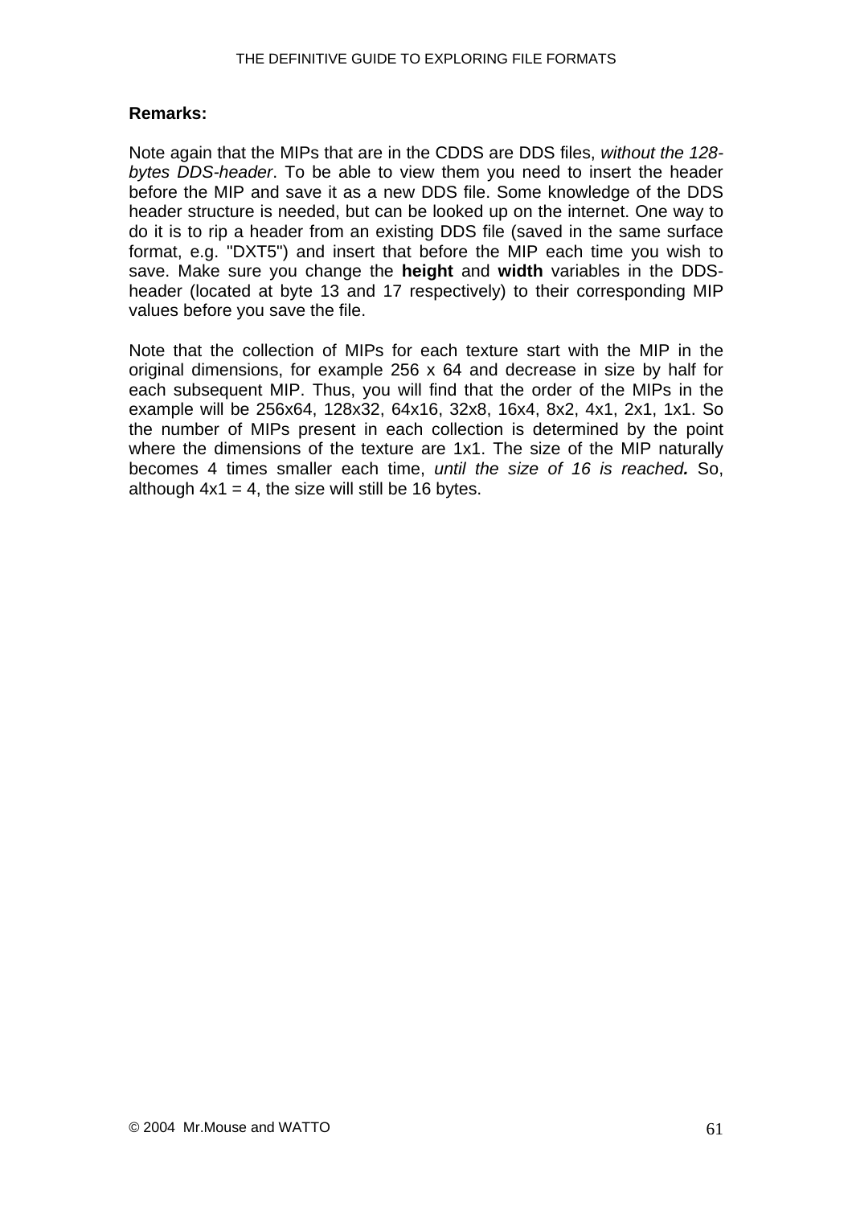**Remarks:**

Note again that the MIPs that are in the CDDS are DDS files, *without the 128-bytes DDS-header*. To be able to view them you need to insert the header before the MIP and save it as a new DDS file. Some knowledge of the DDS header structure is needed, but can be looked up on the internet. One way to do it is to rip a header from an existing DDS file (saved in the same surface format, e.g. "DXT5") and insert that before the MIP each time you wish to save. Make sure you change the **height** and **width** variables in the DDS-header (located at byte 13 and 17 respectively) to their corresponding MIP values before you save the file.

Note that the collection of MIPs for each texture start with the MIP in the original dimensions, for example 256 x 64 and decrease in size by half for each subsequent MIP. Thus, you will find that the order of the MIPs in the example will be 256x64, 128x32, 64x16, 32x8, 16x4, 8x2, 4x1, 2x1, 1x1. So the number of MIPs present in each collection is determined by the point where the dimensions of the texture are 1x1. The size of the MIP naturally becomes 4 times smaller each time, *until the size of 16 is reached.* So, although 4x1 = 4, the size will still be 16 bytes.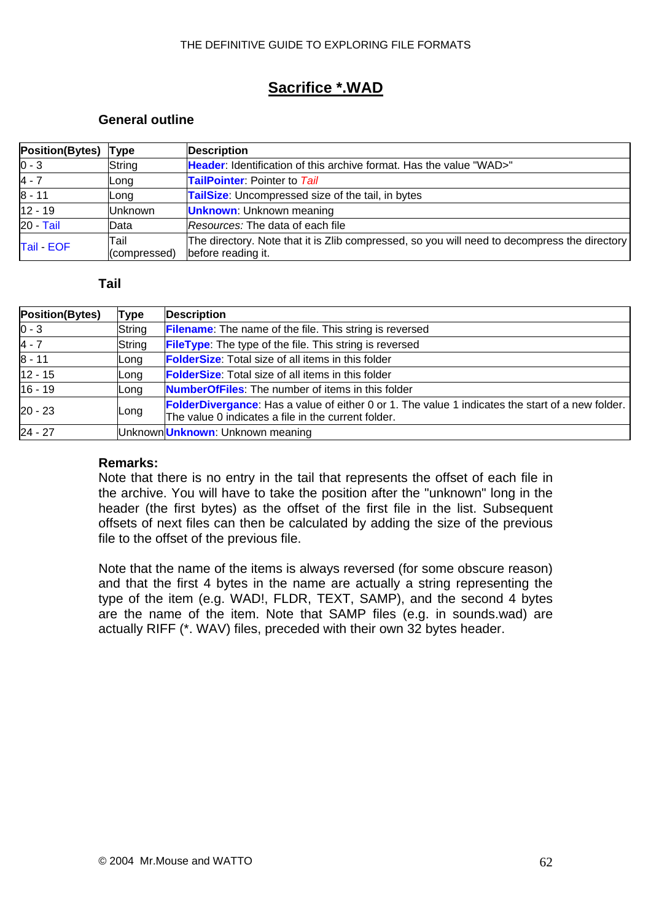# Sacrifice *.WAD

### General outline

| Position(Bytes) | Type | Description |
|---|---|---|
| 0 - 3 | String | **Header**: Identification of this archive format. Has the value "WAD>" |
| 4 - 7 | Long | **TailPointer**: Pointer to *Tail* |
| 8 - 11 | Long | **TailSize**: Uncompressed size of the tail, in bytes |
| 12 - 19 | Unknown | **Unknown**: Unknown meaning |
| 20 - Tail | Data | *Resources:* The data of each file |
| Tail - EOF | Tail (compressed) | The directory. Note that it is Zlib compressed, so you will need to decompress the directory before reading it. |

### Tail

| Position(Bytes) | Type | Description |
|---|---|---|
| 0 - 3 | String | **Filename**: The name of the file. This string is reversed |
| 4 - 7 | String | **FileType**: The type of the file. This string is reversed |
| 8 - 11 | Long | **FolderSize**: Total size of all items in this folder |
| 12 - 15 | Long | **FolderSize**: Total size of all items in this folder |
| 16 - 19 | Long | **NumberOfFiles**: The number of items in this folder |
| 20 - 23 | Long | **FolderDivergance**: Has a value of either 0 or 1. The value 1 indicates the start of a new folder. The value 0 indicates a file in the current folder. |
| 24 - 27 | Unknown | **Unknown**: Unknown meaning |

**Remarks:**
Note that there is no entry in the tail that represents the offset of each file in the archive. You will have to take the position after the "unknown" long in the header (the first bytes) as the offset of the first file in the list. Subsequent offsets of next files can then be calculated by adding the size of the previous file to the offset of the previous file.

Note that the name of the items is always reversed (for some obscure reason) and that the first 4 bytes in the name are actually a string representing the type of the item (e.g. WAD!, FLDR, TEXT, SAMP), and the second 4 bytes are the name of the item. Note that SAMP files (e.g. in sounds.wad) are actually RIFF (*. WAV) files, preceded with their own 32 bytes header.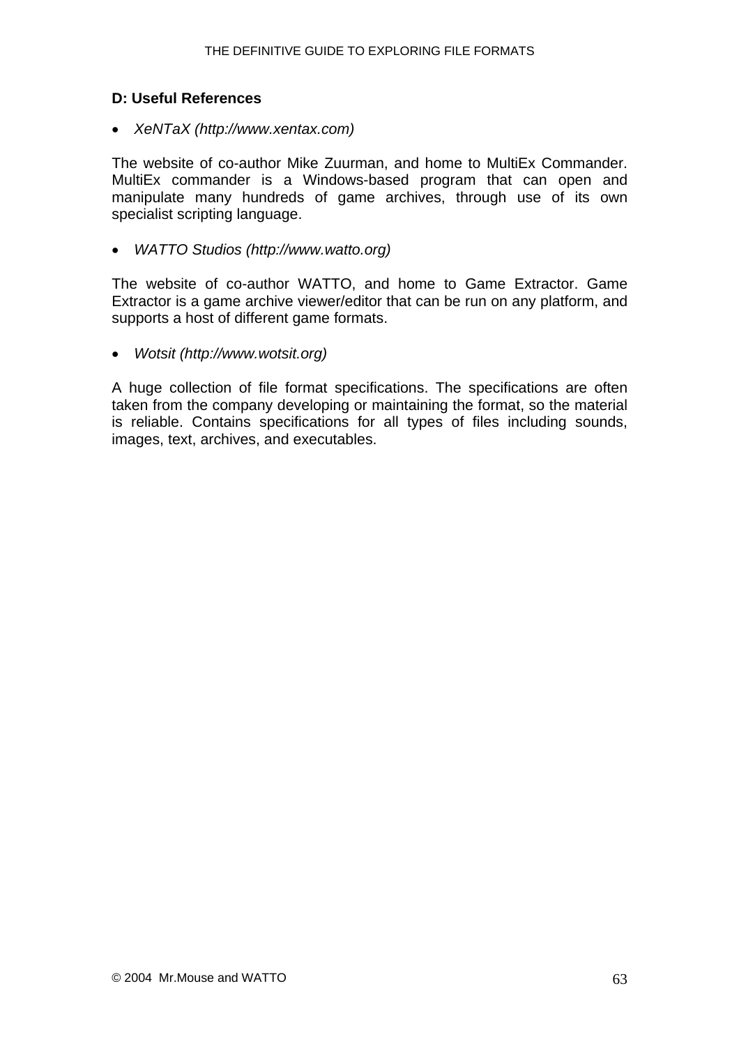## D: Useful References

- *XeNTaX (http://www.xentax.com)*

The website of co-author Mike Zuurman, and home to MultiEx Commander. MultiEx commander is a Windows-based program that can open and manipulate many hundreds of game archives, through use of its own specialist scripting language.

- *WATTO Studios (http://www.watto.org)*

The website of co-author WATTO, and home to Game Extractor. Game Extractor is a game archive viewer/editor that can be run on any platform, and supports a host of different game formats.

- *Wotsit (http://www.wotsit.org)*

A huge collection of file format specifications. The specifications are often taken from the company developing or maintaining the format, so the material is reliable. Contains specifications for all types of files including sounds, images, text, archives, and executables.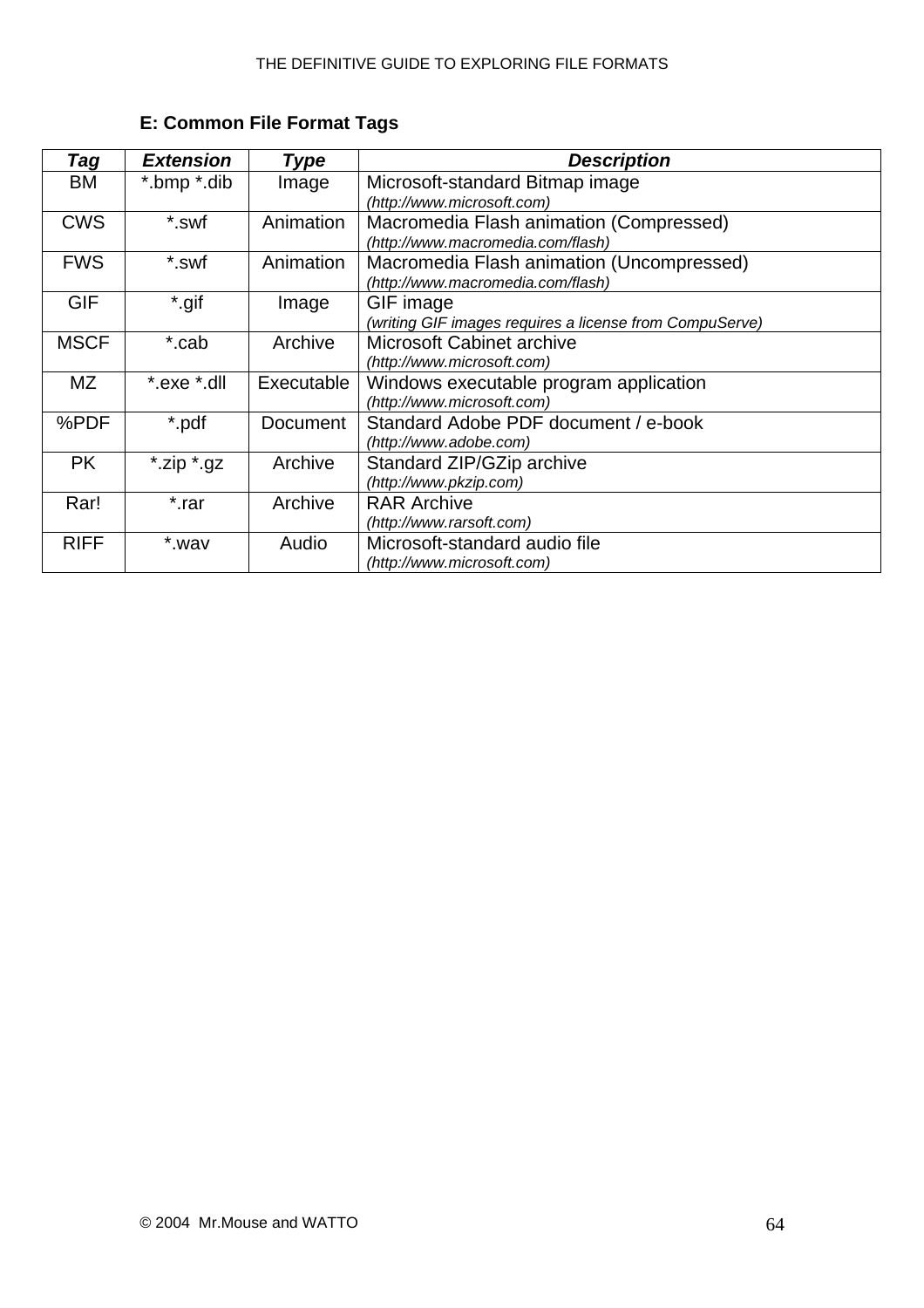## E: Common File Format Tags

| ***Tag*** | ***Extension*** | ***Type*** | ***Description*** |
|---|---|---|---|
| BM | *.bmp *.dib | Image | Microsoft-standard Bitmap image<br>*(http://www.microsoft.com)* |
| CWS | *.swf | Animation | Macromedia Flash animation (Compressed)<br>*(http://www.macromedia.com/flash)* |
| FWS | *.swf | Animation | Macromedia Flash animation (Uncompressed)<br>*(http://www.macromedia.com/flash)* |
| GIF | *.gif | Image | GIF image<br>*(writing GIF images requires a license from CompuServe)* |
| MSCF | *.cab | Archive | Microsoft Cabinet archive<br>*(http://www.microsoft.com)* |
| MZ | *.exe *.dll | Executable | Windows executable program application<br>*(http://www.microsoft.com)* |
| %PDF | *.pdf | Document | Standard Adobe PDF document / e-book<br>*(http://www.adobe.com)* |
| PK | *.zip *.gz | Archive | Standard ZIP/GZip archive<br>*(http://www.pkzip.com)* |
| Rar! | *.rar | Archive | RAR Archive<br>*(http://www.rarsoft.com)* |
| RIFF | *.wav | Audio | Microsoft-standard audio file<br>*(http://www.microsoft.com)* |

© 2004 Mr.Mouse and WATTO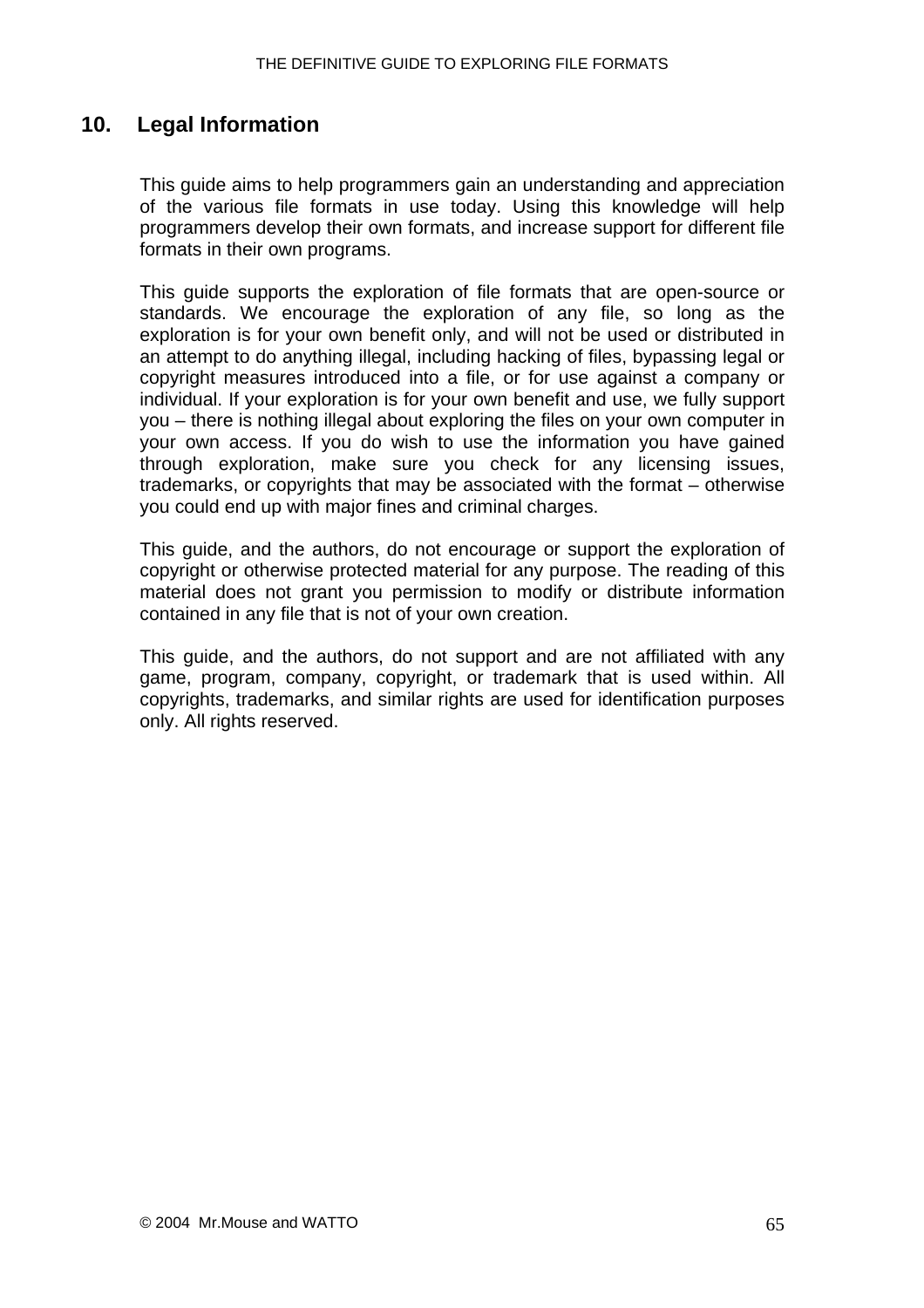## 10. Legal Information

This guide aims to help programmers gain an understanding and appreciation of the various file formats in use today. Using this knowledge will help programmers develop their own formats, and increase support for different file formats in their own programs.

This guide supports the exploration of file formats that are open-source or standards. We encourage the exploration of any file, so long as the exploration is for your own benefit only, and will not be used or distributed in an attempt to do anything illegal, including hacking of files, bypassing legal or copyright measures introduced into a file, or for use against a company or individual. If your exploration is for your own benefit and use, we fully support you – there is nothing illegal about exploring the files on your own computer in your own access. If you do wish to use the information you have gained through exploration, make sure you check for any licensing issues, trademarks, or copyrights that may be associated with the format – otherwise you could end up with major fines and criminal charges.

This guide, and the authors, do not encourage or support the exploration of copyright or otherwise protected material for any purpose. The reading of this material does not grant you permission to modify or distribute information contained in any file that is not of your own creation.

This guide, and the authors, do not support and are not affiliated with any game, program, company, copyright, or trademark that is used within. All copyrights, trademarks, and similar rights are used for identification purposes only. All rights reserved.